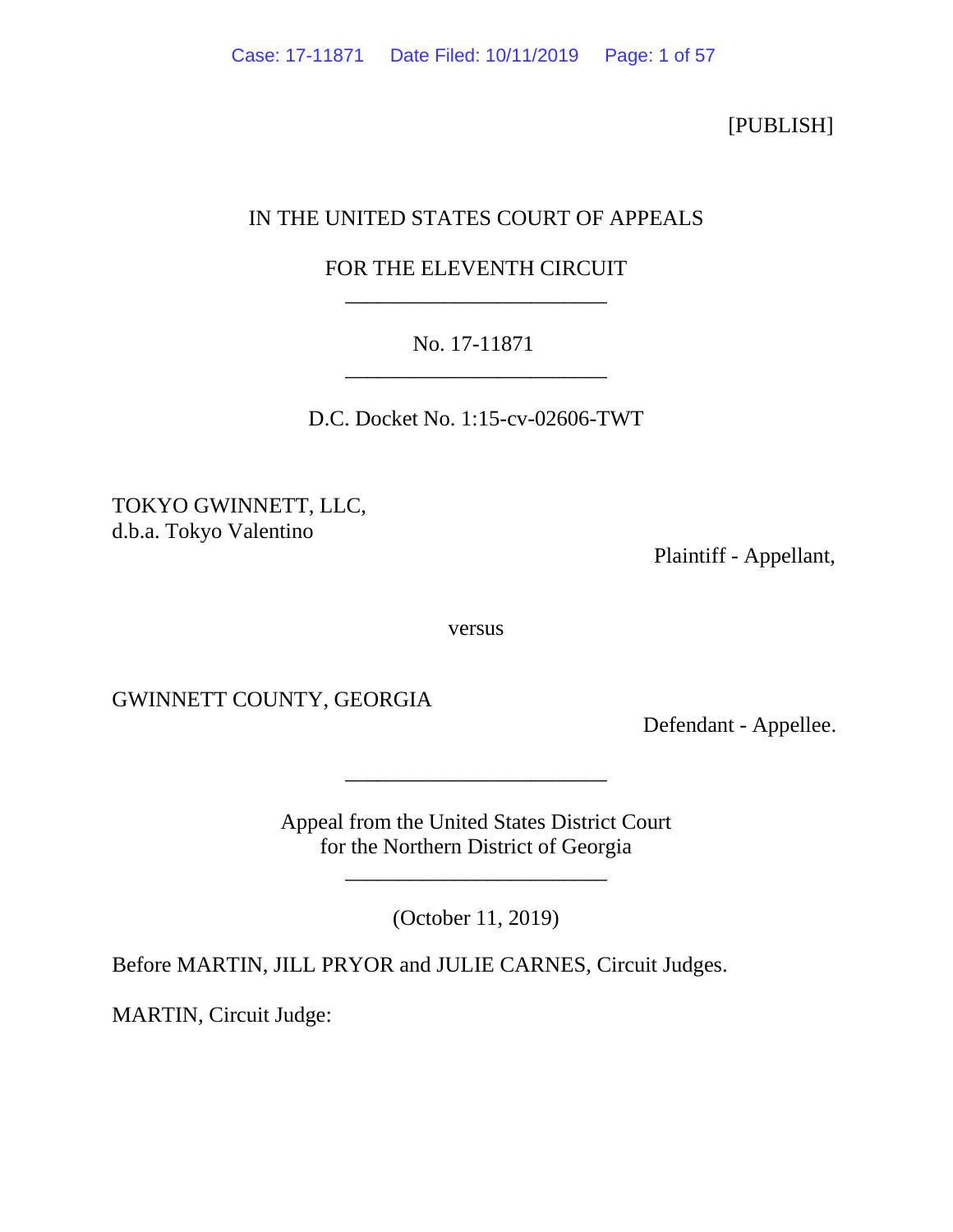[PUBLISH]

IN THE UNITED STATES COURT OF APPEALS

FOR THE ELEVENTH CIRCUIT

________________________

No. 17-11871

________________________

D.C. Docket No. 1:15-cv-02606-TWT

TOKYO GWINNETT, LLC,
d.b.a. Tokyo Valentino

Plaintiff - Appellant,

versus

GWINNETT COUNTY, GEORGIA

Defendant - Appellee.

________________________

Appeal from the United States District Court
for the Northern District of Georgia

________________________

(October 11, 2019)

Before MARTIN, JILL PRYOR and JULIE CARNES, Circuit Judges.

MARTIN, Circuit Judge: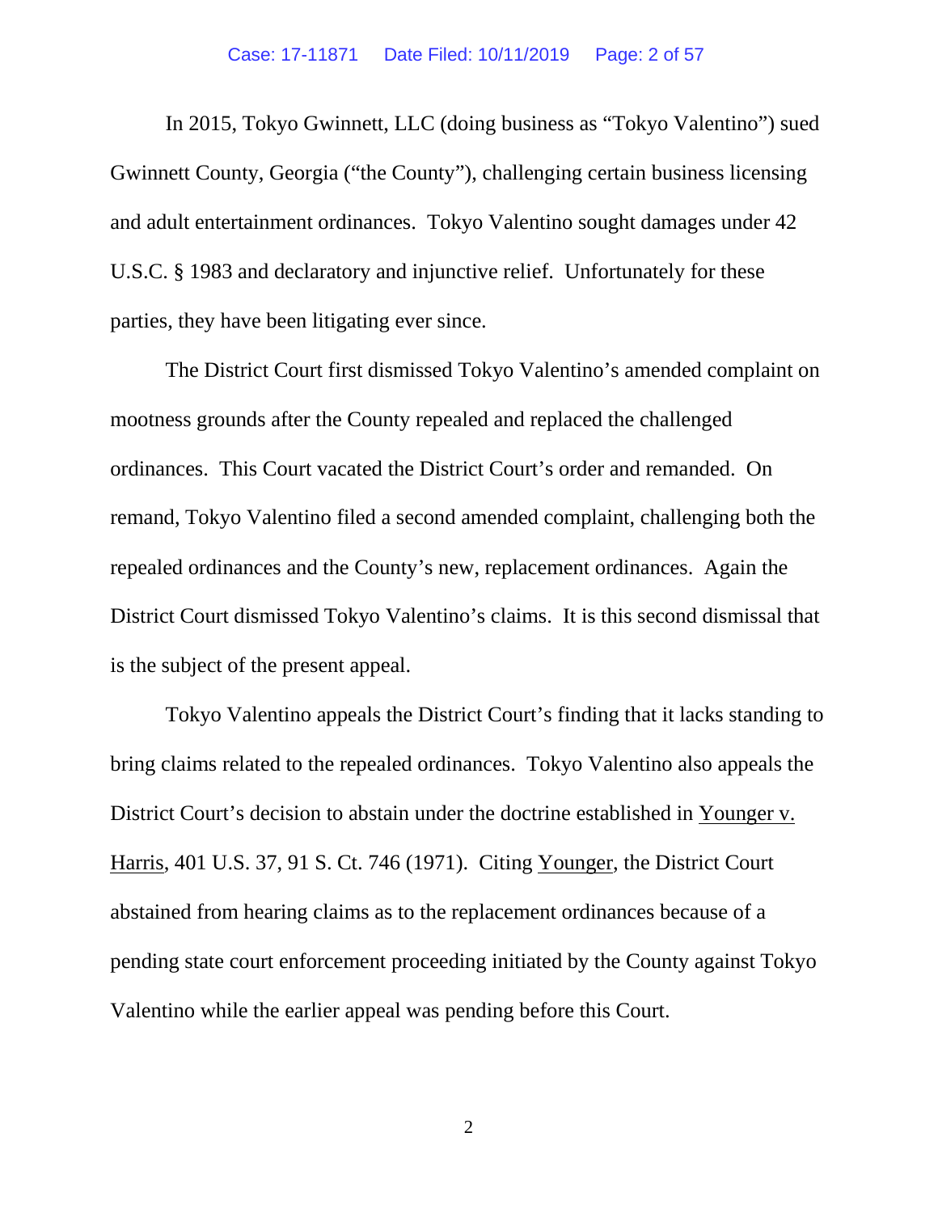In 2015, Tokyo Gwinnett, LLC (doing business as "Tokyo Valentino") sued Gwinnett County, Georgia ("the County"), challenging certain business licensing and adult entertainment ordinances. Tokyo Valentino sought damages under 42 U.S.C. § 1983 and declaratory and injunctive relief. Unfortunately for these parties, they have been litigating ever since.

The District Court first dismissed Tokyo Valentino's amended complaint on mootness grounds after the County repealed and replaced the challenged ordinances. This Court vacated the District Court's order and remanded. On remand, Tokyo Valentino filed a second amended complaint, challenging both the repealed ordinances and the County's new, replacement ordinances. Again the District Court dismissed Tokyo Valentino's claims. It is this second dismissal that is the subject of the present appeal.

Tokyo Valentino appeals the District Court's finding that it lacks standing to bring claims related to the repealed ordinances. Tokyo Valentino also appeals the District Court's decision to abstain under the doctrine established in Younger v. Harris, 401 U.S. 37, 91 S. Ct. 746 (1971). Citing Younger, the District Court abstained from hearing claims as to the replacement ordinances because of a pending state court enforcement proceeding initiated by the County against Tokyo Valentino while the earlier appeal was pending before this Court.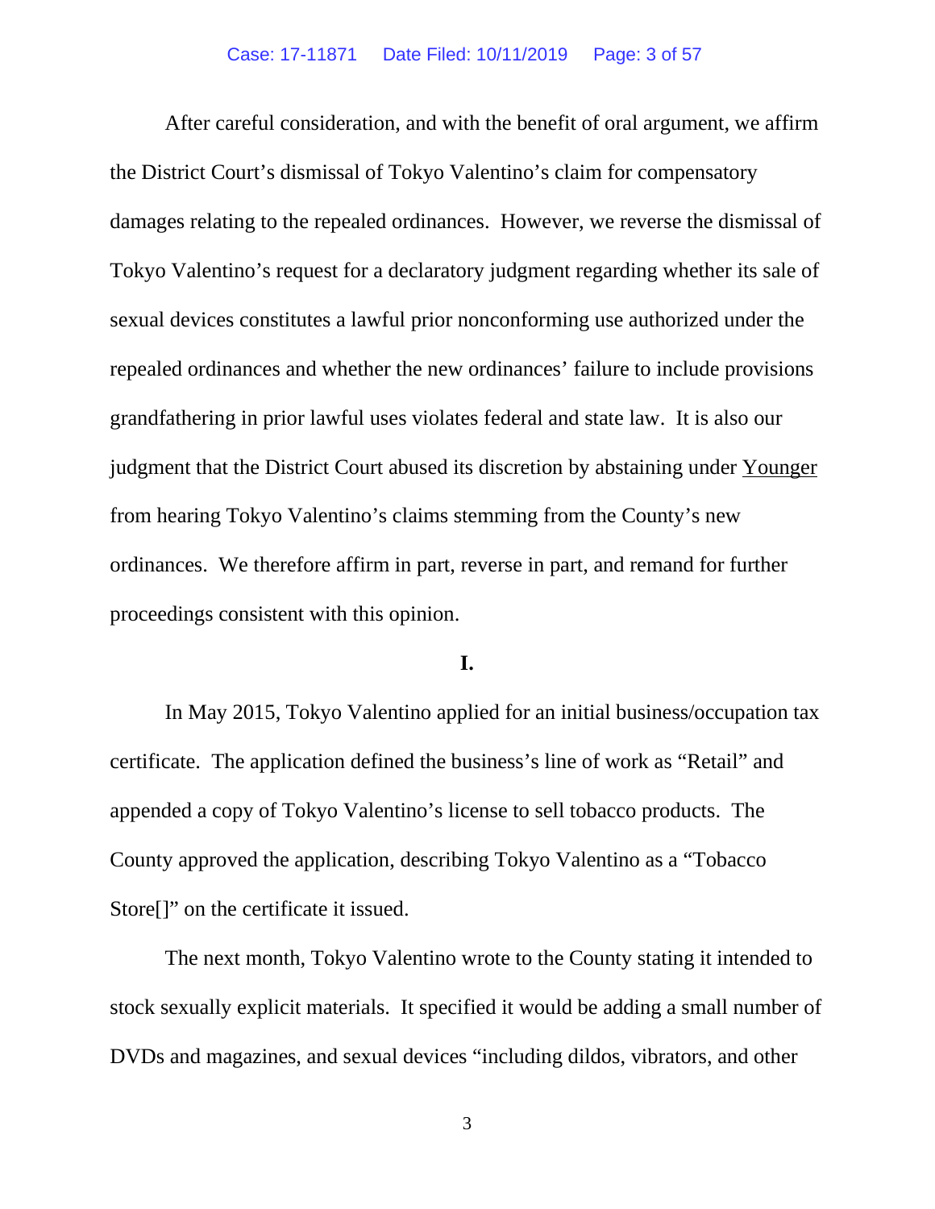After careful consideration, and with the benefit of oral argument, we affirm the District Court's dismissal of Tokyo Valentino's claim for compensatory damages relating to the repealed ordinances. However, we reverse the dismissal of Tokyo Valentino's request for a declaratory judgment regarding whether its sale of sexual devices constitutes a lawful prior nonconforming use authorized under the repealed ordinances and whether the new ordinances' failure to include provisions grandfathering in prior lawful uses violates federal and state law. It is also our judgment that the District Court abused its discretion by abstaining under Younger from hearing Tokyo Valentino's claims stemming from the County's new ordinances. We therefore affirm in part, reverse in part, and remand for further proceedings consistent with this opinion.

## I.

In May 2015, Tokyo Valentino applied for an initial business/occupation tax certificate. The application defined the business's line of work as "Retail" and appended a copy of Tokyo Valentino's license to sell tobacco products. The County approved the application, describing Tokyo Valentino as a "Tobacco Store[]" on the certificate it issued.

The next month, Tokyo Valentino wrote to the County stating it intended to stock sexually explicit materials. It specified it would be adding a small number of DVDs and magazines, and sexual devices "including dildos, vibrators, and other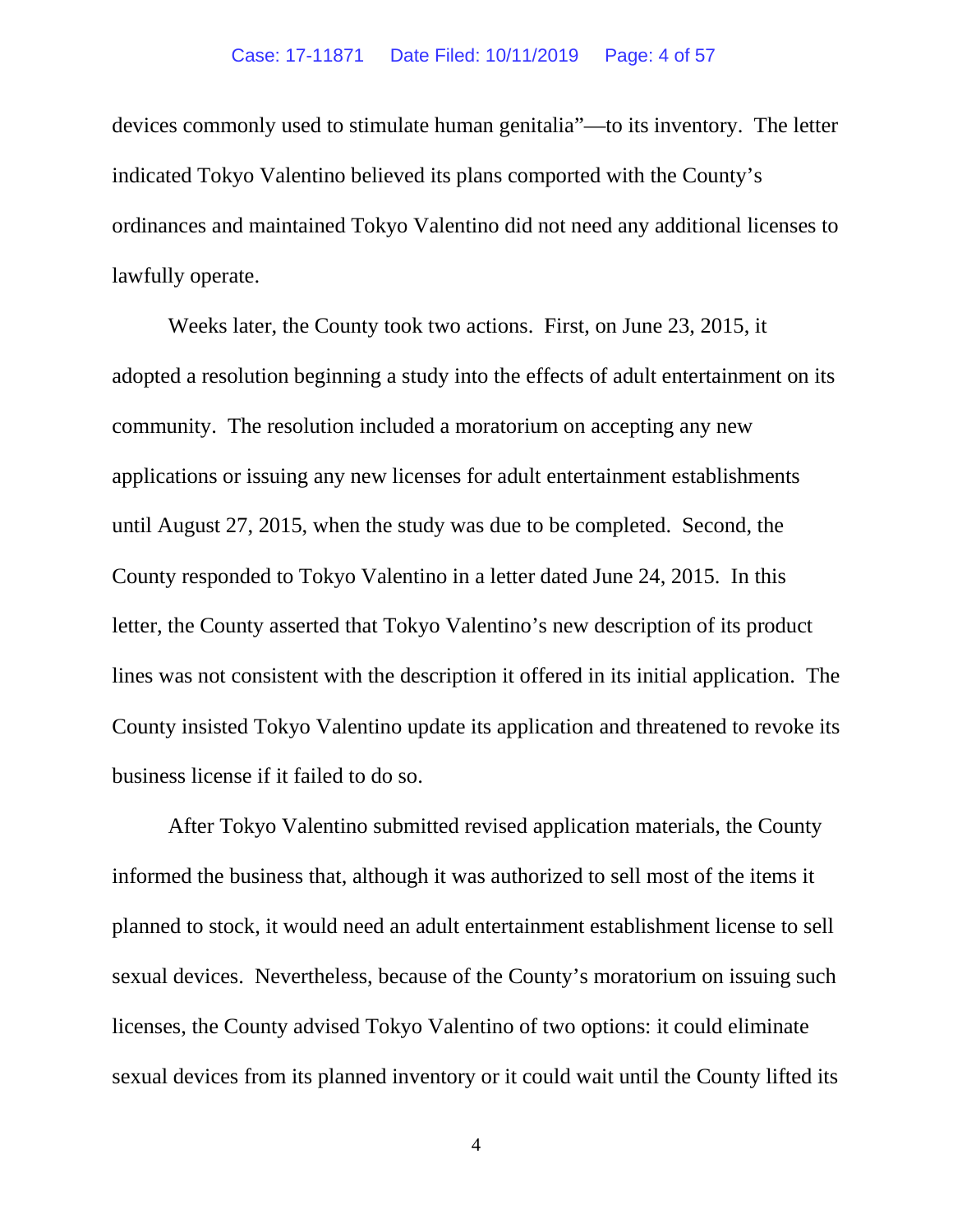devices commonly used to stimulate human genitalia"—to its inventory. The letter indicated Tokyo Valentino believed its plans comported with the County's ordinances and maintained Tokyo Valentino did not need any additional licenses to lawfully operate.

Weeks later, the County took two actions. First, on June 23, 2015, it adopted a resolution beginning a study into the effects of adult entertainment on its community. The resolution included a moratorium on accepting any new applications or issuing any new licenses for adult entertainment establishments until August 27, 2015, when the study was due to be completed. Second, the County responded to Tokyo Valentino in a letter dated June 24, 2015. In this letter, the County asserted that Tokyo Valentino's new description of its product lines was not consistent with the description it offered in its initial application. The County insisted Tokyo Valentino update its application and threatened to revoke its business license if it failed to do so.

After Tokyo Valentino submitted revised application materials, the County informed the business that, although it was authorized to sell most of the items it planned to stock, it would need an adult entertainment establishment license to sell sexual devices. Nevertheless, because of the County's moratorium on issuing such licenses, the County advised Tokyo Valentino of two options: it could eliminate sexual devices from its planned inventory or it could wait until the County lifted its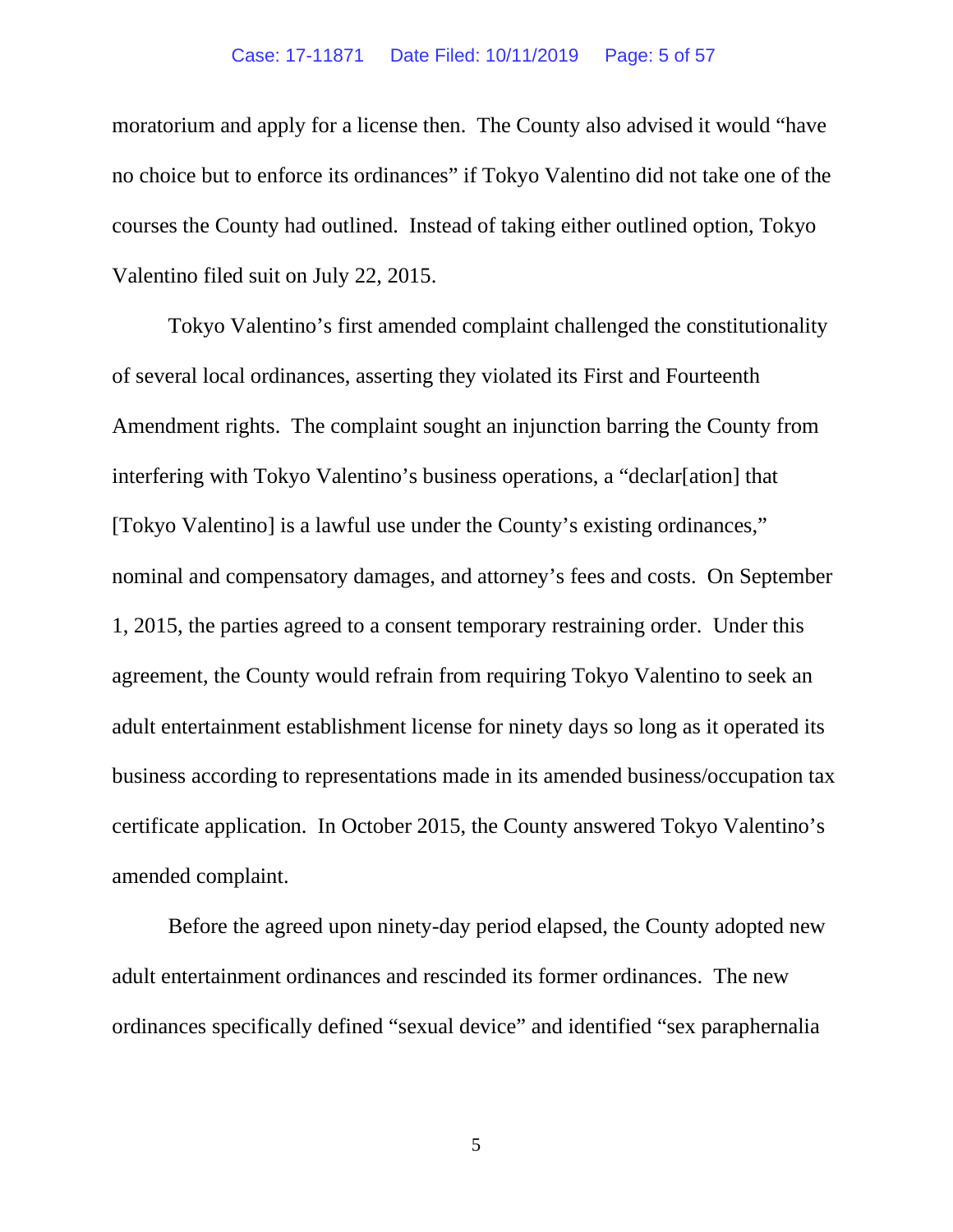moratorium and apply for a license then. The County also advised it would "have no choice but to enforce its ordinances" if Tokyo Valentino did not take one of the courses the County had outlined. Instead of taking either outlined option, Tokyo Valentino filed suit on July 22, 2015.

Tokyo Valentino's first amended complaint challenged the constitutionality of several local ordinances, asserting they violated its First and Fourteenth Amendment rights. The complaint sought an injunction barring the County from interfering with Tokyo Valentino's business operations, a "declar[ation] that [Tokyo Valentino] is a lawful use under the County's existing ordinances," nominal and compensatory damages, and attorney's fees and costs. On September 1, 2015, the parties agreed to a consent temporary restraining order. Under this agreement, the County would refrain from requiring Tokyo Valentino to seek an adult entertainment establishment license for ninety days so long as it operated its business according to representations made in its amended business/occupation tax certificate application. In October 2015, the County answered Tokyo Valentino's amended complaint.

Before the agreed upon ninety-day period elapsed, the County adopted new adult entertainment ordinances and rescinded its former ordinances. The new ordinances specifically defined "sexual device" and identified "sex paraphernalia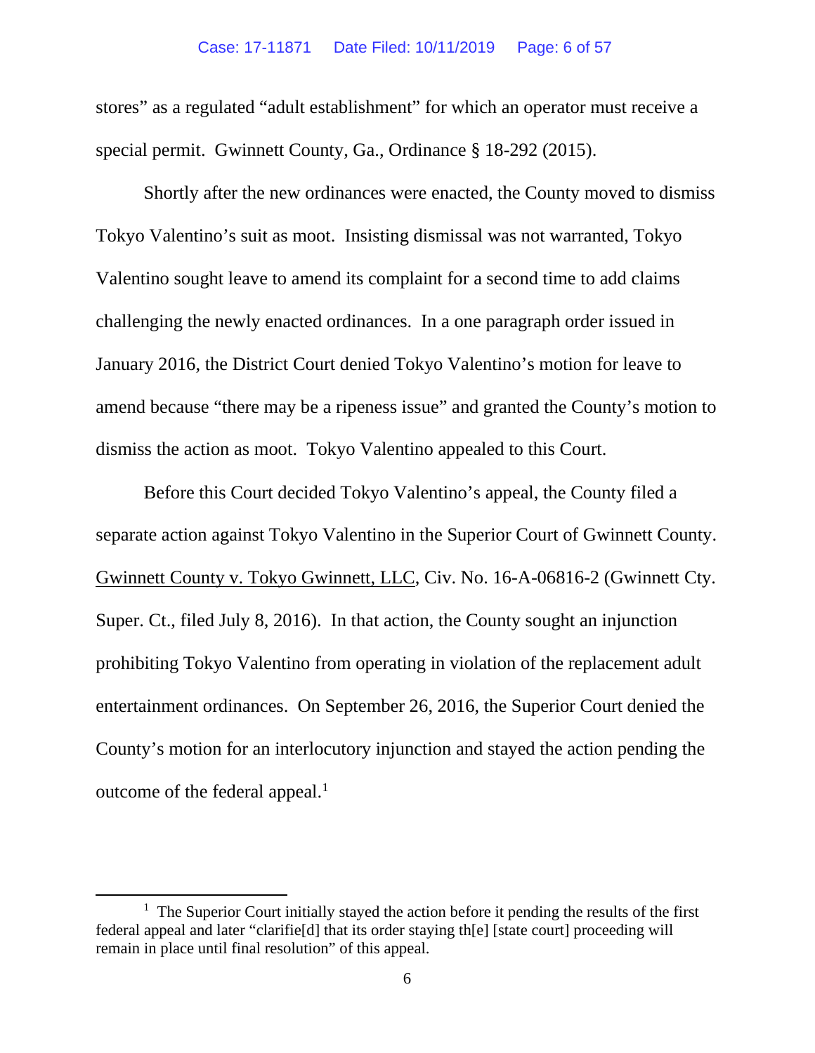stores" as a regulated "adult establishment" for which an operator must receive a special permit. Gwinnett County, Ga., Ordinance § 18-292 (2015).

Shortly after the new ordinances were enacted, the County moved to dismiss Tokyo Valentino's suit as moot. Insisting dismissal was not warranted, Tokyo Valentino sought leave to amend its complaint for a second time to add claims challenging the newly enacted ordinances. In a one paragraph order issued in January 2016, the District Court denied Tokyo Valentino's motion for leave to amend because "there may be a ripeness issue" and granted the County's motion to dismiss the action as moot. Tokyo Valentino appealed to this Court.

Before this Court decided Tokyo Valentino's appeal, the County filed a separate action against Tokyo Valentino in the Superior Court of Gwinnett County. Gwinnett County v. Tokyo Gwinnett, LLC, Civ. No. 16-A-06816-2 (Gwinnett Cty. Super. Ct., filed July 8, 2016). In that action, the County sought an injunction prohibiting Tokyo Valentino from operating in violation of the replacement adult entertainment ordinances. On September 26, 2016, the Superior Court denied the County's motion for an interlocutory injunction and stayed the action pending the outcome of the federal appeal.[1]

[1] The Superior Court initially stayed the action before it pending the results of the first federal appeal and later "clarifie[d] that its order staying th[e] [state court] proceeding will remain in place until final resolution" of this appeal.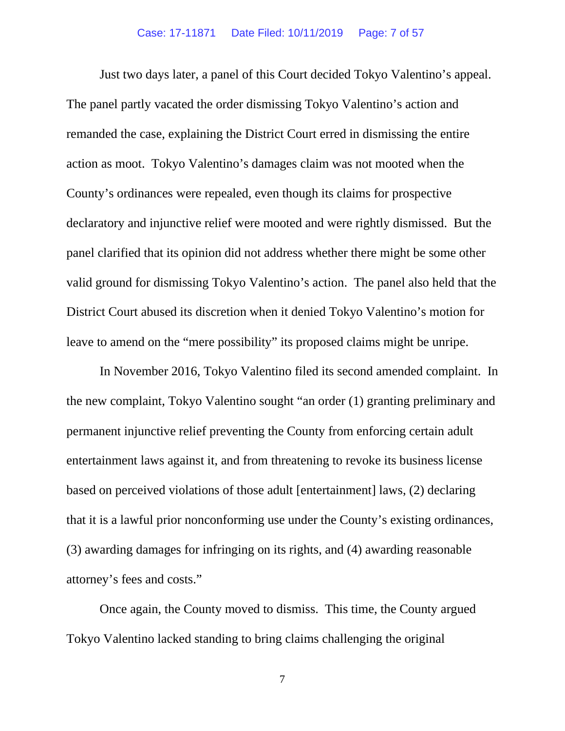Just two days later, a panel of this Court decided Tokyo Valentino's appeal. The panel partly vacated the order dismissing Tokyo Valentino's action and remanded the case, explaining the District Court erred in dismissing the entire action as moot. Tokyo Valentino's damages claim was not mooted when the County's ordinances were repealed, even though its claims for prospective declaratory and injunctive relief were mooted and were rightly dismissed. But the panel clarified that its opinion did not address whether there might be some other valid ground for dismissing Tokyo Valentino's action. The panel also held that the District Court abused its discretion when it denied Tokyo Valentino's motion for leave to amend on the "mere possibility" its proposed claims might be unripe.

In November 2016, Tokyo Valentino filed its second amended complaint. In the new complaint, Tokyo Valentino sought "an order (1) granting preliminary and permanent injunctive relief preventing the County from enforcing certain adult entertainment laws against it, and from threatening to revoke its business license based on perceived violations of those adult [entertainment] laws, (2) declaring that it is a lawful prior nonconforming use under the County's existing ordinances, (3) awarding damages for infringing on its rights, and (4) awarding reasonable attorney's fees and costs."

Once again, the County moved to dismiss. This time, the County argued Tokyo Valentino lacked standing to bring claims challenging the original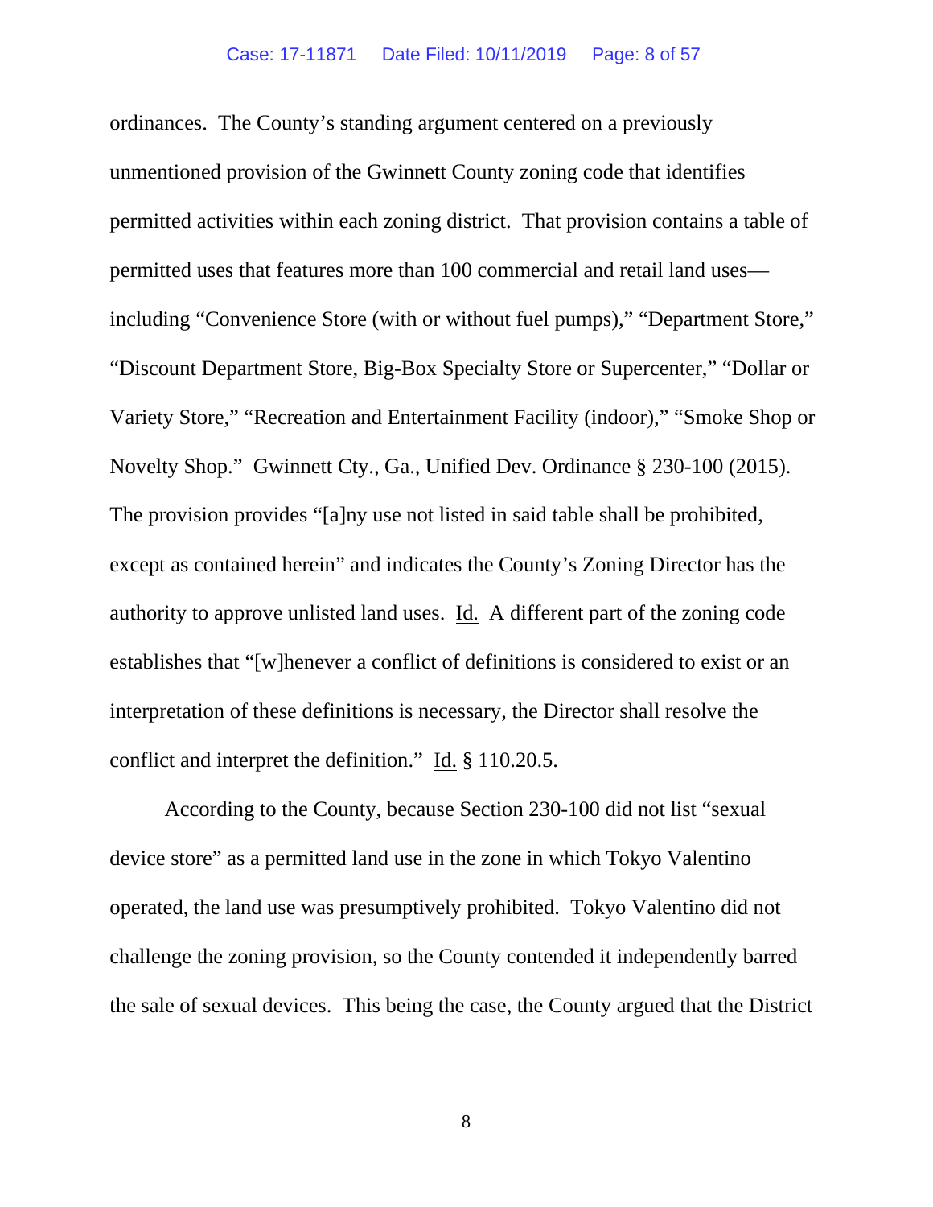ordinances. The County's standing argument centered on a previously unmentioned provision of the Gwinnett County zoning code that identifies permitted activities within each zoning district. That provision contains a table of permitted uses that features more than 100 commercial and retail land uses—including "Convenience Store (with or without fuel pumps)," "Department Store," "Discount Department Store, Big-Box Specialty Store or Supercenter," "Dollar or Variety Store," "Recreation and Entertainment Facility (indoor)," "Smoke Shop or Novelty Shop." Gwinnett Cty., Ga., Unified Dev. Ordinance § 230-100 (2015). The provision provides "[a]ny use not listed in said table shall be prohibited, except as contained herein" and indicates the County's Zoning Director has the authority to approve unlisted land uses. Id. A different part of the zoning code establishes that "[w]henever a conflict of definitions is considered to exist or an interpretation of these definitions is necessary, the Director shall resolve the conflict and interpret the definition." Id. § 110.20.5.

According to the County, because Section 230-100 did not list "sexual device store" as a permitted land use in the zone in which Tokyo Valentino operated, the land use was presumptively prohibited. Tokyo Valentino did not challenge the zoning provision, so the County contended it independently barred the sale of sexual devices. This being the case, the County argued that the District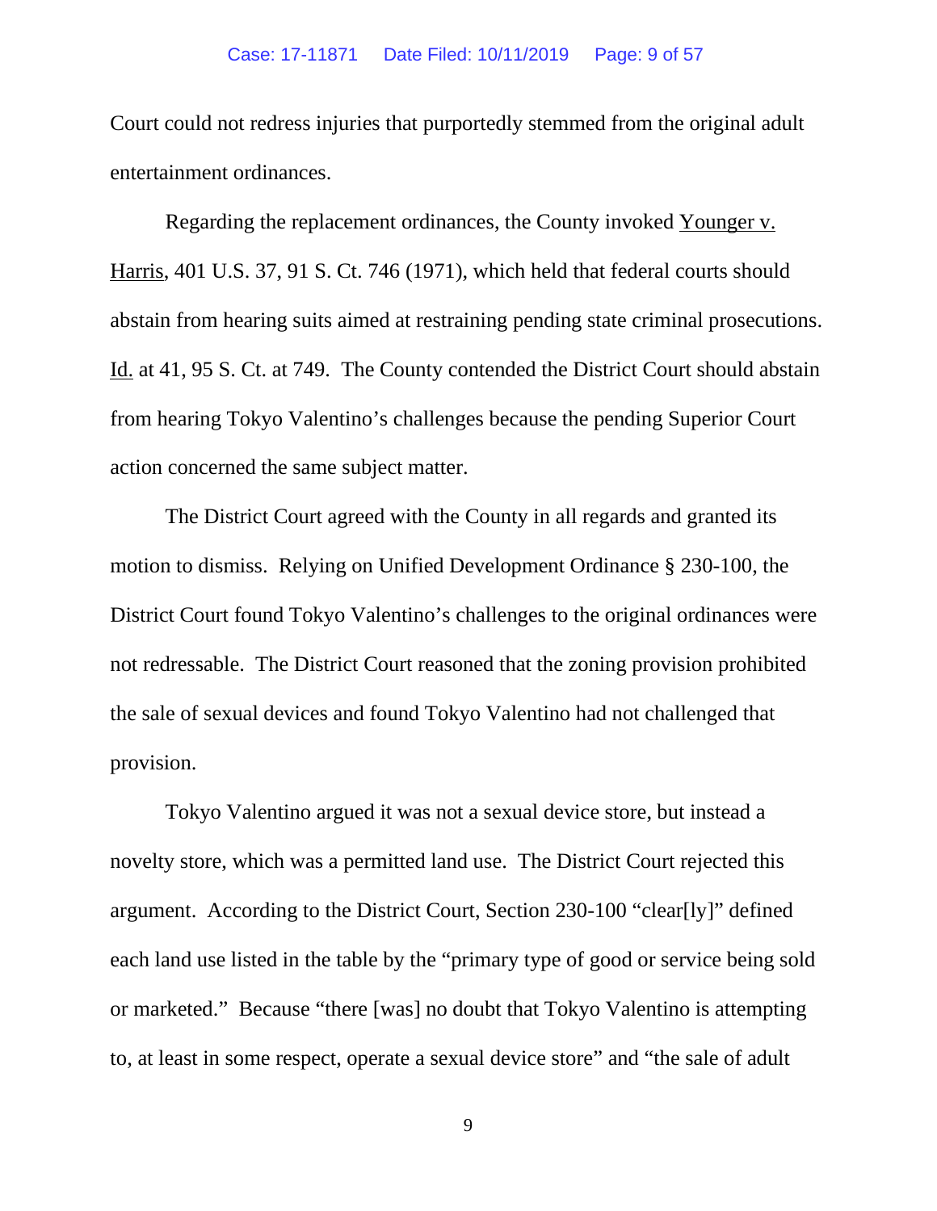Court could not redress injuries that purportedly stemmed from the original adult entertainment ordinances.

Regarding the replacement ordinances, the County invoked Younger v. Harris, 401 U.S. 37, 91 S. Ct. 746 (1971), which held that federal courts should abstain from hearing suits aimed at restraining pending state criminal prosecutions. Id. at 41, 95 S. Ct. at 749. The County contended the District Court should abstain from hearing Tokyo Valentino's challenges because the pending Superior Court action concerned the same subject matter.

The District Court agreed with the County in all regards and granted its motion to dismiss. Relying on Unified Development Ordinance § 230-100, the District Court found Tokyo Valentino's challenges to the original ordinances were not redressable. The District Court reasoned that the zoning provision prohibited the sale of sexual devices and found Tokyo Valentino had not challenged that provision.

Tokyo Valentino argued it was not a sexual device store, but instead a novelty store, which was a permitted land use. The District Court rejected this argument. According to the District Court, Section 230-100 "clear[ly]" defined each land use listed in the table by the "primary type of good or service being sold or marketed." Because "there [was] no doubt that Tokyo Valentino is attempting to, at least in some respect, operate a sexual device store" and "the sale of adult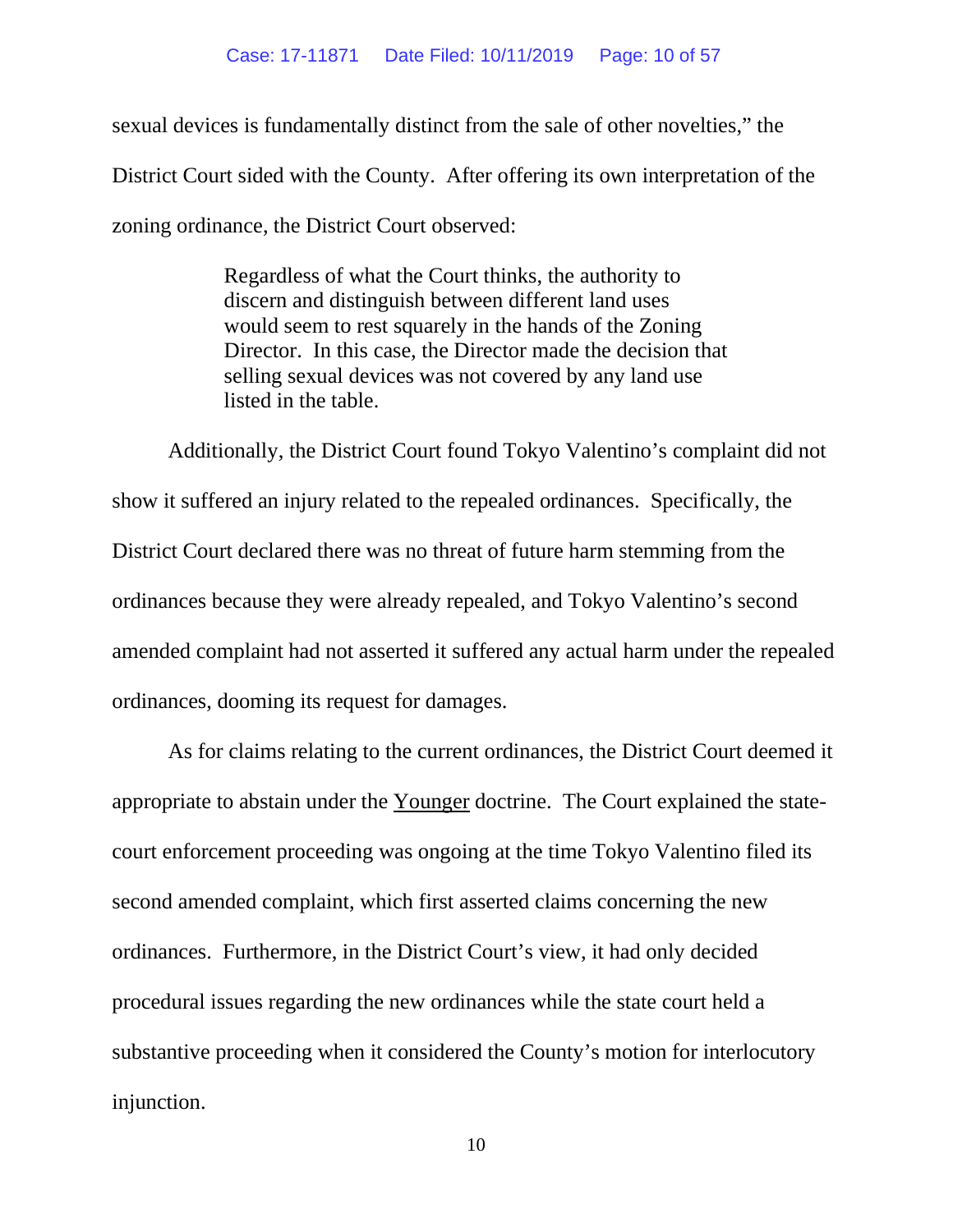sexual devices is fundamentally distinct from the sale of other novelties," the District Court sided with the County. After offering its own interpretation of the zoning ordinance, the District Court observed:

> Regardless of what the Court thinks, the authority to discern and distinguish between different land uses would seem to rest squarely in the hands of the Zoning Director. In this case, the Director made the decision that selling sexual devices was not covered by any land use listed in the table.

Additionally, the District Court found Tokyo Valentino's complaint did not show it suffered an injury related to the repealed ordinances. Specifically, the District Court declared there was no threat of future harm stemming from the ordinances because they were already repealed, and Tokyo Valentino's second amended complaint had not asserted it suffered any actual harm under the repealed ordinances, dooming its request for damages.

As for claims relating to the current ordinances, the District Court deemed it appropriate to abstain under the Younger doctrine. The Court explained the state-court enforcement proceeding was ongoing at the time Tokyo Valentino filed its second amended complaint, which first asserted claims concerning the new ordinances. Furthermore, in the District Court's view, it had only decided procedural issues regarding the new ordinances while the state court held a substantive proceeding when it considered the County's motion for interlocutory injunction.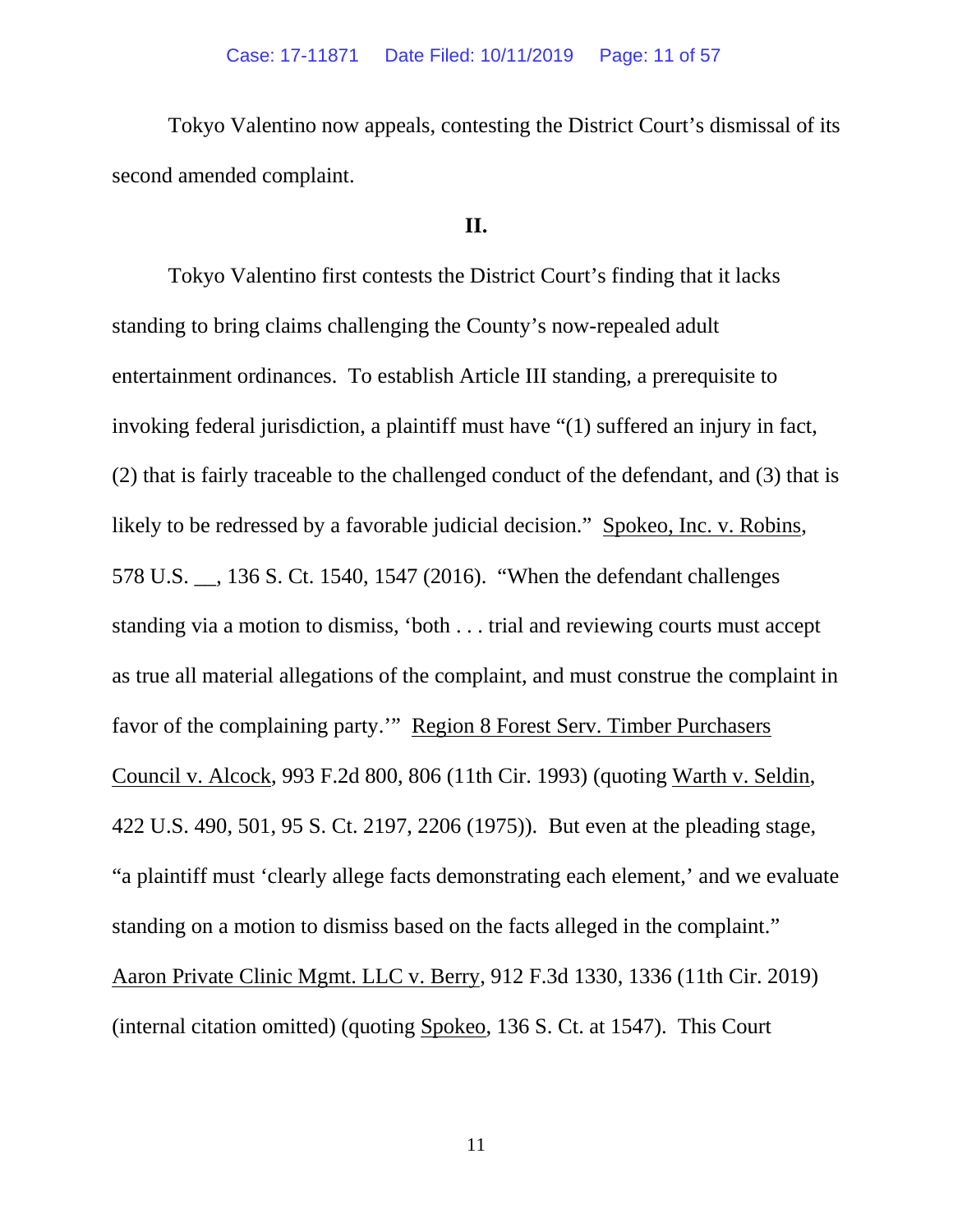Tokyo Valentino now appeals, contesting the District Court's dismissal of its second amended complaint.

## II.

Tokyo Valentino first contests the District Court's finding that it lacks standing to bring claims challenging the County's now-repealed adult entertainment ordinances. To establish Article III standing, a prerequisite to invoking federal jurisdiction, a plaintiff must have "(1) suffered an injury in fact, (2) that is fairly traceable to the challenged conduct of the defendant, and (3) that is likely to be redressed by a favorable judicial decision." Spokeo, Inc. v. Robins, 578 U.S. __, 136 S. Ct. 1540, 1547 (2016). "When the defendant challenges standing via a motion to dismiss, 'both . . . trial and reviewing courts must accept as true all material allegations of the complaint, and must construe the complaint in favor of the complaining party.'" Region 8 Forest Serv. Timber Purchasers Council v. Alcock, 993 F.2d 800, 806 (11th Cir. 1993) (quoting Warth v. Seldin, 422 U.S. 490, 501, 95 S. Ct. 2197, 2206 (1975)). But even at the pleading stage, "a plaintiff must 'clearly allege facts demonstrating each element,' and we evaluate standing on a motion to dismiss based on the facts alleged in the complaint." Aaron Private Clinic Mgmt. LLC v. Berry, 912 F.3d 1330, 1336 (11th Cir. 2019) (internal citation omitted) (quoting Spokeo, 136 S. Ct. at 1547). This Court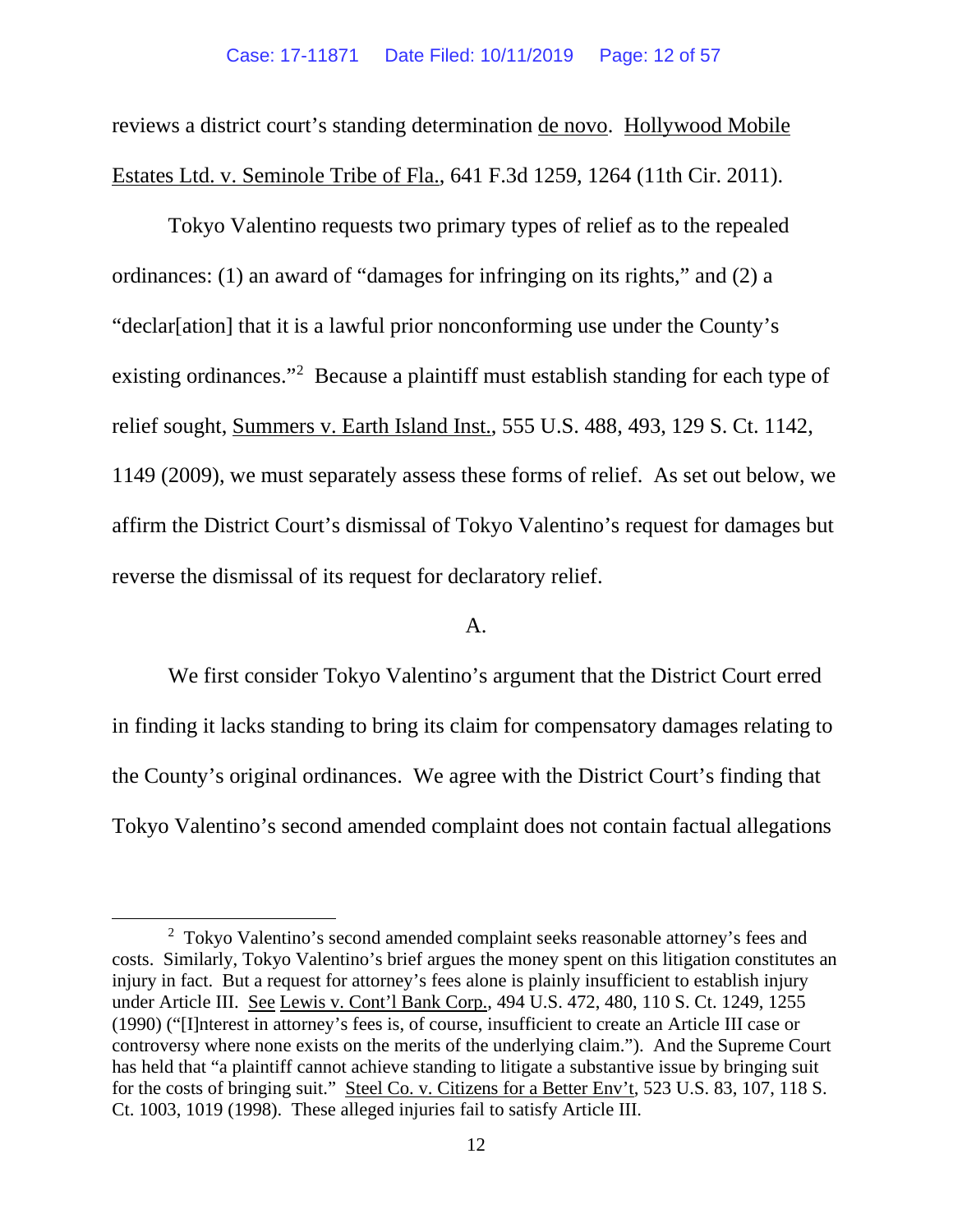reviews a district court's standing determination de novo. Hollywood Mobile Estates Ltd. v. Seminole Tribe of Fla., 641 F.3d 1259, 1264 (11th Cir. 2011).

Tokyo Valentino requests two primary types of relief as to the repealed ordinances: (1) an award of "damages for infringing on its rights," and (2) a "declar[ation] that it is a lawful prior nonconforming use under the County's existing ordinances."[2] Because a plaintiff must establish standing for each type of relief sought, Summers v. Earth Island Inst., 555 U.S. 488, 493, 129 S. Ct. 1142, 1149 (2009), we must separately assess these forms of relief. As set out below, we affirm the District Court's dismissal of Tokyo Valentino's request for damages but reverse the dismissal of its request for declaratory relief.

A.

We first consider Tokyo Valentino's argument that the District Court erred in finding it lacks standing to bring its claim for compensatory damages relating to the County's original ordinances. We agree with the District Court's finding that Tokyo Valentino's second amended complaint does not contain factual allegations

[2] Tokyo Valentino's second amended complaint seeks reasonable attorney's fees and costs. Similarly, Tokyo Valentino's brief argues the money spent on this litigation constitutes an injury in fact. But a request for attorney's fees alone is plainly insufficient to establish injury under Article III. See Lewis v. Cont'l Bank Corp., 494 U.S. 472, 480, 110 S. Ct. 1249, 1255 (1990) ("[I]nterest in attorney's fees is, of course, insufficient to create an Article III case or controversy where none exists on the merits of the underlying claim."). And the Supreme Court has held that "a plaintiff cannot achieve standing to litigate a substantive issue by bringing suit for the costs of bringing suit." Steel Co. v. Citizens for a Better Env't, 523 U.S. 83, 107, 118 S. Ct. 1003, 1019 (1998). These alleged injuries fail to satisfy Article III.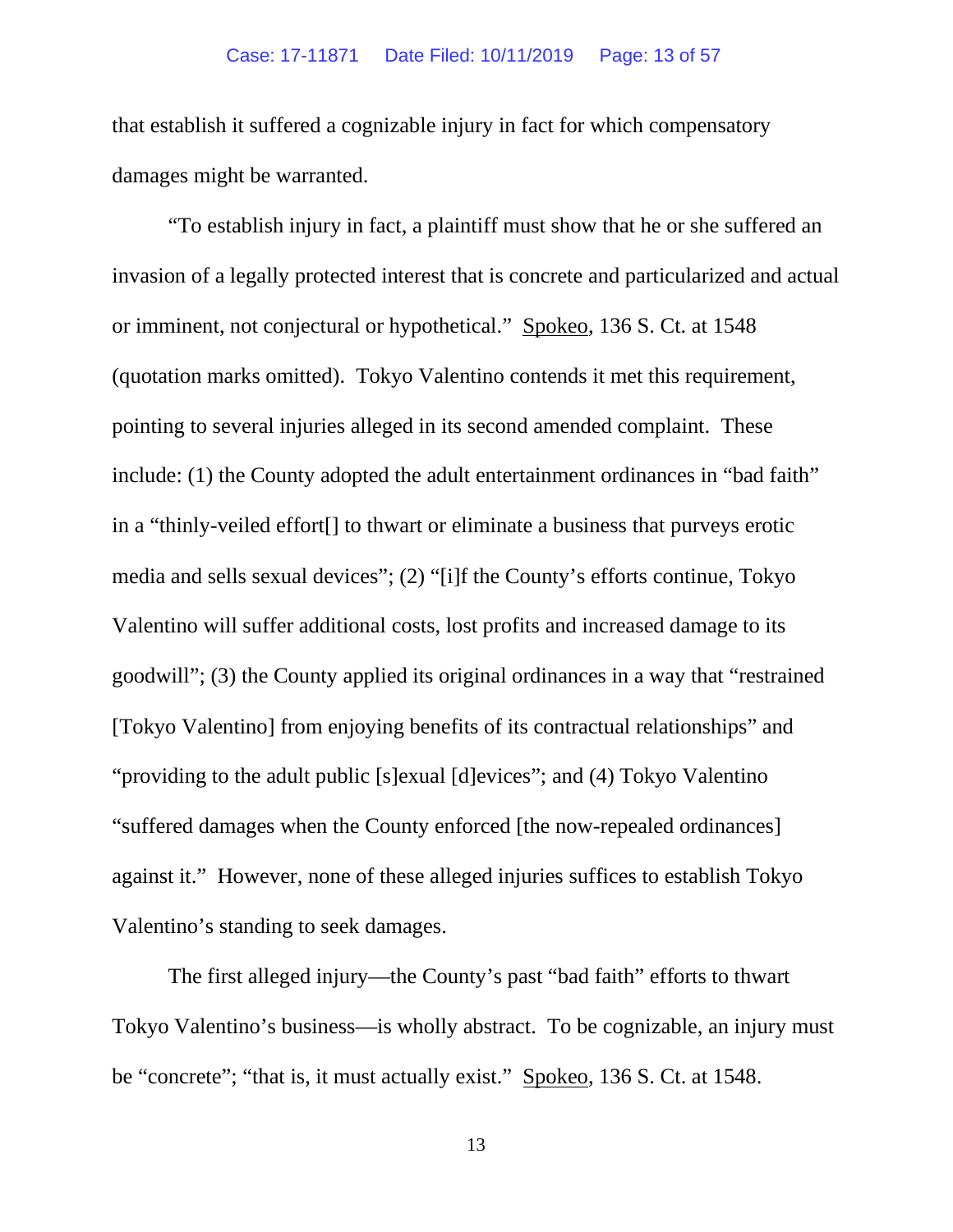that establish it suffered a cognizable injury in fact for which compensatory damages might be warranted.

"To establish injury in fact, a plaintiff must show that he or she suffered an invasion of a legally protected interest that is concrete and particularized and actual or imminent, not conjectural or hypothetical." Spokeo, 136 S. Ct. at 1548 (quotation marks omitted). Tokyo Valentino contends it met this requirement, pointing to several injuries alleged in its second amended complaint. These include: (1) the County adopted the adult entertainment ordinances in "bad faith" in a "thinly-veiled effort[] to thwart or eliminate a business that purveys erotic media and sells sexual devices"; (2) "[i]f the County's efforts continue, Tokyo Valentino will suffer additional costs, lost profits and increased damage to its goodwill"; (3) the County applied its original ordinances in a way that "restrained [Tokyo Valentino] from enjoying benefits of its contractual relationships" and "providing to the adult public [s]exual [d]evices"; and (4) Tokyo Valentino "suffered damages when the County enforced [the now-repealed ordinances] against it." However, none of these alleged injuries suffices to establish Tokyo Valentino's standing to seek damages.

The first alleged injury—the County's past "bad faith" efforts to thwart Tokyo Valentino's business—is wholly abstract. To be cognizable, an injury must be "concrete"; "that is, it must actually exist." Spokeo, 136 S. Ct. at 1548.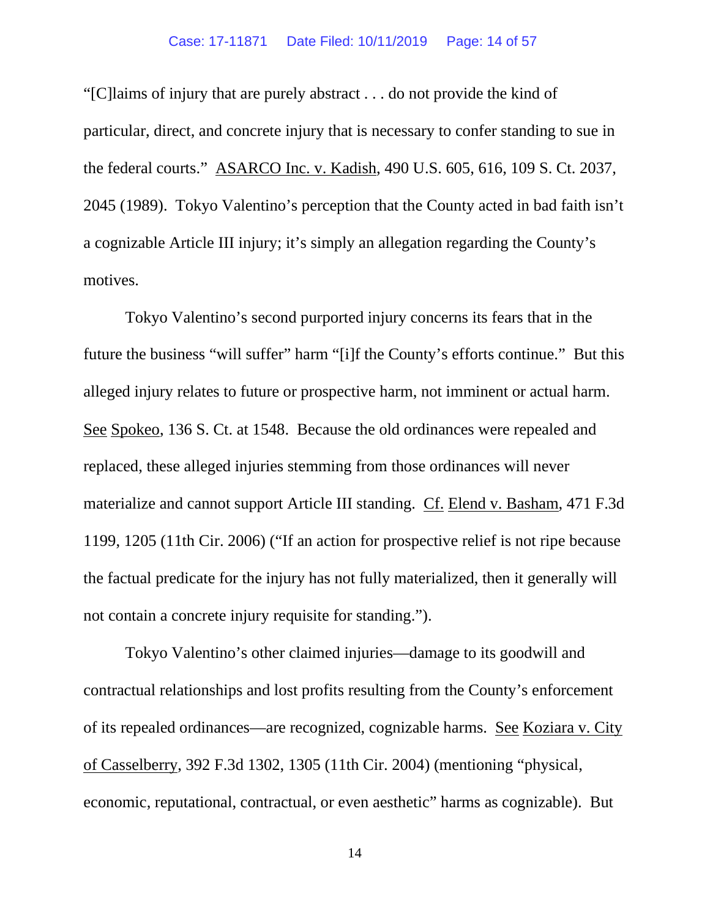"[C]laims of injury that are purely abstract . . . do not provide the kind of particular, direct, and concrete injury that is necessary to confer standing to sue in the federal courts." ASARCO Inc. v. Kadish, 490 U.S. 605, 616, 109 S. Ct. 2037, 2045 (1989). Tokyo Valentino's perception that the County acted in bad faith isn't a cognizable Article III injury; it's simply an allegation regarding the County's motives.

Tokyo Valentino's second purported injury concerns its fears that in the future the business "will suffer" harm "[i]f the County's efforts continue." But this alleged injury relates to future or prospective harm, not imminent or actual harm. See Spokeo, 136 S. Ct. at 1548. Because the old ordinances were repealed and replaced, these alleged injuries stemming from those ordinances will never materialize and cannot support Article III standing. Cf. Elend v. Basham, 471 F.3d 1199, 1205 (11th Cir. 2006) ("If an action for prospective relief is not ripe because the factual predicate for the injury has not fully materialized, then it generally will not contain a concrete injury requisite for standing.").

Tokyo Valentino's other claimed injuries—damage to its goodwill and contractual relationships and lost profits resulting from the County's enforcement of its repealed ordinances—are recognized, cognizable harms. See Koziara v. City of Casselberry, 392 F.3d 1302, 1305 (11th Cir. 2004) (mentioning "physical, economic, reputational, contractual, or even aesthetic" harms as cognizable). But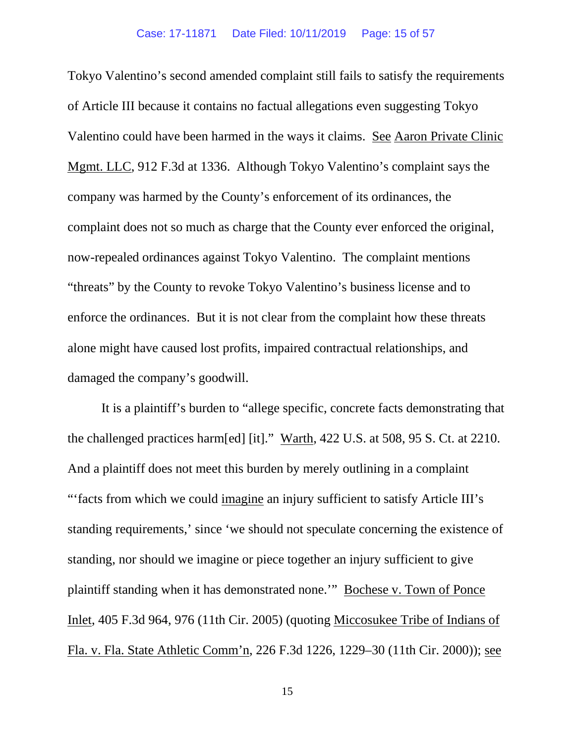Tokyo Valentino's second amended complaint still fails to satisfy the requirements of Article III because it contains no factual allegations even suggesting Tokyo Valentino could have been harmed in the ways it claims. See Aaron Private Clinic Mgmt. LLC, 912 F.3d at 1336. Although Tokyo Valentino's complaint says the company was harmed by the County's enforcement of its ordinances, the complaint does not so much as charge that the County ever enforced the original, now-repealed ordinances against Tokyo Valentino. The complaint mentions "threats" by the County to revoke Tokyo Valentino's business license and to enforce the ordinances. But it is not clear from the complaint how these threats alone might have caused lost profits, impaired contractual relationships, and damaged the company's goodwill.

It is a plaintiff's burden to "allege specific, concrete facts demonstrating that the challenged practices harm[ed] [it]." Warth, 422 U.S. at 508, 95 S. Ct. at 2210. And a plaintiff does not meet this burden by merely outlining in a complaint "'facts from which we could imagine an injury sufficient to satisfy Article III's standing requirements,' since 'we should not speculate concerning the existence of standing, nor should we imagine or piece together an injury sufficient to give plaintiff standing when it has demonstrated none.'" Bochese v. Town of Ponce Inlet, 405 F.3d 964, 976 (11th Cir. 2005) (quoting Miccosukee Tribe of Indians of Fla. v. Fla. State Athletic Comm'n, 226 F.3d 1226, 1229–30 (11th Cir. 2000)); see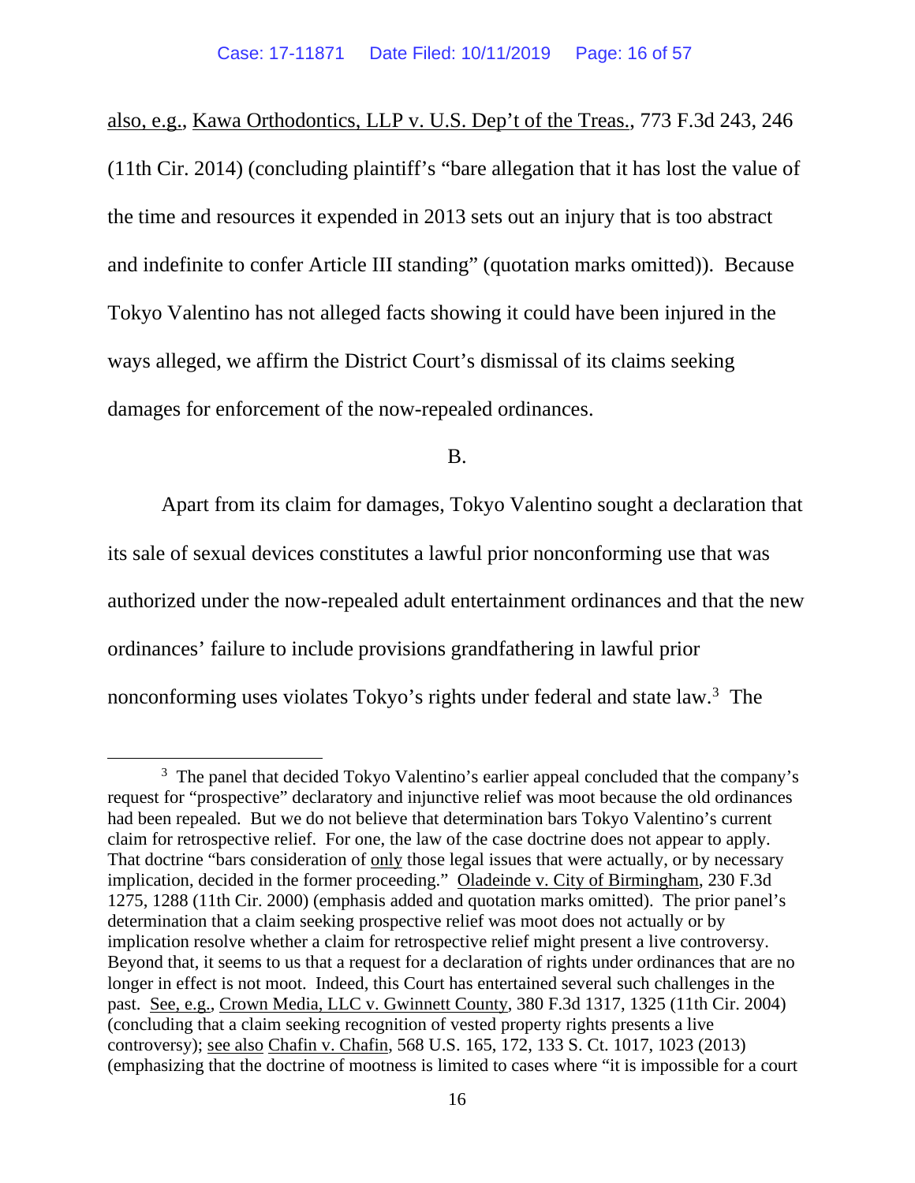also, e.g., Kawa Orthodontics, LLP v. U.S. Dep't of the Treas., 773 F.3d 243, 246 (11th Cir. 2014) (concluding plaintiff's "bare allegation that it has lost the value of the time and resources it expended in 2013 sets out an injury that is too abstract and indefinite to confer Article III standing" (quotation marks omitted)). Because Tokyo Valentino has not alleged facts showing it could have been injured in the ways alleged, we affirm the District Court's dismissal of its claims seeking damages for enforcement of the now-repealed ordinances.

B.

Apart from its claim for damages, Tokyo Valentino sought a declaration that its sale of sexual devices constitutes a lawful prior nonconforming use that was authorized under the now-repealed adult entertainment ordinances and that the new ordinances' failure to include provisions grandfathering in lawful prior nonconforming uses violates Tokyo's rights under federal and state law.[3] The

[3] The panel that decided Tokyo Valentino's earlier appeal concluded that the company's request for "prospective" declaratory and injunctive relief was moot because the old ordinances had been repealed. But we do not believe that determination bars Tokyo Valentino's current claim for retrospective relief. For one, the law of the case doctrine does not appear to apply. That doctrine "bars consideration of only those legal issues that were actually, or by necessary implication, decided in the former proceeding." Oladeinde v. City of Birmingham, 230 F.3d 1275, 1288 (11th Cir. 2000) (emphasis added and quotation marks omitted). The prior panel's determination that a claim seeking prospective relief was moot does not actually or by implication resolve whether a claim for retrospective relief might present a live controversy. Beyond that, it seems to us that a request for a declaration of rights under ordinances that are no longer in effect is not moot. Indeed, this Court has entertained several such challenges in the past. See, e.g., Crown Media, LLC v. Gwinnett County, 380 F.3d 1317, 1325 (11th Cir. 2004) (concluding that a claim seeking recognition of vested property rights presents a live controversy); see also Chafin v. Chafin, 568 U.S. 165, 172, 133 S. Ct. 1017, 1023 (2013) (emphasizing that the doctrine of mootness is limited to cases where "it is impossible for a court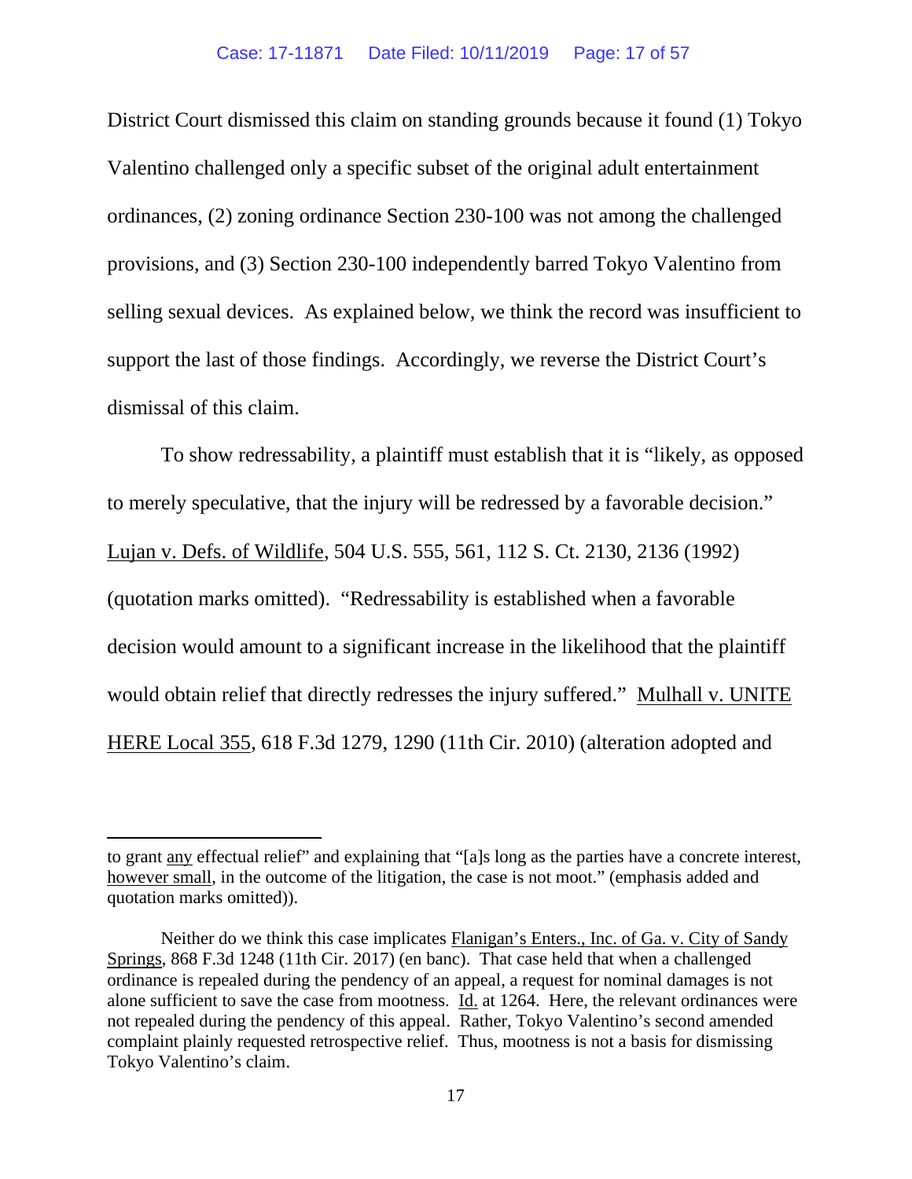District Court dismissed this claim on standing grounds because it found (1) Tokyo Valentino challenged only a specific subset of the original adult entertainment ordinances, (2) zoning ordinance Section 230-100 was not among the challenged provisions, and (3) Section 230-100 independently barred Tokyo Valentino from selling sexual devices. As explained below, we think the record was insufficient to support the last of those findings. Accordingly, we reverse the District Court's dismissal of this claim.

To show redressability, a plaintiff must establish that it is "likely, as opposed to merely speculative, that the injury will be redressed by a favorable decision." Lujan v. Defs. of Wildlife, 504 U.S. 555, 561, 112 S. Ct. 2130, 2136 (1992) (quotation marks omitted). "Redressability is established when a favorable decision would amount to a significant increase in the likelihood that the plaintiff would obtain relief that directly redresses the injury suffered." Mulhall v. UNITE HERE Local 355, 618 F.3d 1279, 1290 (11th Cir. 2010) (alteration adopted and

---

to grant any effectual relief" and explaining that "[a]s long as the parties have a concrete interest, however small, in the outcome of the litigation, the case is not moot." (emphasis added and quotation marks omitted)).

Neither do we think this case implicates Flanigan's Enters., Inc. of Ga. v. City of Sandy Springs, 868 F.3d 1248 (11th Cir. 2017) (en banc). That case held that when a challenged ordinance is repealed during the pendency of an appeal, a request for nominal damages is not alone sufficient to save the case from mootness. Id. at 1264. Here, the relevant ordinances were not repealed during the pendency of this appeal. Rather, Tokyo Valentino's second amended complaint plainly requested retrospective relief. Thus, mootness is not a basis for dismissing Tokyo Valentino's claim.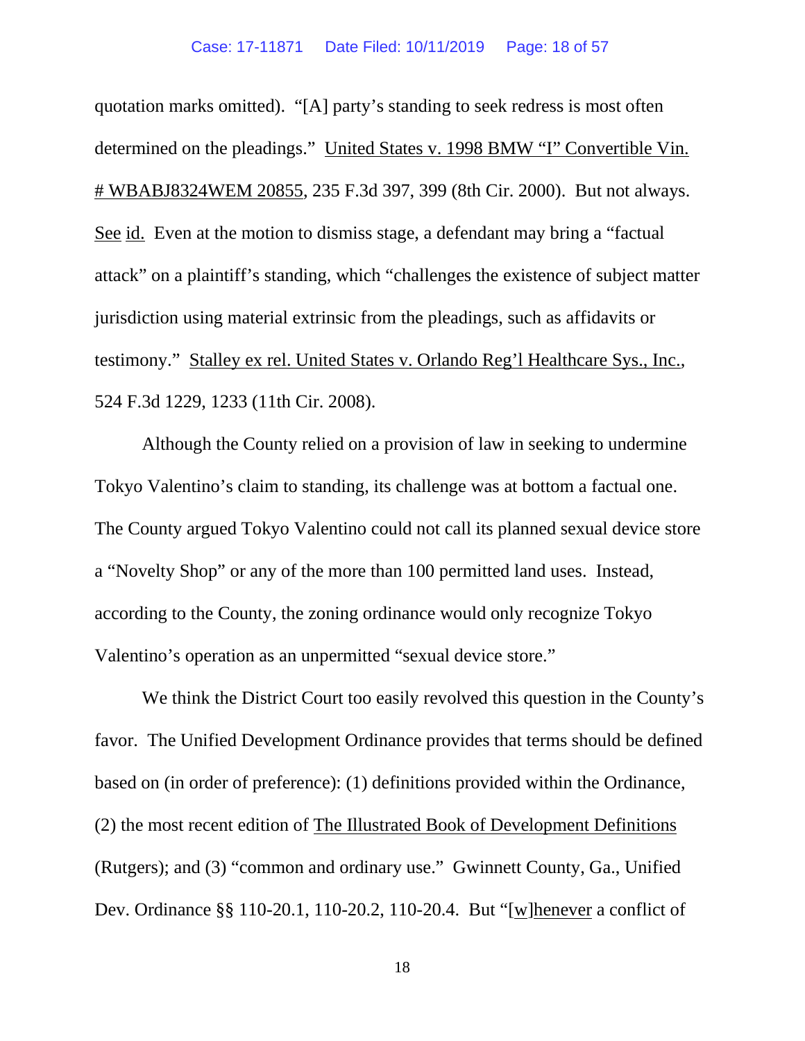quotation marks omitted). "[A] party's standing to seek redress is most often determined on the pleadings." United States v. 1998 BMW "I" Convertible Vin. # WBABJ8324WEM 20855, 235 F.3d 397, 399 (8th Cir. 2000). But not always. See id. Even at the motion to dismiss stage, a defendant may bring a "factual attack" on a plaintiff's standing, which "challenges the existence of subject matter jurisdiction using material extrinsic from the pleadings, such as affidavits or testimony." Stalley ex rel. United States v. Orlando Reg'l Healthcare Sys., Inc., 524 F.3d 1229, 1233 (11th Cir. 2008).

Although the County relied on a provision of law in seeking to undermine Tokyo Valentino's claim to standing, its challenge was at bottom a factual one. The County argued Tokyo Valentino could not call its planned sexual device store a "Novelty Shop" or any of the more than 100 permitted land uses. Instead, according to the County, the zoning ordinance would only recognize Tokyo Valentino's operation as an unpermitted "sexual device store."

We think the District Court too easily revolved this question in the County's favor. The Unified Development Ordinance provides that terms should be defined based on (in order of preference): (1) definitions provided within the Ordinance, (2) the most recent edition of The Illustrated Book of Development Definitions (Rutgers); and (3) "common and ordinary use." Gwinnett County, Ga., Unified Dev. Ordinance §§ 110-20.1, 110-20.2, 110-20.4. But "[w]henever a conflict of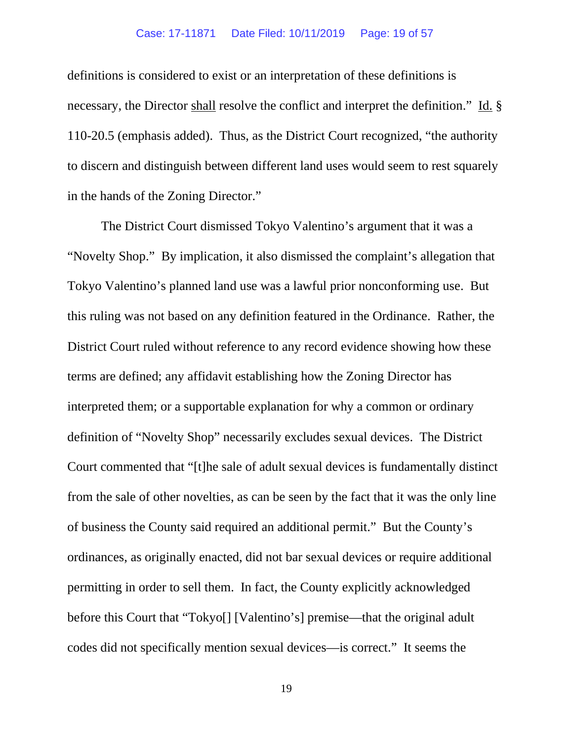definitions is considered to exist or an interpretation of these definitions is necessary, the Director <u>shall</u> resolve the conflict and interpret the definition." <u>Id.</u> § 110-20.5 (emphasis added). Thus, as the District Court recognized, "the authority to discern and distinguish between different land uses would seem to rest squarely in the hands of the Zoning Director."

The District Court dismissed Tokyo Valentino's argument that it was a "Novelty Shop." By implication, it also dismissed the complaint's allegation that Tokyo Valentino's planned land use was a lawful prior nonconforming use. But this ruling was not based on any definition featured in the Ordinance. Rather, the District Court ruled without reference to any record evidence showing how these terms are defined; any affidavit establishing how the Zoning Director has interpreted them; or a supportable explanation for why a common or ordinary definition of "Novelty Shop" necessarily excludes sexual devices. The District Court commented that "[t]he sale of adult sexual devices is fundamentally distinct from the sale of other novelties, as can be seen by the fact that it was the only line of business the County said required an additional permit." But the County's ordinances, as originally enacted, did not bar sexual devices or require additional permitting in order to sell them. In fact, the County explicitly acknowledged before this Court that "Tokyo[] [Valentino's] premise—that the original adult codes did not specifically mention sexual devices—is correct." It seems the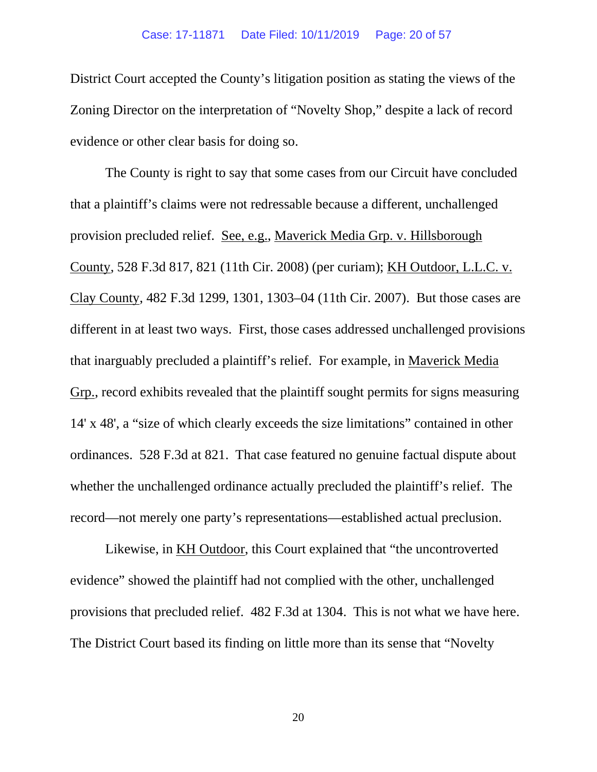District Court accepted the County's litigation position as stating the views of the Zoning Director on the interpretation of "Novelty Shop," despite a lack of record evidence or other clear basis for doing so.

The County is right to say that some cases from our Circuit have concluded that a plaintiff's claims were not redressable because a different, unchallenged provision precluded relief. See, e.g., Maverick Media Grp. v. Hillsborough County, 528 F.3d 817, 821 (11th Cir. 2008) (per curiam); KH Outdoor, L.L.C. v. Clay County, 482 F.3d 1299, 1301, 1303–04 (11th Cir. 2007). But those cases are different in at least two ways. First, those cases addressed unchallenged provisions that inarguably precluded a plaintiff's relief. For example, in Maverick Media Grp., record exhibits revealed that the plaintiff sought permits for signs measuring 14' x 48', a "size of which clearly exceeds the size limitations" contained in other ordinances. 528 F.3d at 821. That case featured no genuine factual dispute about whether the unchallenged ordinance actually precluded the plaintiff's relief. The record—not merely one party's representations—established actual preclusion.

Likewise, in KH Outdoor, this Court explained that "the uncontroverted evidence" showed the plaintiff had not complied with the other, unchallenged provisions that precluded relief. 482 F.3d at 1304. This is not what we have here. The District Court based its finding on little more than its sense that "Novelty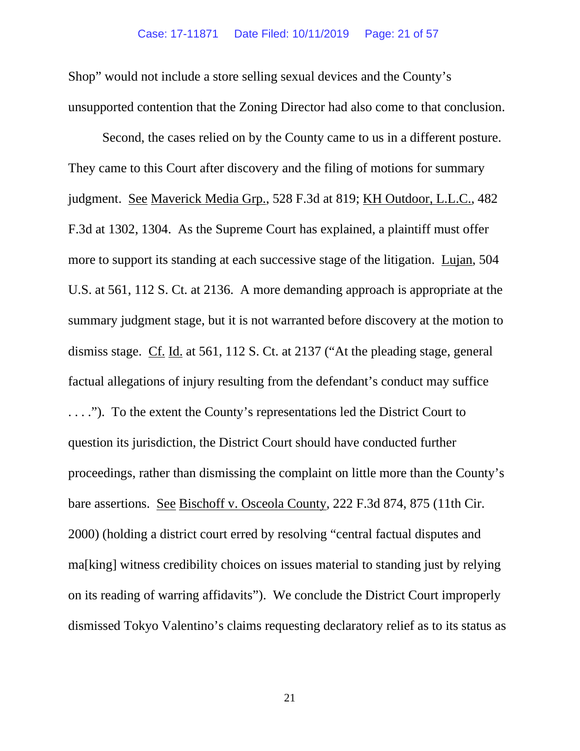Shop" would not include a store selling sexual devices and the County's unsupported contention that the Zoning Director had also come to that conclusion.

Second, the cases relied on by the County came to us in a different posture. They came to this Court after discovery and the filing of motions for summary judgment. See Maverick Media Grp., 528 F.3d at 819; KH Outdoor, L.L.C., 482 F.3d at 1302, 1304. As the Supreme Court has explained, a plaintiff must offer more to support its standing at each successive stage of the litigation. Lujan, 504 U.S. at 561, 112 S. Ct. at 2136. A more demanding approach is appropriate at the summary judgment stage, but it is not warranted before discovery at the motion to dismiss stage. Cf. Id. at 561, 112 S. Ct. at 2137 ("At the pleading stage, general factual allegations of injury resulting from the defendant's conduct may suffice . . . ."). To the extent the County's representations led the District Court to question its jurisdiction, the District Court should have conducted further proceedings, rather than dismissing the complaint on little more than the County's bare assertions. See Bischoff v. Osceola County, 222 F.3d 874, 875 (11th Cir. 2000) (holding a district court erred by resolving "central factual disputes and ma[king] witness credibility choices on issues material to standing just by relying on its reading of warring affidavits"). We conclude the District Court improperly dismissed Tokyo Valentino's claims requesting declaratory relief as to its status as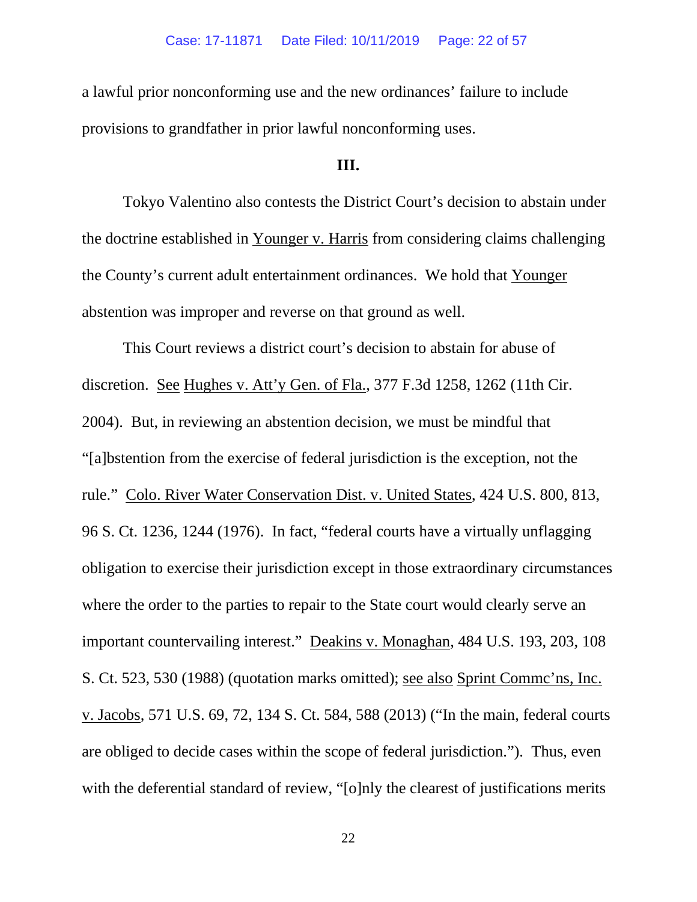a lawful prior nonconforming use and the new ordinances' failure to include provisions to grandfather in prior lawful nonconforming uses.

### III.

Tokyo Valentino also contests the District Court's decision to abstain under the doctrine established in Younger v. Harris from considering claims challenging the County's current adult entertainment ordinances. We hold that Younger abstention was improper and reverse on that ground as well.

This Court reviews a district court's decision to abstain for abuse of discretion. See Hughes v. Att'y Gen. of Fla., 377 F.3d 1258, 1262 (11th Cir. 2004). But, in reviewing an abstention decision, we must be mindful that "[a]bstention from the exercise of federal jurisdiction is the exception, not the rule." Colo. River Water Conservation Dist. v. United States, 424 U.S. 800, 813, 96 S. Ct. 1236, 1244 (1976). In fact, "federal courts have a virtually unflagging obligation to exercise their jurisdiction except in those extraordinary circumstances where the order to the parties to repair to the State court would clearly serve an important countervailing interest." Deakins v. Monaghan, 484 U.S. 193, 203, 108 S. Ct. 523, 530 (1988) (quotation marks omitted); see also Sprint Commc'ns, Inc. v. Jacobs, 571 U.S. 69, 72, 134 S. Ct. 584, 588 (2013) ("In the main, federal courts are obliged to decide cases within the scope of federal jurisdiction."). Thus, even with the deferential standard of review, "[o]nly the clearest of justifications merits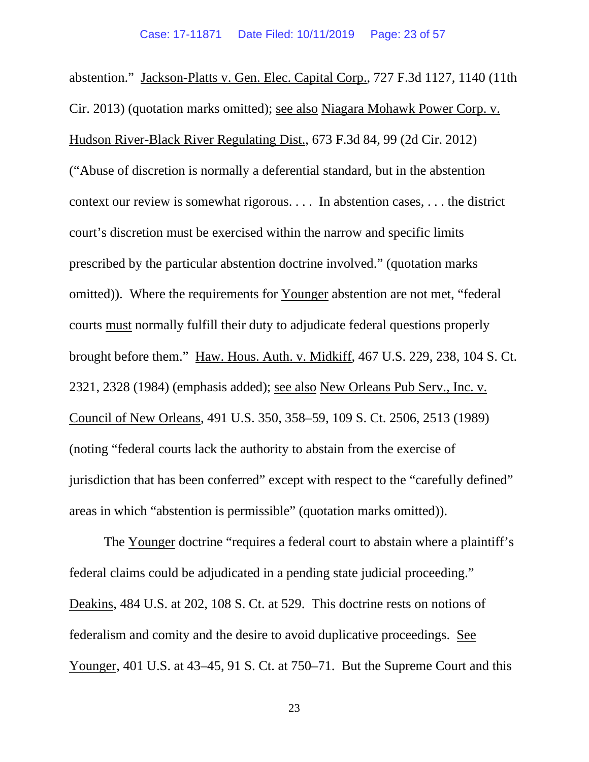abstention." Jackson-Platts v. Gen. Elec. Capital Corp., 727 F.3d 1127, 1140 (11th Cir. 2013) (quotation marks omitted); see also Niagara Mohawk Power Corp. v. Hudson River-Black River Regulating Dist., 673 F.3d 84, 99 (2d Cir. 2012) ("Abuse of discretion is normally a deferential standard, but in the abstention context our review is somewhat rigorous. . . . In abstention cases, . . . the district court's discretion must be exercised within the narrow and specific limits prescribed by the particular abstention doctrine involved." (quotation marks omitted)). Where the requirements for Younger abstention are not met, "federal courts must normally fulfill their duty to adjudicate federal questions properly brought before them." Haw. Hous. Auth. v. Midkiff, 467 U.S. 229, 238, 104 S. Ct. 2321, 2328 (1984) (emphasis added); see also New Orleans Pub Serv., Inc. v. Council of New Orleans, 491 U.S. 350, 358–59, 109 S. Ct. 2506, 2513 (1989) (noting "federal courts lack the authority to abstain from the exercise of jurisdiction that has been conferred" except with respect to the "carefully defined" areas in which "abstention is permissible" (quotation marks omitted)).

The Younger doctrine "requires a federal court to abstain where a plaintiff's federal claims could be adjudicated in a pending state judicial proceeding." Deakins, 484 U.S. at 202, 108 S. Ct. at 529. This doctrine rests on notions of federalism and comity and the desire to avoid duplicative proceedings. See Younger, 401 U.S. at 43–45, 91 S. Ct. at 750–71. But the Supreme Court and this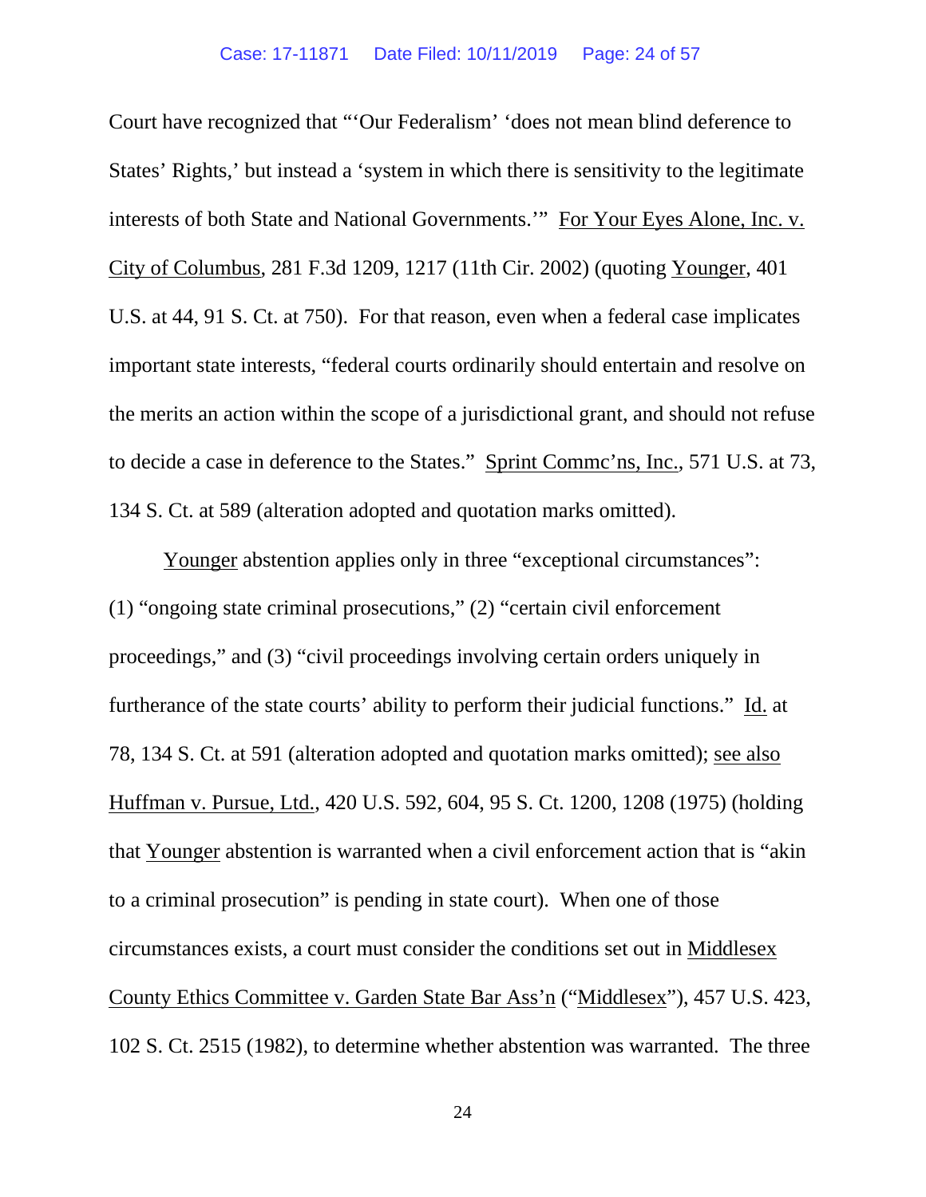Court have recognized that "'Our Federalism' 'does not mean blind deference to States' Rights,' but instead a 'system in which there is sensitivity to the legitimate interests of both State and National Governments.'" For Your Eyes Alone, Inc. v. City of Columbus, 281 F.3d 1209, 1217 (11th Cir. 2002) (quoting Younger, 401 U.S. at 44, 91 S. Ct. at 750). For that reason, even when a federal case implicates important state interests, "federal courts ordinarily should entertain and resolve on the merits an action within the scope of a jurisdictional grant, and should not refuse to decide a case in deference to the States." Sprint Commc'ns, Inc., 571 U.S. at 73, 134 S. Ct. at 589 (alteration adopted and quotation marks omitted).

Younger abstention applies only in three "exceptional circumstances": (1) "ongoing state criminal prosecutions," (2) "certain civil enforcement proceedings," and (3) "civil proceedings involving certain orders uniquely in furtherance of the state courts' ability to perform their judicial functions." Id. at 78, 134 S. Ct. at 591 (alteration adopted and quotation marks omitted); see also Huffman v. Pursue, Ltd., 420 U.S. 592, 604, 95 S. Ct. 1200, 1208 (1975) (holding that Younger abstention is warranted when a civil enforcement action that is "akin to a criminal prosecution" is pending in state court). When one of those circumstances exists, a court must consider the conditions set out in Middlesex County Ethics Committee v. Garden State Bar Ass'n ("Middlesex"), 457 U.S. 423, 102 S. Ct. 2515 (1982), to determine whether abstention was warranted. The three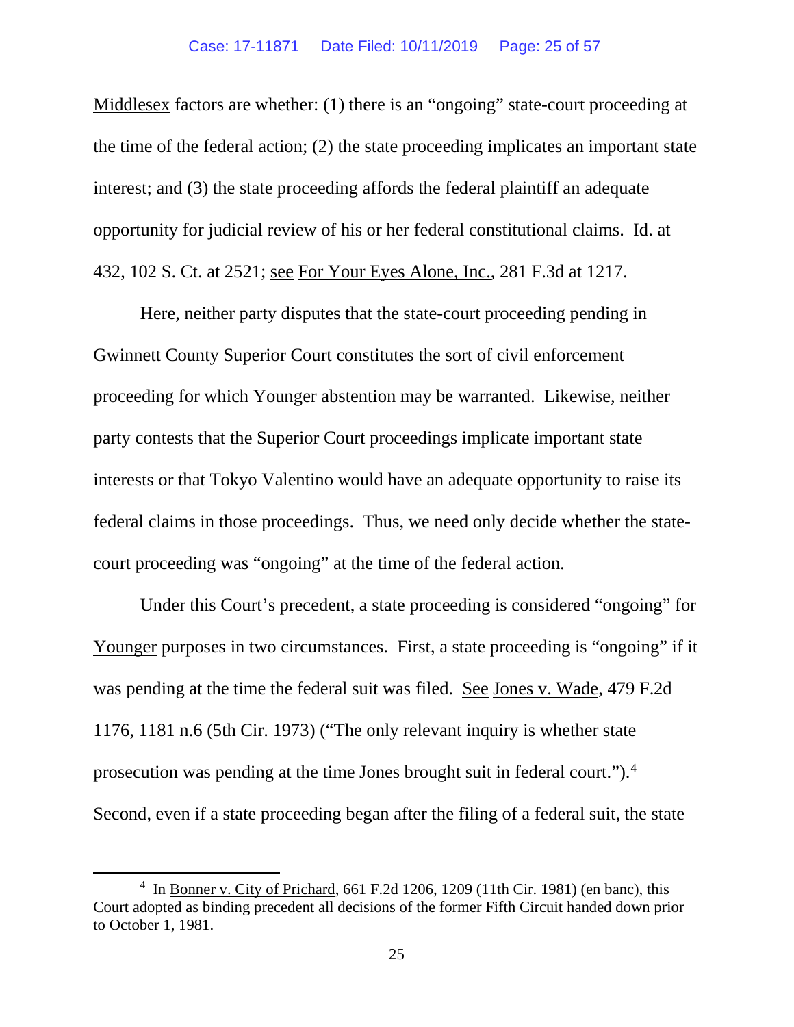Middlesex factors are whether: (1) there is an "ongoing" state-court proceeding at the time of the federal action; (2) the state proceeding implicates an important state interest; and (3) the state proceeding affords the federal plaintiff an adequate opportunity for judicial review of his or her federal constitutional claims. Id. at 432, 102 S. Ct. at 2521; see For Your Eyes Alone, Inc., 281 F.3d at 1217.

Here, neither party disputes that the state-court proceeding pending in Gwinnett County Superior Court constitutes the sort of civil enforcement proceeding for which Younger abstention may be warranted. Likewise, neither party contests that the Superior Court proceedings implicate important state interests or that Tokyo Valentino would have an adequate opportunity to raise its federal claims in those proceedings. Thus, we need only decide whether the state-court proceeding was "ongoing" at the time of the federal action.

Under this Court's precedent, a state proceeding is considered "ongoing" for Younger purposes in two circumstances. First, a state proceeding is "ongoing" if it was pending at the time the federal suit was filed. See Jones v. Wade, 479 F.2d 1176, 1181 n.6 (5th Cir. 1973) ("The only relevant inquiry is whether state prosecution was pending at the time Jones brought suit in federal court.").[4] Second, even if a state proceeding began after the filing of a federal suit, the state

---

[4] In Bonner v. City of Prichard, 661 F.2d 1206, 1209 (11th Cir. 1981) (en banc), this Court adopted as binding precedent all decisions of the former Fifth Circuit handed down prior to October 1, 1981.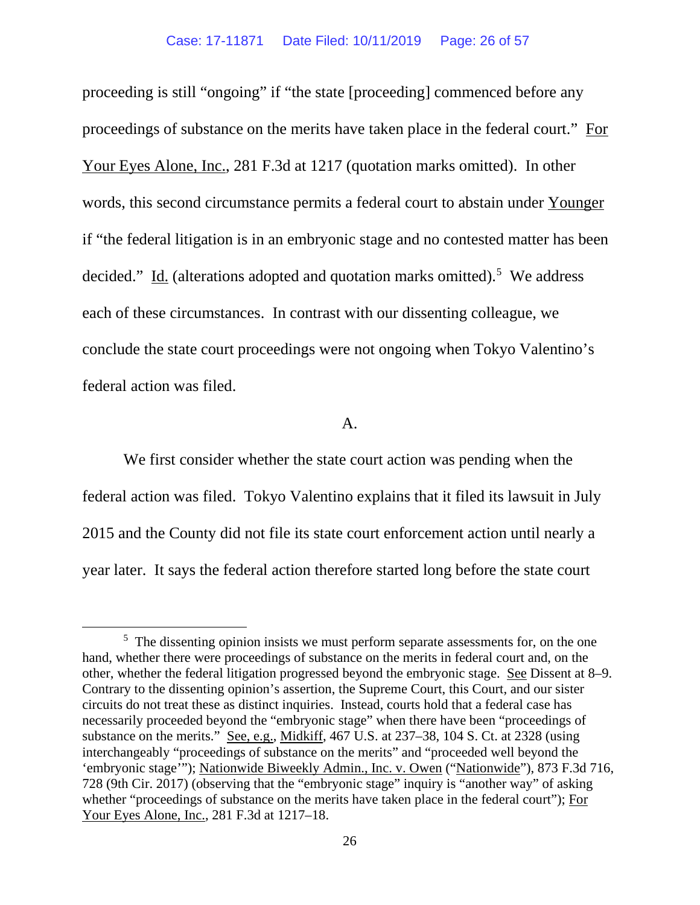proceeding is still "ongoing" if "the state [proceeding] commenced before any proceedings of substance on the merits have taken place in the federal court." For Your Eyes Alone, Inc., 281 F.3d at 1217 (quotation marks omitted). In other words, this second circumstance permits a federal court to abstain under Younger if "the federal litigation is in an embryonic stage and no contested matter has been decided." Id. (alterations adopted and quotation marks omitted).[5] We address each of these circumstances. In contrast with our dissenting colleague, we conclude the state court proceedings were not ongoing when Tokyo Valentino's federal action was filed.

A.

We first consider whether the state court action was pending when the federal action was filed. Tokyo Valentino explains that it filed its lawsuit in July 2015 and the County did not file its state court enforcement action until nearly a year later. It says the federal action therefore started long before the state court

---

[5] The dissenting opinion insists we must perform separate assessments for, on the one hand, whether there were proceedings of substance on the merits in federal court and, on the other, whether the federal litigation progressed beyond the embryonic stage. See Dissent at 8–9. Contrary to the dissenting opinion's assertion, the Supreme Court, this Court, and our sister circuits do not treat these as distinct inquiries. Instead, courts hold that a federal case has necessarily proceeded beyond the "embryonic stage" when there have been "proceedings of substance on the merits." See, e.g., Midkiff, 467 U.S. at 237–38, 104 S. Ct. at 2328 (using interchangeably "proceedings of substance on the merits" and "proceeded well beyond the 'embryonic stage'"); Nationwide Biweekly Admin., Inc. v. Owen ("Nationwide"), 873 F.3d 716, 728 (9th Cir. 2017) (observing that the "embryonic stage" inquiry is "another way" of asking whether "proceedings of substance on the merits have taken place in the federal court"); For Your Eyes Alone, Inc., 281 F.3d at 1217–18.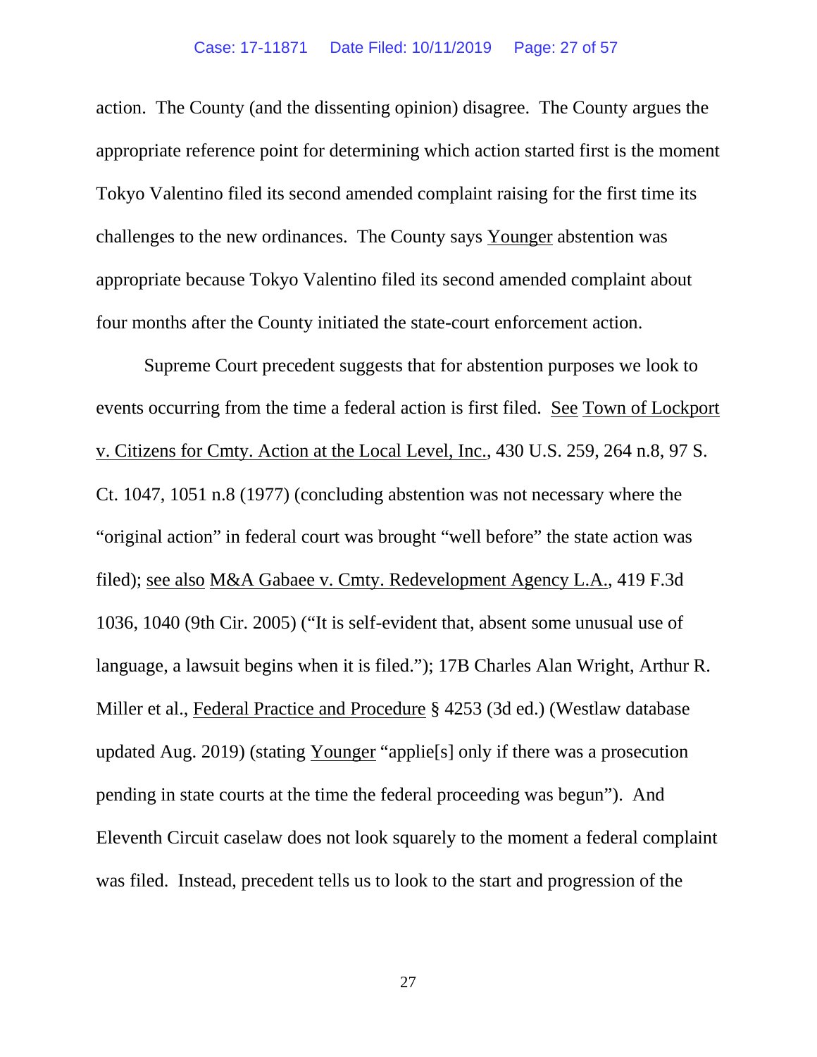action. The County (and the dissenting opinion) disagree. The County argues the appropriate reference point for determining which action started first is the moment Tokyo Valentino filed its second amended complaint raising for the first time its challenges to the new ordinances. The County says Younger abstention was appropriate because Tokyo Valentino filed its second amended complaint about four months after the County initiated the state-court enforcement action.

Supreme Court precedent suggests that for abstention purposes we look to events occurring from the time a federal action is first filed. See Town of Lockport v. Citizens for Cmty. Action at the Local Level, Inc., 430 U.S. 259, 264 n.8, 97 S. Ct. 1047, 1051 n.8 (1977) (concluding abstention was not necessary where the "original action" in federal court was brought "well before" the state action was filed); see also M&A Gabaee v. Cmty. Redevelopment Agency L.A., 419 F.3d 1036, 1040 (9th Cir. 2005) ("It is self-evident that, absent some unusual use of language, a lawsuit begins when it is filed."); 17B Charles Alan Wright, Arthur R. Miller et al., Federal Practice and Procedure § 4253 (3d ed.) (Westlaw database updated Aug. 2019) (stating Younger "applie[s] only if there was a prosecution pending in state courts at the time the federal proceeding was begun"). And Eleventh Circuit caselaw does not look squarely to the moment a federal complaint was filed. Instead, precedent tells us to look to the start and progression of the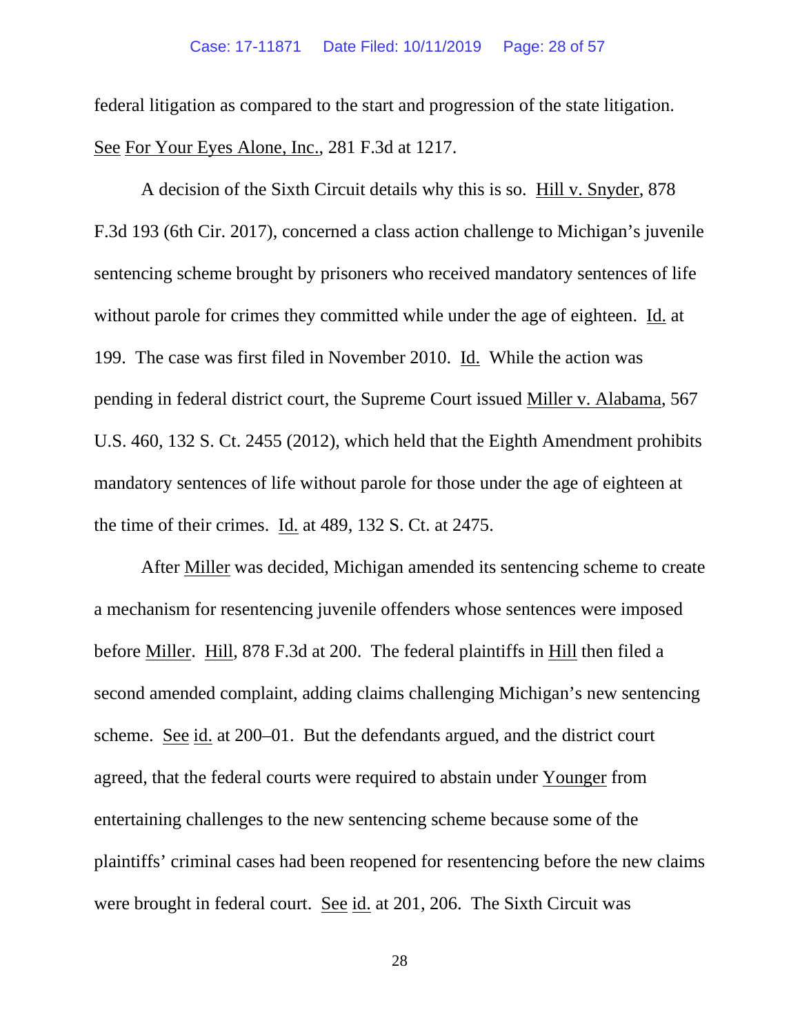federal litigation as compared to the start and progression of the state litigation. See For Your Eyes Alone, Inc., 281 F.3d at 1217.

A decision of the Sixth Circuit details why this is so. Hill v. Snyder, 878 F.3d 193 (6th Cir. 2017), concerned a class action challenge to Michigan's juvenile sentencing scheme brought by prisoners who received mandatory sentences of life without parole for crimes they committed while under the age of eighteen. Id. at 199. The case was first filed in November 2010. Id. While the action was pending in federal district court, the Supreme Court issued Miller v. Alabama, 567 U.S. 460, 132 S. Ct. 2455 (2012), which held that the Eighth Amendment prohibits mandatory sentences of life without parole for those under the age of eighteen at the time of their crimes. Id. at 489, 132 S. Ct. at 2475.

After Miller was decided, Michigan amended its sentencing scheme to create a mechanism for resentencing juvenile offenders whose sentences were imposed before Miller. Hill, 878 F.3d at 200. The federal plaintiffs in Hill then filed a second amended complaint, adding claims challenging Michigan's new sentencing scheme. See id. at 200–01. But the defendants argued, and the district court agreed, that the federal courts were required to abstain under Younger from entertaining challenges to the new sentencing scheme because some of the plaintiffs' criminal cases had been reopened for resentencing before the new claims were brought in federal court. See id. at 201, 206. The Sixth Circuit was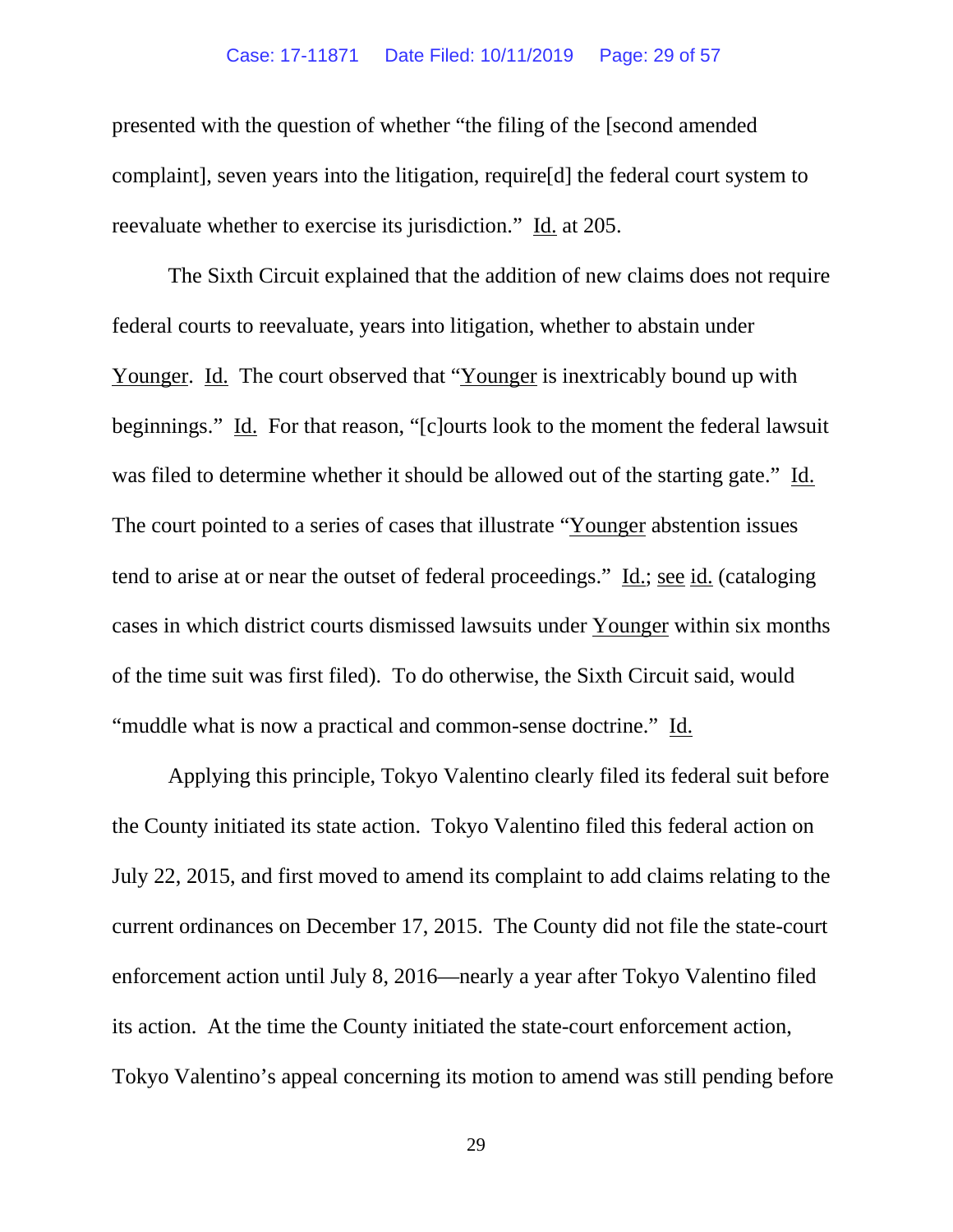presented with the question of whether "the filing of the [second amended complaint], seven years into the litigation, require[d] the federal court system to reevaluate whether to exercise its jurisdiction." Id. at 205.

The Sixth Circuit explained that the addition of new claims does not require federal courts to reevaluate, years into litigation, whether to abstain under Younger. Id. The court observed that "Younger is inextricably bound up with beginnings." Id. For that reason, "[c]ourts look to the moment the federal lawsuit was filed to determine whether it should be allowed out of the starting gate." Id. The court pointed to a series of cases that illustrate "Younger abstention issues tend to arise at or near the outset of federal proceedings." Id.; see id. (cataloging cases in which district courts dismissed lawsuits under Younger within six months of the time suit was first filed). To do otherwise, the Sixth Circuit said, would "muddle what is now a practical and common-sense doctrine." Id.

Applying this principle, Tokyo Valentino clearly filed its federal suit before the County initiated its state action. Tokyo Valentino filed this federal action on July 22, 2015, and first moved to amend its complaint to add claims relating to the current ordinances on December 17, 2015. The County did not file the state-court enforcement action until July 8, 2016—nearly a year after Tokyo Valentino filed its action. At the time the County initiated the state-court enforcement action, Tokyo Valentino's appeal concerning its motion to amend was still pending before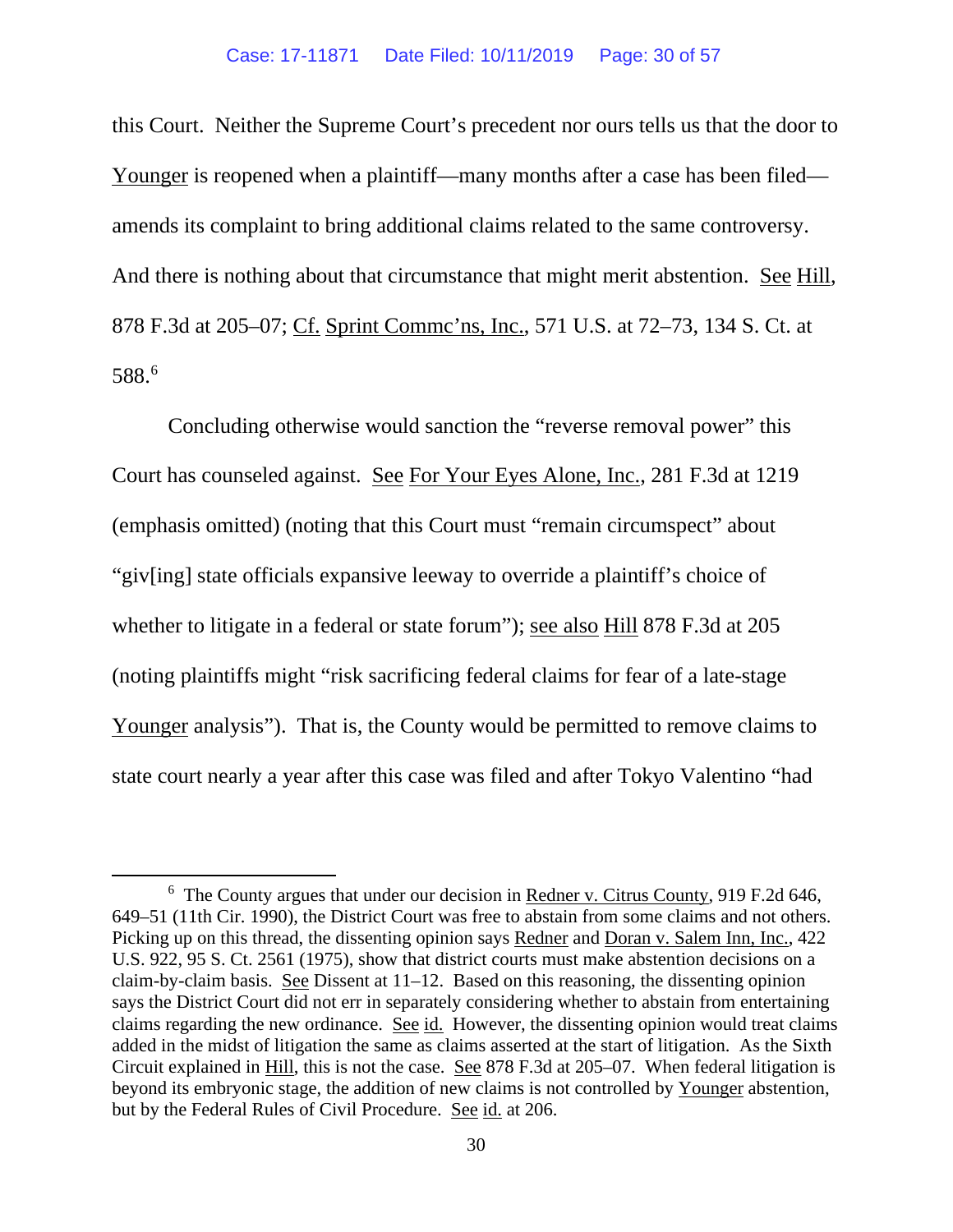this Court. Neither the Supreme Court's precedent nor ours tells us that the door to Younger is reopened when a plaintiff—many months after a case has been filed—amends its complaint to bring additional claims related to the same controversy. And there is nothing about that circumstance that might merit abstention. See Hill, 878 F.3d at 205–07; Cf. Sprint Commc'ns, Inc., 571 U.S. at 72–73, 134 S. Ct. at 588.[6]

Concluding otherwise would sanction the "reverse removal power" this Court has counseled against. See For Your Eyes Alone, Inc., 281 F.3d at 1219 (emphasis omitted) (noting that this Court must "remain circumspect" about "giv[ing] state officials expansive leeway to override a plaintiff's choice of whether to litigate in a federal or state forum"); see also Hill 878 F.3d at 205 (noting plaintiffs might "risk sacrificing federal claims for fear of a late-stage Younger analysis"). That is, the County would be permitted to remove claims to state court nearly a year after this case was filed and after Tokyo Valentino "had

---

[6] The County argues that under our decision in Redner v. Citrus County, 919 F.2d 646, 649–51 (11th Cir. 1990), the District Court was free to abstain from some claims and not others. Picking up on this thread, the dissenting opinion says Redner and Doran v. Salem Inn, Inc., 422 U.S. 922, 95 S. Ct. 2561 (1975), show that district courts must make abstention decisions on a claim-by-claim basis. See Dissent at 11–12. Based on this reasoning, the dissenting opinion says the District Court did not err in separately considering whether to abstain from entertaining claims regarding the new ordinance. See id. However, the dissenting opinion would treat claims added in the midst of litigation the same as claims asserted at the start of litigation. As the Sixth Circuit explained in Hill, this is not the case. See 878 F.3d at 205–07. When federal litigation is beyond its embryonic stage, the addition of new claims is not controlled by Younger abstention, but by the Federal Rules of Civil Procedure. See id. at 206.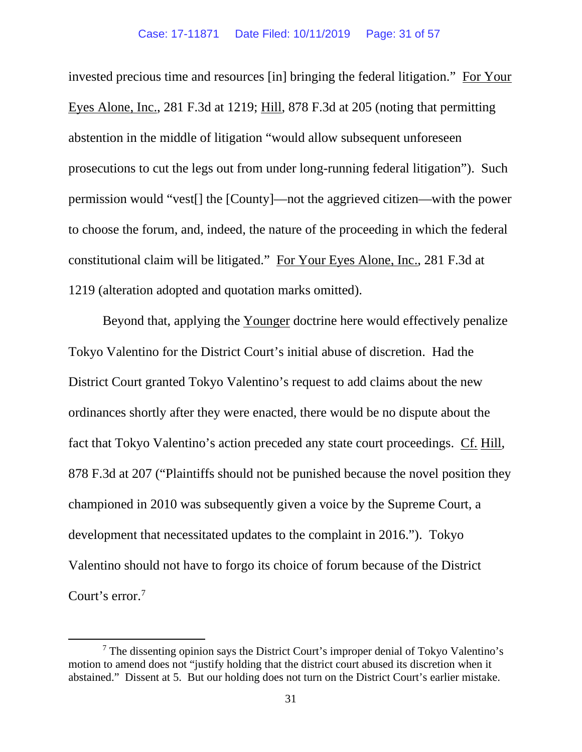invested precious time and resources [in] bringing the federal litigation." For Your Eyes Alone, Inc., 281 F.3d at 1219; Hill, 878 F.3d at 205 (noting that permitting abstention in the middle of litigation "would allow subsequent unforeseen prosecutions to cut the legs out from under long-running federal litigation"). Such permission would "vest[] the [County]—not the aggrieved citizen—with the power to choose the forum, and, indeed, the nature of the proceeding in which the federal constitutional claim will be litigated." For Your Eyes Alone, Inc., 281 F.3d at 1219 (alteration adopted and quotation marks omitted).

Beyond that, applying the Younger doctrine here would effectively penalize Tokyo Valentino for the District Court's initial abuse of discretion. Had the District Court granted Tokyo Valentino's request to add claims about the new ordinances shortly after they were enacted, there would be no dispute about the fact that Tokyo Valentino's action preceded any state court proceedings. Cf. Hill, 878 F.3d at 207 ("Plaintiffs should not be punished because the novel position they championed in 2010 was subsequently given a voice by the Supreme Court, a development that necessitated updates to the complaint in 2016."). Tokyo Valentino should not have to forgo its choice of forum because of the District Court's error.[7]

[7] The dissenting opinion says the District Court's improper denial of Tokyo Valentino's motion to amend does not "justify holding that the district court abused its discretion when it abstained." Dissent at 5. But our holding does not turn on the District Court's earlier mistake.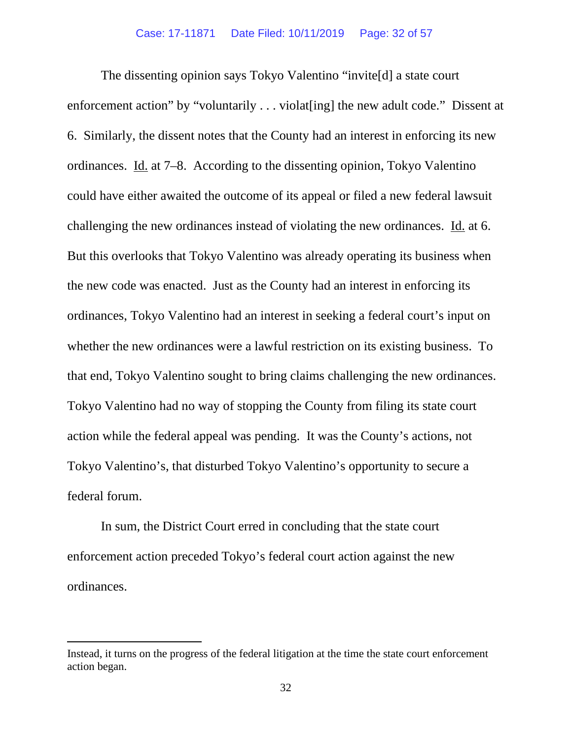The dissenting opinion says Tokyo Valentino "invite[d] a state court enforcement action" by "voluntarily . . . violat[ing] the new adult code." Dissent at 6. Similarly, the dissent notes that the County had an interest in enforcing its new ordinances. Id. at 7–8. According to the dissenting opinion, Tokyo Valentino could have either awaited the outcome of its appeal or filed a new federal lawsuit challenging the new ordinances instead of violating the new ordinances. Id. at 6. But this overlooks that Tokyo Valentino was already operating its business when the new code was enacted. Just as the County had an interest in enforcing its ordinances, Tokyo Valentino had an interest in seeking a federal court's input on whether the new ordinances were a lawful restriction on its existing business. To that end, Tokyo Valentino sought to bring claims challenging the new ordinances. Tokyo Valentino had no way of stopping the County from filing its state court action while the federal appeal was pending. It was the County's actions, not Tokyo Valentino's, that disturbed Tokyo Valentino's opportunity to secure a federal forum.

In sum, the District Court erred in concluding that the state court enforcement action preceded Tokyo's federal court action against the new ordinances.

---

Instead, it turns on the progress of the federal litigation at the time the state court enforcement action began.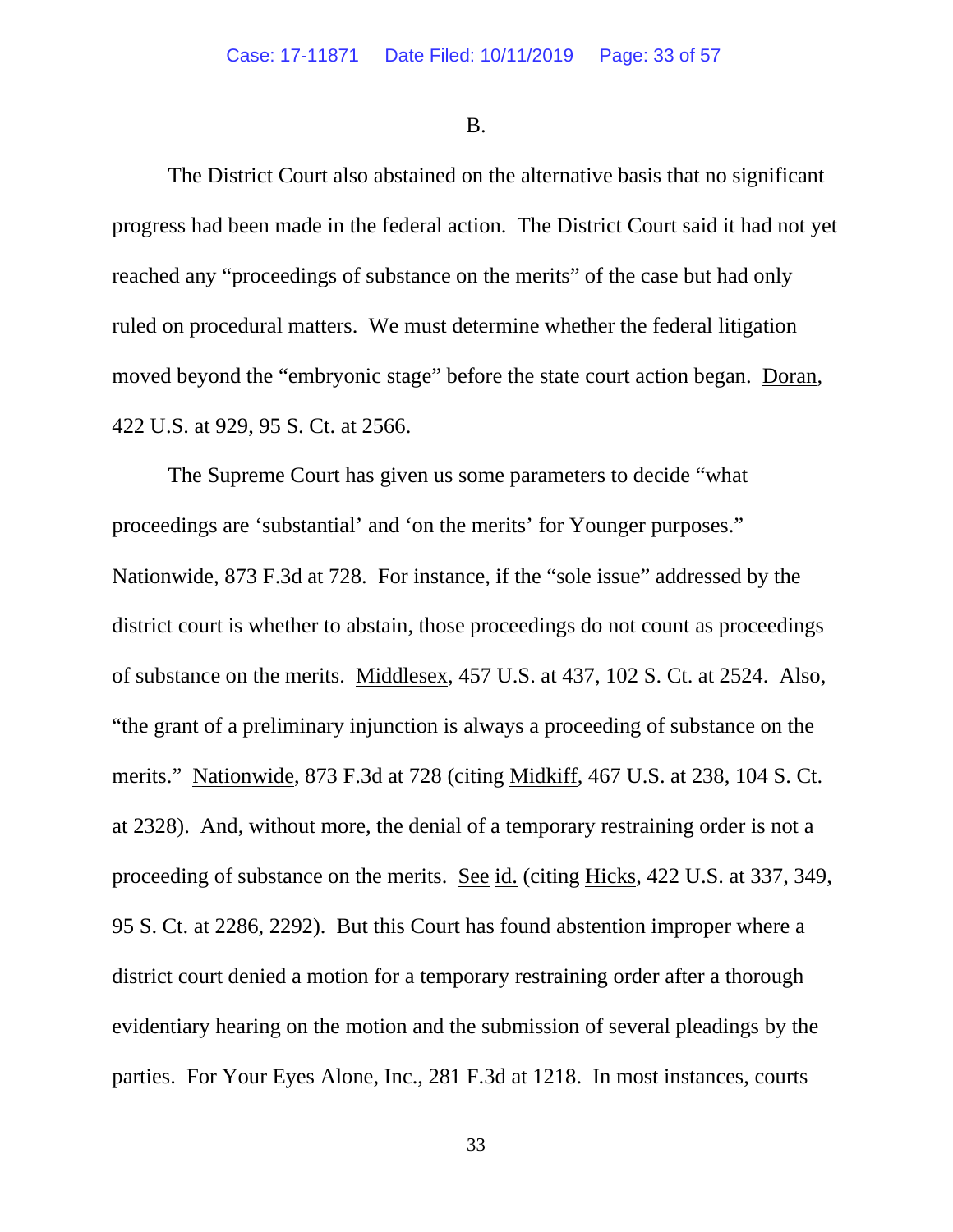B.

The District Court also abstained on the alternative basis that no significant progress had been made in the federal action. The District Court said it had not yet reached any "proceedings of substance on the merits" of the case but had only ruled on procedural matters. We must determine whether the federal litigation moved beyond the "embryonic stage" before the state court action began. Doran, 422 U.S. at 929, 95 S. Ct. at 2566.

The Supreme Court has given us some parameters to decide "what proceedings are 'substantial' and 'on the merits' for Younger purposes." Nationwide, 873 F.3d at 728. For instance, if the "sole issue" addressed by the district court is whether to abstain, those proceedings do not count as proceedings of substance on the merits. Middlesex, 457 U.S. at 437, 102 S. Ct. at 2524. Also, "the grant of a preliminary injunction is always a proceeding of substance on the merits." Nationwide, 873 F.3d at 728 (citing Midkiff, 467 U.S. at 238, 104 S. Ct. at 2328). And, without more, the denial of a temporary restraining order is not a proceeding of substance on the merits. See id. (citing Hicks, 422 U.S. at 337, 349, 95 S. Ct. at 2286, 2292). But this Court has found abstention improper where a district court denied a motion for a temporary restraining order after a thorough evidentiary hearing on the motion and the submission of several pleadings by the parties. For Your Eyes Alone, Inc., 281 F.3d at 1218. In most instances, courts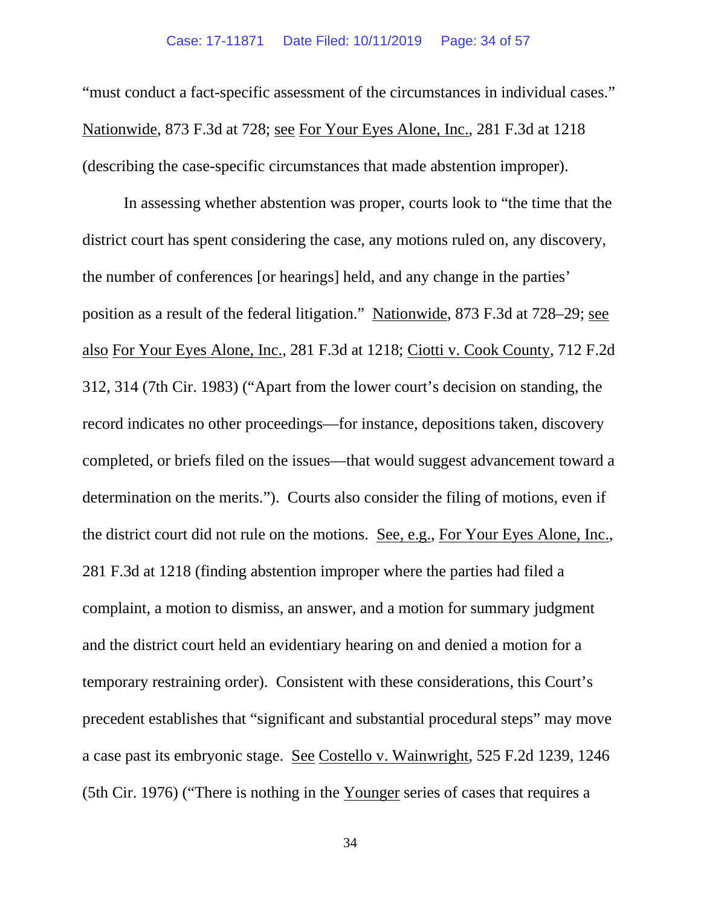"must conduct a fact-specific assessment of the circumstances in individual cases." Nationwide, 873 F.3d at 728; see For Your Eyes Alone, Inc., 281 F.3d at 1218 (describing the case-specific circumstances that made abstention improper).

In assessing whether abstention was proper, courts look to "the time that the district court has spent considering the case, any motions ruled on, any discovery, the number of conferences [or hearings] held, and any change in the parties' position as a result of the federal litigation." Nationwide, 873 F.3d at 728–29; see also For Your Eyes Alone, Inc., 281 F.3d at 1218; Ciotti v. Cook County, 712 F.2d 312, 314 (7th Cir. 1983) ("Apart from the lower court's decision on standing, the record indicates no other proceedings—for instance, depositions taken, discovery completed, or briefs filed on the issues—that would suggest advancement toward a determination on the merits."). Courts also consider the filing of motions, even if the district court did not rule on the motions. See, e.g., For Your Eyes Alone, Inc., 281 F.3d at 1218 (finding abstention improper where the parties had filed a complaint, a motion to dismiss, an answer, and a motion for summary judgment and the district court held an evidentiary hearing on and denied a motion for a temporary restraining order). Consistent with these considerations, this Court's precedent establishes that "significant and substantial procedural steps" may move a case past its embryonic stage. See Costello v. Wainwright, 525 F.2d 1239, 1246 (5th Cir. 1976) ("There is nothing in the Younger series of cases that requires a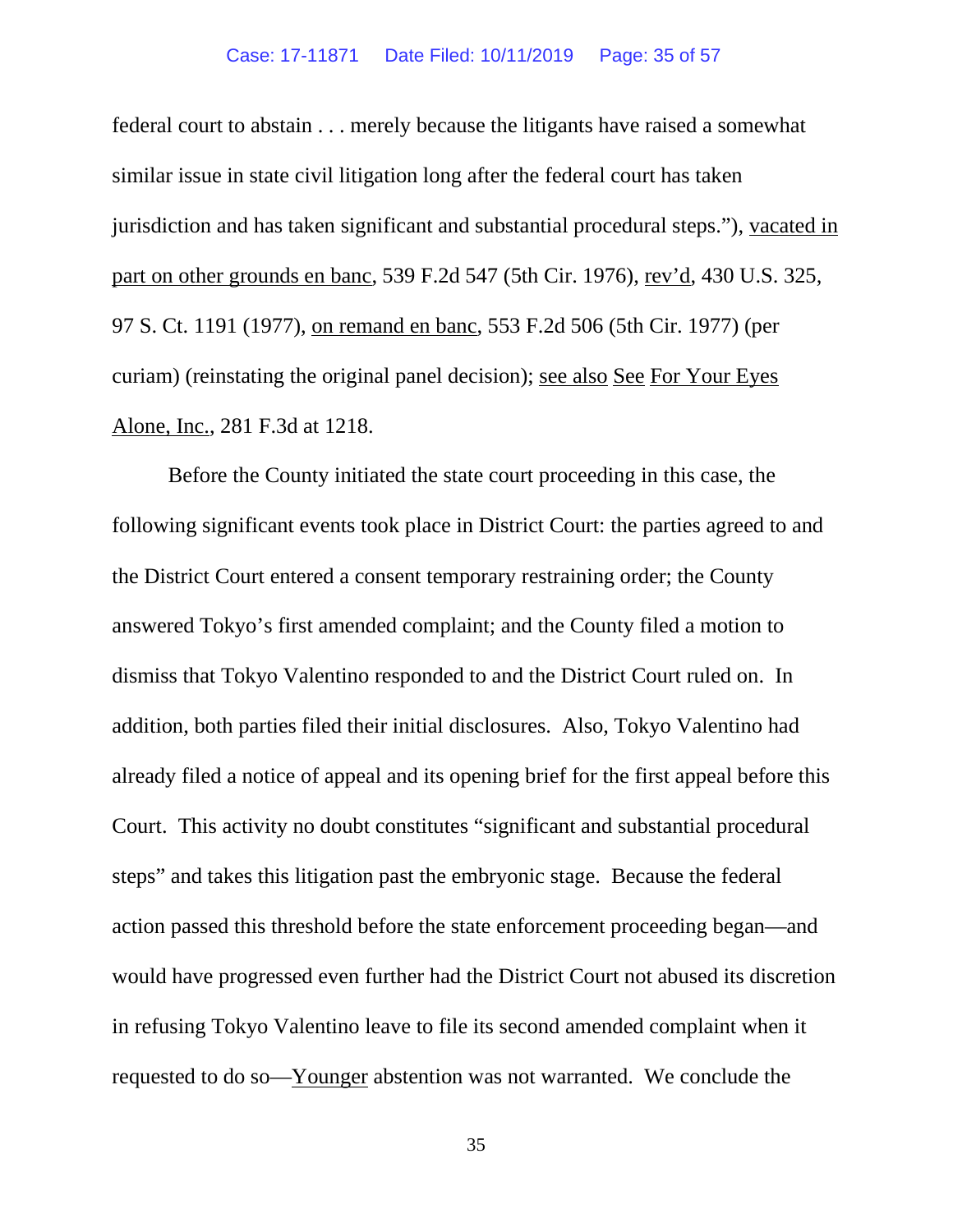federal court to abstain . . . merely because the litigants have raised a somewhat similar issue in state civil litigation long after the federal court has taken jurisdiction and has taken significant and substantial procedural steps."), vacated in part on other grounds en banc, 539 F.2d 547 (5th Cir. 1976), rev'd, 430 U.S. 325, 97 S. Ct. 1191 (1977), on remand en banc, 553 F.2d 506 (5th Cir. 1977) (per curiam) (reinstating the original panel decision); see also See For Your Eyes Alone, Inc., 281 F.3d at 1218.

Before the County initiated the state court proceeding in this case, the following significant events took place in District Court: the parties agreed to and the District Court entered a consent temporary restraining order; the County answered Tokyo's first amended complaint; and the County filed a motion to dismiss that Tokyo Valentino responded to and the District Court ruled on. In addition, both parties filed their initial disclosures. Also, Tokyo Valentino had already filed a notice of appeal and its opening brief for the first appeal before this Court. This activity no doubt constitutes "significant and substantial procedural steps" and takes this litigation past the embryonic stage. Because the federal action passed this threshold before the state enforcement proceeding began—and would have progressed even further had the District Court not abused its discretion in refusing Tokyo Valentino leave to file its second amended complaint when it requested to do so—Younger abstention was not warranted. We conclude the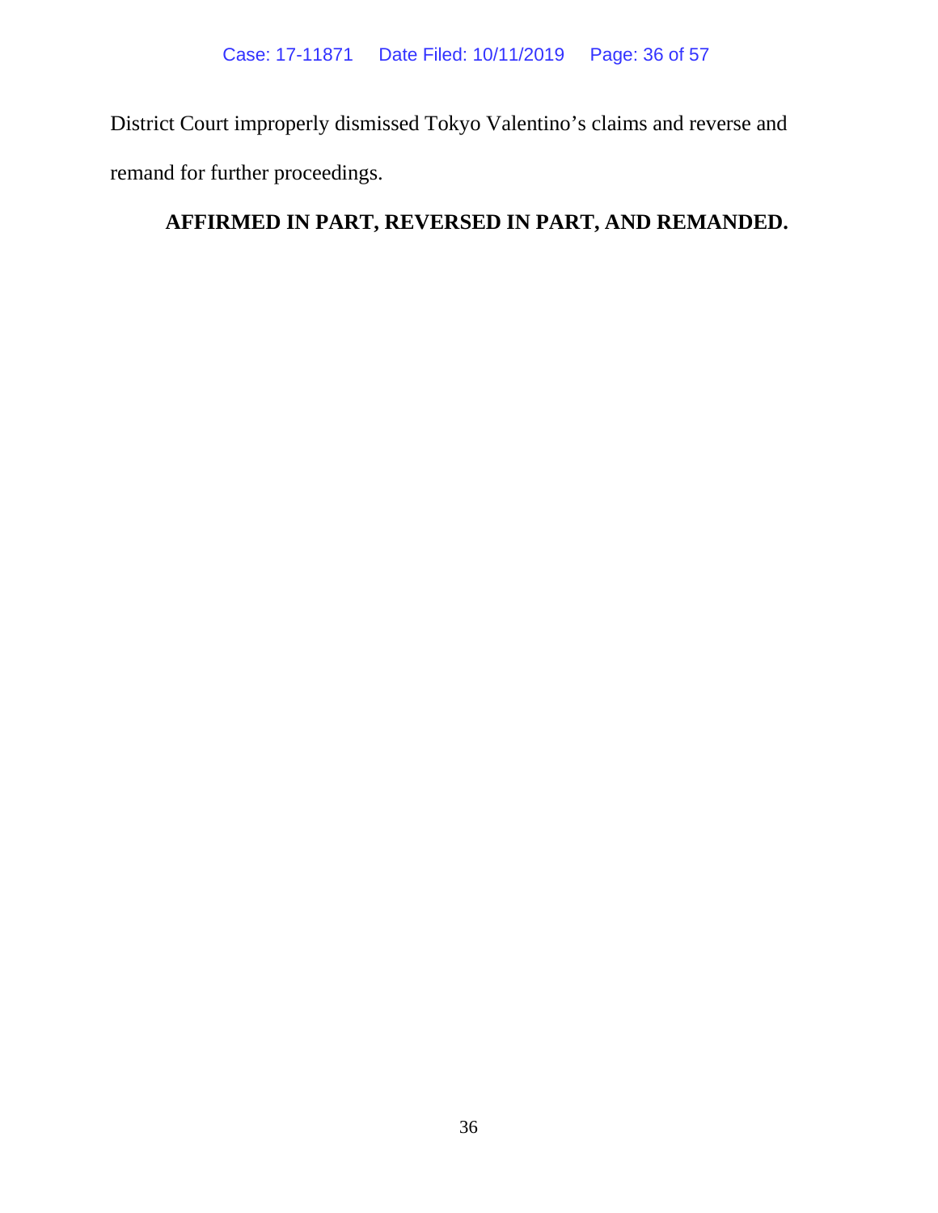District Court improperly dismissed Tokyo Valentino's claims and reverse and remand for further proceedings.

**AFFIRMED IN PART, REVERSED IN PART, AND REMANDED.**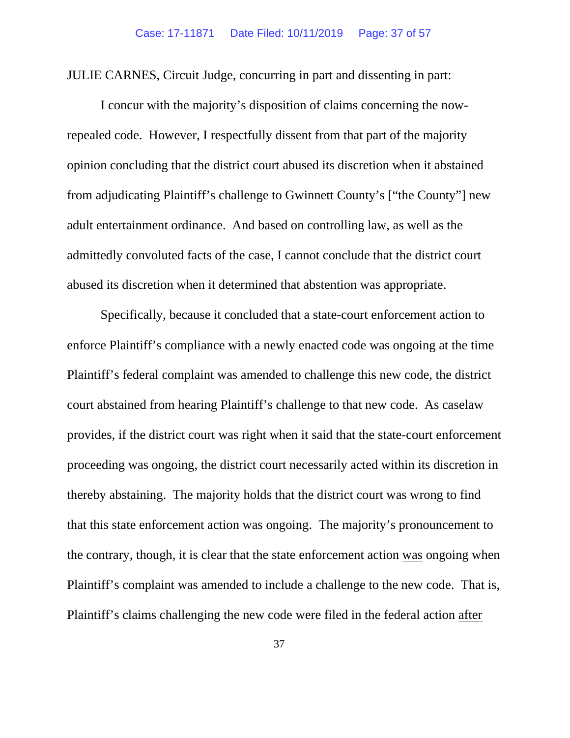JULIE CARNES, Circuit Judge, concurring in part and dissenting in part:

I concur with the majority's disposition of claims concerning the now-repealed code. However, I respectfully dissent from that part of the majority opinion concluding that the district court abused its discretion when it abstained from adjudicating Plaintiff's challenge to Gwinnett County's ["the County"] new adult entertainment ordinance. And based on controlling law, as well as the admittedly convoluted facts of the case, I cannot conclude that the district court abused its discretion when it determined that abstention was appropriate.

Specifically, because it concluded that a state-court enforcement action to enforce Plaintiff's compliance with a newly enacted code was ongoing at the time Plaintiff's federal complaint was amended to challenge this new code, the district court abstained from hearing Plaintiff's challenge to that new code. As caselaw provides, if the district court was right when it said that the state-court enforcement proceeding was ongoing, the district court necessarily acted within its discretion in thereby abstaining. The majority holds that the district court was wrong to find that this state enforcement action was ongoing. The majority's pronouncement to the contrary, though, it is clear that the state enforcement action <u>was</u> ongoing when Plaintiff's complaint was amended to include a challenge to the new code. That is, Plaintiff's claims challenging the new code were filed in the federal action <u>after</u>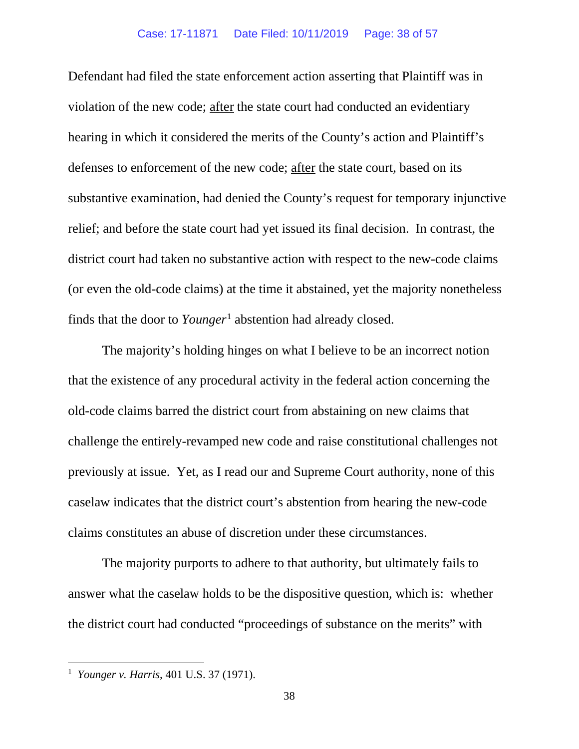Defendant had filed the state enforcement action asserting that Plaintiff was in violation of the new code; after the state court had conducted an evidentiary hearing in which it considered the merits of the County's action and Plaintiff's defenses to enforcement of the new code; after the state court, based on its substantive examination, had denied the County's request for temporary injunctive relief; and before the state court had yet issued its final decision. In contrast, the district court had taken no substantive action with respect to the new-code claims (or even the old-code claims) at the time it abstained, yet the majority nonetheless finds that the door to *Younger*[1] abstention had already closed.

The majority's holding hinges on what I believe to be an incorrect notion that the existence of any procedural activity in the federal action concerning the old-code claims barred the district court from abstaining on new claims that challenge the entirely-revamped new code and raise constitutional challenges not previously at issue. Yet, as I read our and Supreme Court authority, none of this caselaw indicates that the district court's abstention from hearing the new-code claims constitutes an abuse of discretion under these circumstances.

The majority purports to adhere to that authority, but ultimately fails to answer what the caselaw holds to be the dispositive question, which is: whether the district court had conducted "proceedings of substance on the merits" with

[1] *Younger v. Harris*, 401 U.S. 37 (1971).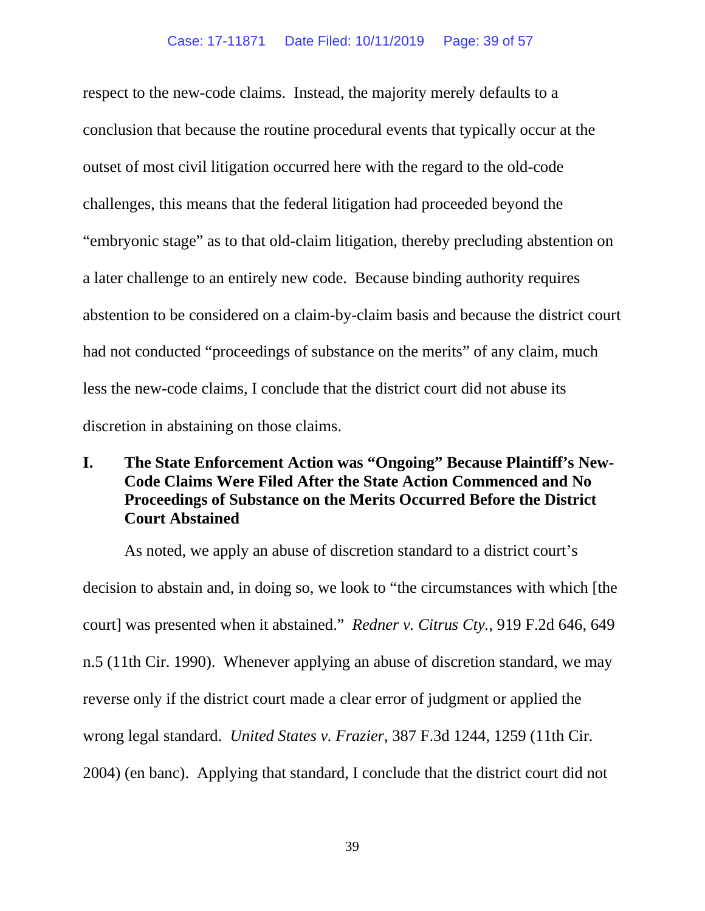respect to the new-code claims. Instead, the majority merely defaults to a conclusion that because the routine procedural events that typically occur at the outset of most civil litigation occurred here with the regard to the old-code challenges, this means that the federal litigation had proceeded beyond the "embryonic stage" as to that old-claim litigation, thereby precluding abstention on a later challenge to an entirely new code. Because binding authority requires abstention to be considered on a claim-by-claim basis and because the district court had not conducted "proceedings of substance on the merits" of any claim, much less the new-code claims, I conclude that the district court did not abuse its discretion in abstaining on those claims.

## I. The State Enforcement Action was "Ongoing" Because Plaintiff's New-Code Claims Were Filed After the State Action Commenced and No Proceedings of Substance on the Merits Occurred Before the District Court Abstained

As noted, we apply an abuse of discretion standard to a district court's decision to abstain and, in doing so, we look to "the circumstances with which [the court] was presented when it abstained." *Redner v. Citrus Cty.*, 919 F.2d 646, 649 n.5 (11th Cir. 1990). Whenever applying an abuse of discretion standard, we may reverse only if the district court made a clear error of judgment or applied the wrong legal standard. *United States v. Frazier*, 387 F.3d 1244, 1259 (11th Cir. 2004) (en banc). Applying that standard, I conclude that the district court did not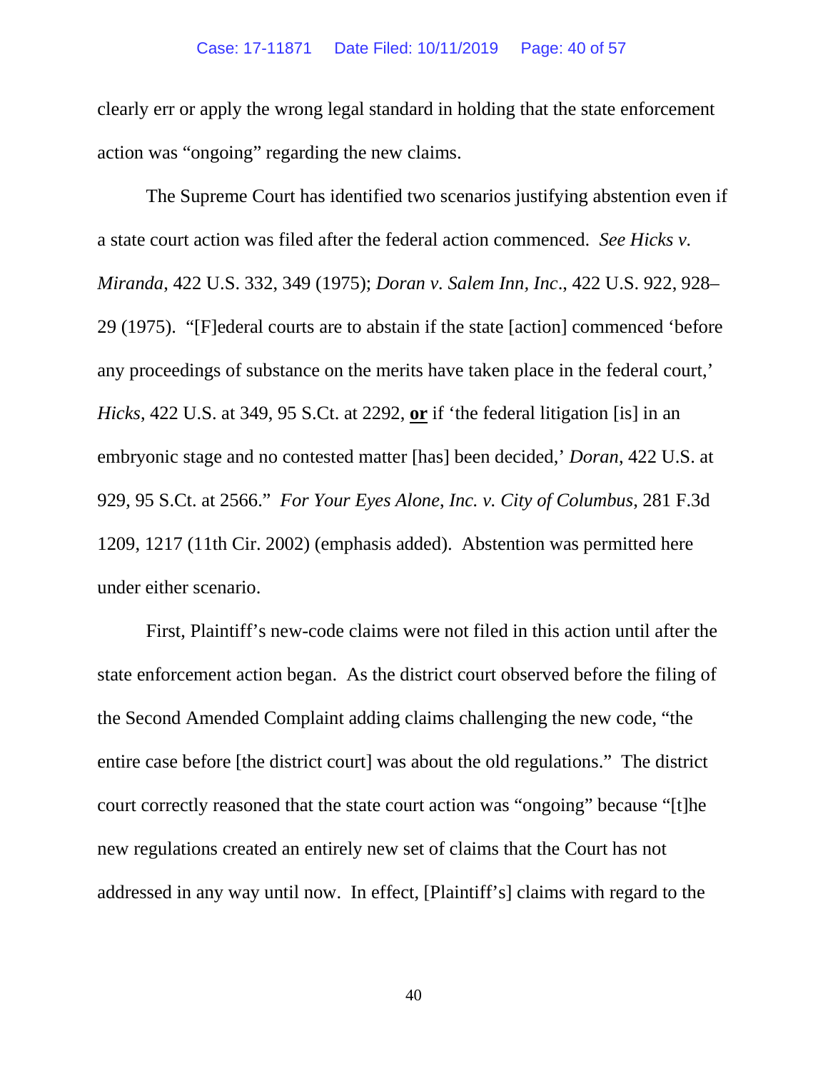clearly err or apply the wrong legal standard in holding that the state enforcement action was "ongoing" regarding the new claims.

The Supreme Court has identified two scenarios justifying abstention even if a state court action was filed after the federal action commenced. *See Hicks v. Miranda*, 422 U.S. 332, 349 (1975); *Doran v. Salem Inn, Inc*., 422 U.S. 922, 928–29 (1975). "[F]ederal courts are to abstain if the state [action] commenced 'before any proceedings of substance on the merits have taken place in the federal court,' *Hicks*, 422 U.S. at 349, 95 S.Ct. at 2292, **or** if 'the federal litigation [is] in an embryonic stage and no contested matter [has] been decided,' *Doran*, 422 U.S. at 929, 95 S.Ct. at 2566." *For Your Eyes Alone, Inc. v. City of Columbus*, 281 F.3d 1209, 1217 (11th Cir. 2002) (emphasis added). Abstention was permitted here under either scenario.

First, Plaintiff's new-code claims were not filed in this action until after the state enforcement action began. As the district court observed before the filing of the Second Amended Complaint adding claims challenging the new code, "the entire case before [the district court] was about the old regulations." The district court correctly reasoned that the state court action was "ongoing" because "[t]he new regulations created an entirely new set of claims that the Court has not addressed in any way until now. In effect, [Plaintiff's] claims with regard to the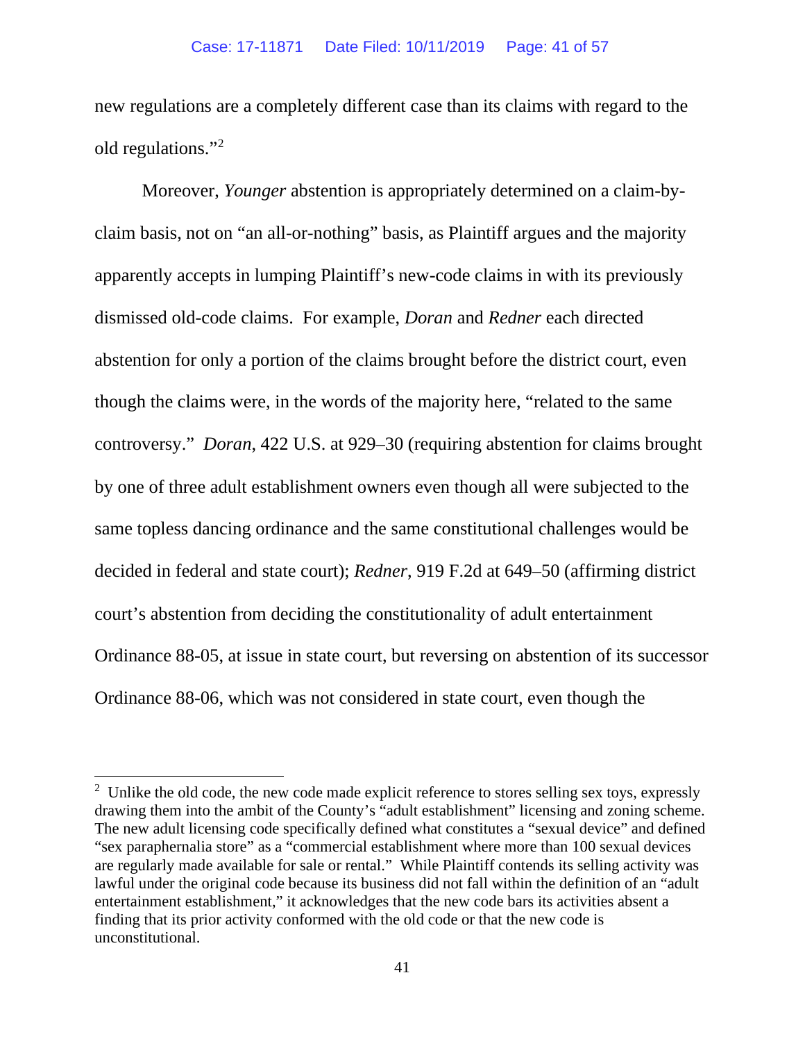new regulations are a completely different case than its claims with regard to the old regulations."[2]

Moreover, *Younger* abstention is appropriately determined on a claim-by-claim basis, not on "an all-or-nothing" basis, as Plaintiff argues and the majority apparently accepts in lumping Plaintiff's new-code claims in with its previously dismissed old-code claims. For example, *Doran* and *Redner* each directed abstention for only a portion of the claims brought before the district court, even though the claims were, in the words of the majority here, "related to the same controversy." *Doran*, 422 U.S. at 929–30 (requiring abstention for claims brought by one of three adult establishment owners even though all were subjected to the same topless dancing ordinance and the same constitutional challenges would be decided in federal and state court); *Redner*, 919 F.2d at 649–50 (affirming district court's abstention from deciding the constitutionality of adult entertainment Ordinance 88-05, at issue in state court, but reversing on abstention of its successor Ordinance 88-06, which was not considered in state court, even though the

[2] Unlike the old code, the new code made explicit reference to stores selling sex toys, expressly drawing them into the ambit of the County's "adult establishment" licensing and zoning scheme. The new adult licensing code specifically defined what constitutes a "sexual device" and defined "sex paraphernalia store" as a "commercial establishment where more than 100 sexual devices are regularly made available for sale or rental." While Plaintiff contends its selling activity was lawful under the original code because its business did not fall within the definition of an "adult entertainment establishment," it acknowledges that the new code bars its activities absent a finding that its prior activity conformed with the old code or that the new code is unconstitutional.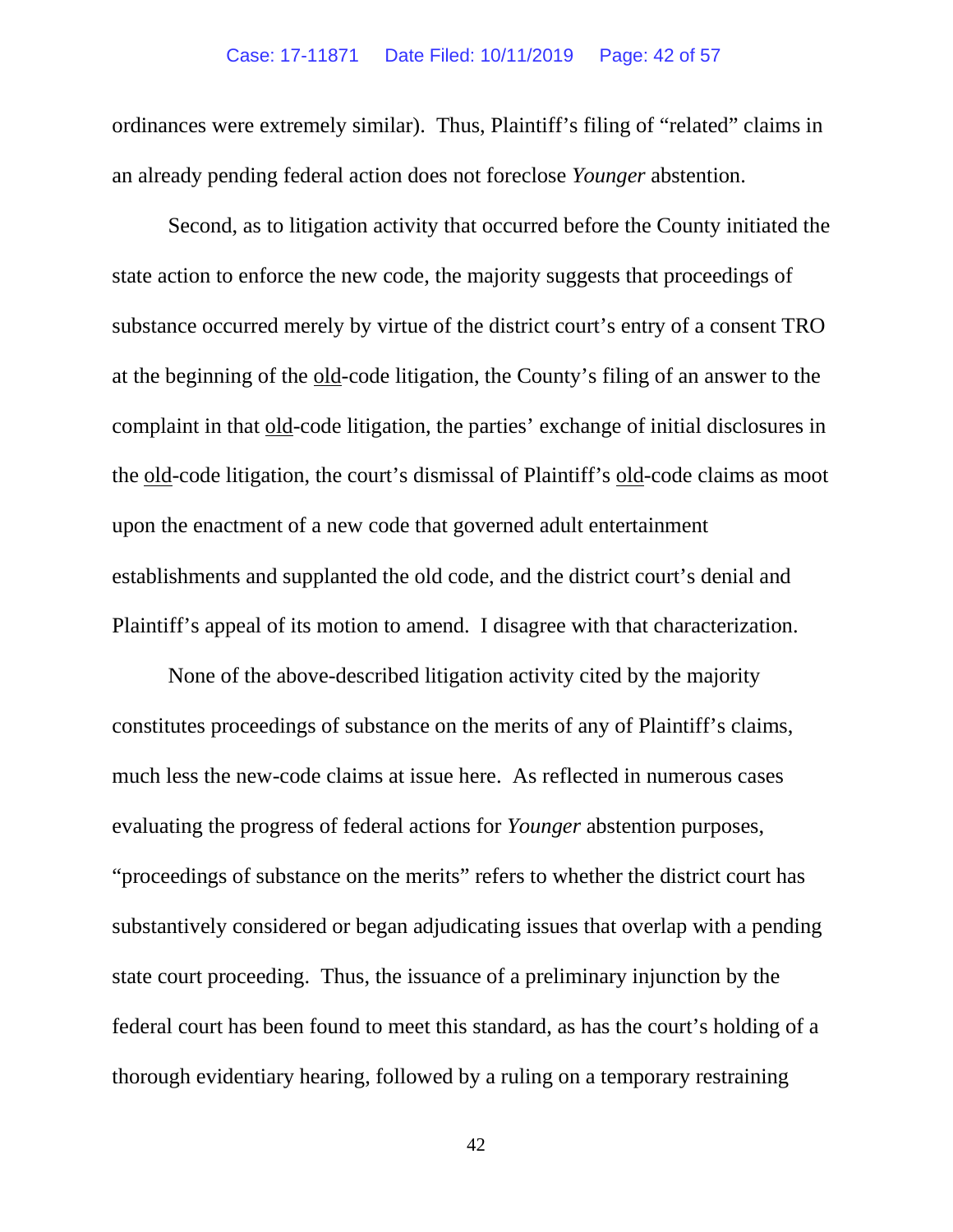ordinances were extremely similar). Thus, Plaintiff's filing of "related" claims in an already pending federal action does not foreclose *Younger* abstention.

Second, as to litigation activity that occurred before the County initiated the state action to enforce the new code, the majority suggests that proceedings of substance occurred merely by virtue of the district court's entry of a consent TRO at the beginning of the old-code litigation, the County's filing of an answer to the complaint in that old-code litigation, the parties' exchange of initial disclosures in the old-code litigation, the court's dismissal of Plaintiff's old-code claims as moot upon the enactment of a new code that governed adult entertainment establishments and supplanted the old code, and the district court's denial and Plaintiff's appeal of its motion to amend. I disagree with that characterization.

None of the above-described litigation activity cited by the majority constitutes proceedings of substance on the merits of any of Plaintiff's claims, much less the new-code claims at issue here. As reflected in numerous cases evaluating the progress of federal actions for *Younger* abstention purposes, "proceedings of substance on the merits" refers to whether the district court has substantively considered or began adjudicating issues that overlap with a pending state court proceeding. Thus, the issuance of a preliminary injunction by the federal court has been found to meet this standard, as has the court's holding of a thorough evidentiary hearing, followed by a ruling on a temporary restraining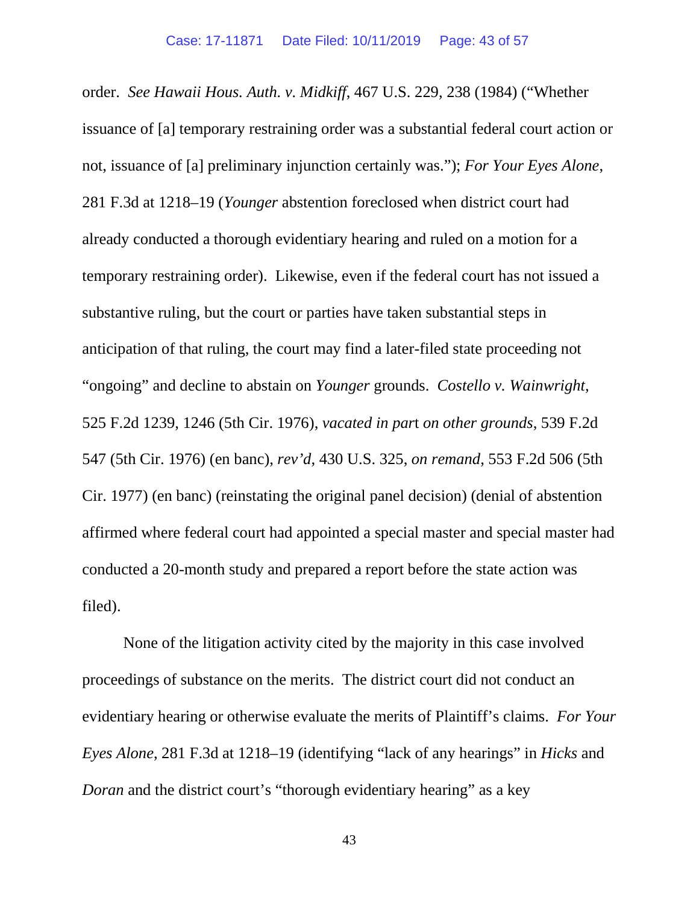order. *See Hawaii Hous. Auth. v. Midkiff*, 467 U.S. 229, 238 (1984) ("Whether issuance of [a] temporary restraining order was a substantial federal court action or not, issuance of [a] preliminary injunction certainly was."); *For Your Eyes Alone*, 281 F.3d at 1218–19 (*Younger* abstention foreclosed when district court had already conducted a thorough evidentiary hearing and ruled on a motion for a temporary restraining order). Likewise, even if the federal court has not issued a substantive ruling, but the court or parties have taken substantial steps in anticipation of that ruling, the court may find a later-filed state proceeding not "ongoing" and decline to abstain on *Younger* grounds. *Costello v. Wainwright*, 525 F.2d 1239, 1246 (5th Cir. 1976), *vacated in part on other grounds*, 539 F.2d 547 (5th Cir. 1976) (en banc), *rev'd*, 430 U.S. 325, *on remand*, 553 F.2d 506 (5th Cir. 1977) (en banc) (reinstating the original panel decision) (denial of abstention affirmed where federal court had appointed a special master and special master had conducted a 20-month study and prepared a report before the state action was filed).

None of the litigation activity cited by the majority in this case involved proceedings of substance on the merits. The district court did not conduct an evidentiary hearing or otherwise evaluate the merits of Plaintiff's claims. *For Your Eyes Alone*, 281 F.3d at 1218–19 (identifying "lack of any hearings" in *Hicks* and *Doran* and the district court's "thorough evidentiary hearing" as a key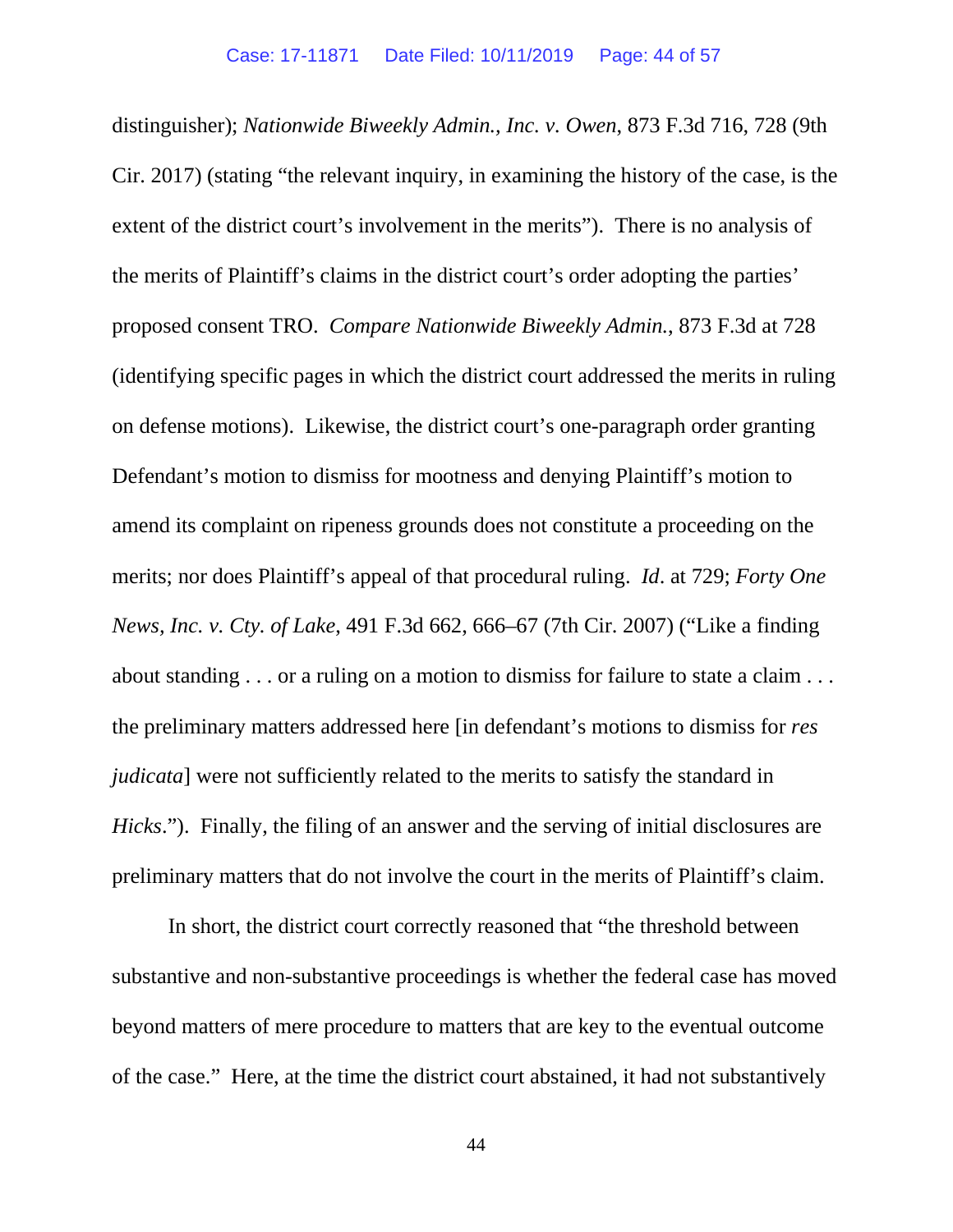distinguisher); *Nationwide Biweekly Admin., Inc. v. Owen*, 873 F.3d 716, 728 (9th Cir. 2017) (stating "the relevant inquiry, in examining the history of the case, is the extent of the district court's involvement in the merits"). There is no analysis of the merits of Plaintiff's claims in the district court's order adopting the parties' proposed consent TRO. *Compare Nationwide Biweekly Admin.*, 873 F.3d at 728 (identifying specific pages in which the district court addressed the merits in ruling on defense motions). Likewise, the district court's one-paragraph order granting Defendant's motion to dismiss for mootness and denying Plaintiff's motion to amend its complaint on ripeness grounds does not constitute a proceeding on the merits; nor does Plaintiff's appeal of that procedural ruling. *Id*. at 729; *Forty One News, Inc. v. Cty. of Lake*, 491 F.3d 662, 666–67 (7th Cir. 2007) ("Like a finding about standing . . . or a ruling on a motion to dismiss for failure to state a claim . . . the preliminary matters addressed here [in defendant's motions to dismiss for *res judicata*] were not sufficiently related to the merits to satisfy the standard in *Hicks*."). Finally, the filing of an answer and the serving of initial disclosures are preliminary matters that do not involve the court in the merits of Plaintiff's claim.

In short, the district court correctly reasoned that "the threshold between substantive and non-substantive proceedings is whether the federal case has moved beyond matters of mere procedure to matters that are key to the eventual outcome of the case." Here, at the time the district court abstained, it had not substantively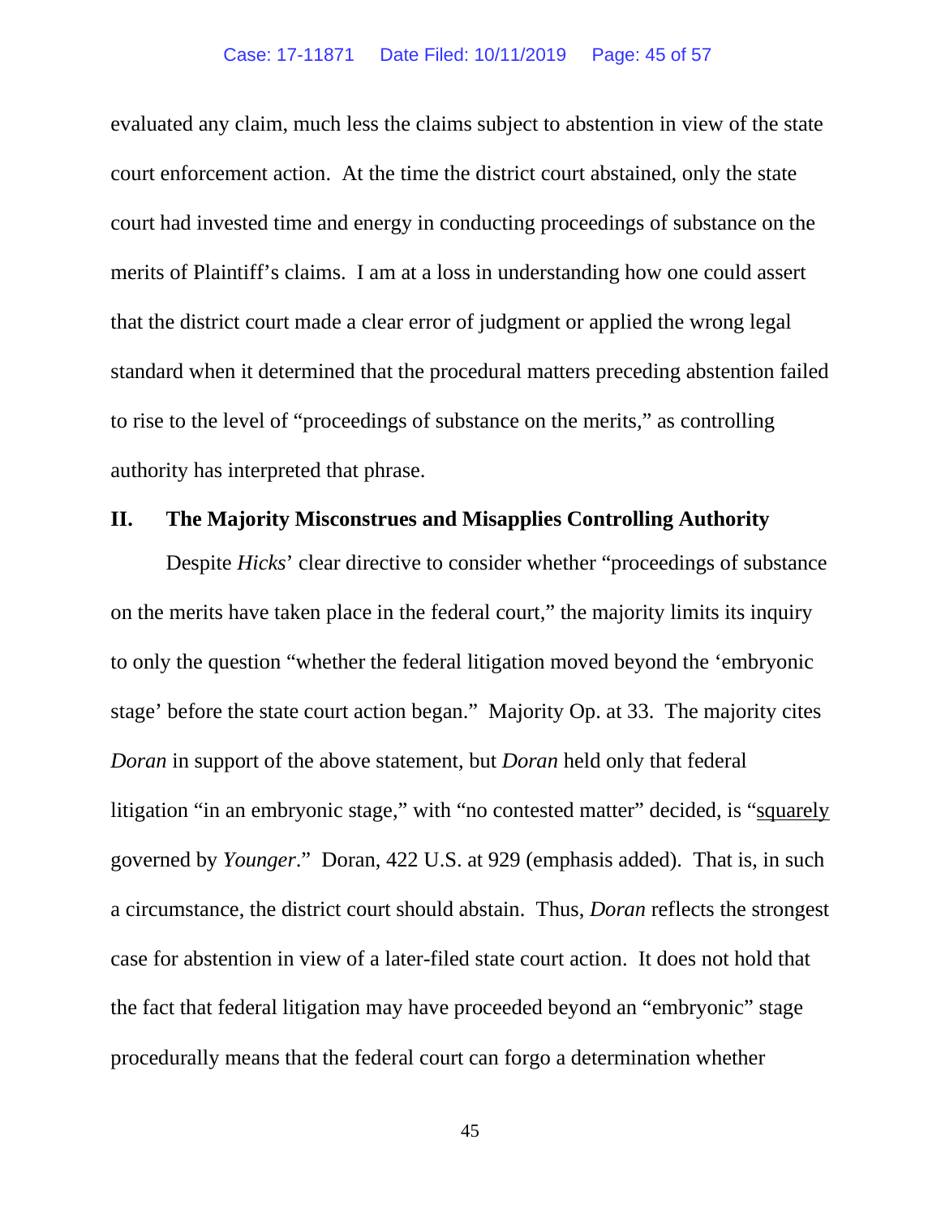evaluated any claim, much less the claims subject to abstention in view of the state court enforcement action. At the time the district court abstained, only the state court had invested time and energy in conducting proceedings of substance on the merits of Plaintiff's claims. I am at a loss in understanding how one could assert that the district court made a clear error of judgment or applied the wrong legal standard when it determined that the procedural matters preceding abstention failed to rise to the level of "proceedings of substance on the merits," as controlling authority has interpreted that phrase.

## II. The Majority Misconstrues and Misapplies Controlling Authority

Despite *Hicks*' clear directive to consider whether "proceedings of substance on the merits have taken place in the federal court," the majority limits its inquiry to only the question "whether the federal litigation moved beyond the 'embryonic stage' before the state court action began." Majority Op. at 33. The majority cites *Doran* in support of the above statement, but *Doran* held only that federal litigation "in an embryonic stage," with "no contested matter" decided, is "<u>squarely</u> governed by *Younger*." Doran, 422 U.S. at 929 (emphasis added). That is, in such a circumstance, the district court should abstain. Thus, *Doran* reflects the strongest case for abstention in view of a later-filed state court action. It does not hold that the fact that federal litigation may have proceeded beyond an "embryonic" stage procedurally means that the federal court can forgo a determination whether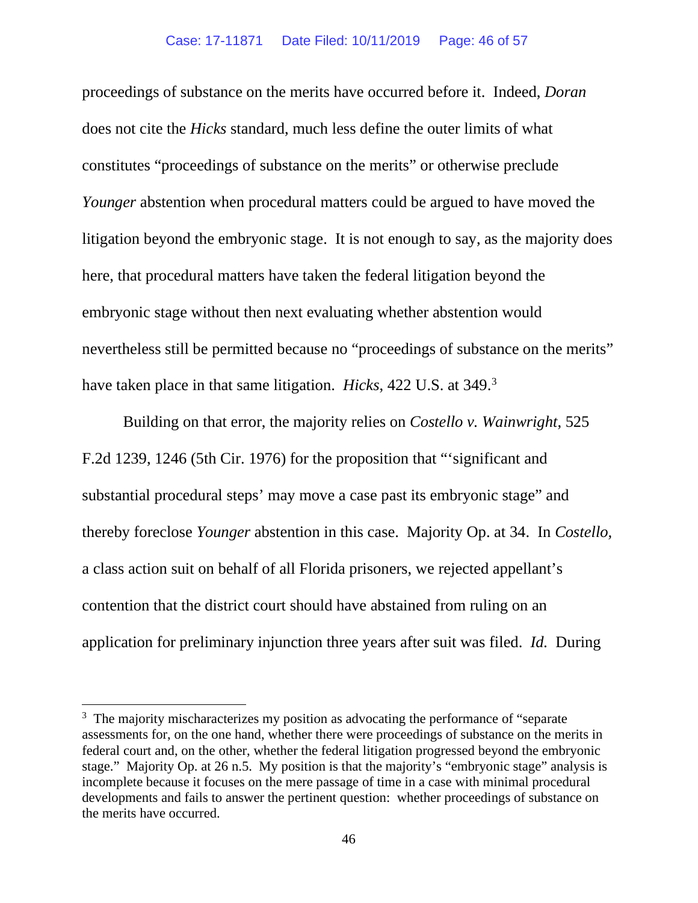proceedings of substance on the merits have occurred before it. Indeed, *Doran* does not cite the *Hicks* standard, much less define the outer limits of what constitutes "proceedings of substance on the merits" or otherwise preclude *Younger* abstention when procedural matters could be argued to have moved the litigation beyond the embryonic stage. It is not enough to say, as the majority does here, that procedural matters have taken the federal litigation beyond the embryonic stage without then next evaluating whether abstention would nevertheless still be permitted because no "proceedings of substance on the merits" have taken place in that same litigation. *Hicks*, 422 U.S. at 349.[3]

Building on that error, the majority relies on *Costello v. Wainwright*, 525 F.2d 1239, 1246 (5th Cir. 1976) for the proposition that "'significant and substantial procedural steps' may move a case past its embryonic stage" and thereby foreclose *Younger* abstention in this case. Majority Op. at 34. In *Costello,* a class action suit on behalf of all Florida prisoners, we rejected appellant's contention that the district court should have abstained from ruling on an application for preliminary injunction three years after suit was filed. *Id.* During

---

[3] The majority mischaracterizes my position as advocating the performance of "separate assessments for, on the one hand, whether there were proceedings of substance on the merits in federal court and, on the other, whether the federal litigation progressed beyond the embryonic stage." Majority Op. at 26 n.5. My position is that the majority's "embryonic stage" analysis is incomplete because it focuses on the mere passage of time in a case with minimal procedural developments and fails to answer the pertinent question: whether proceedings of substance on the merits have occurred.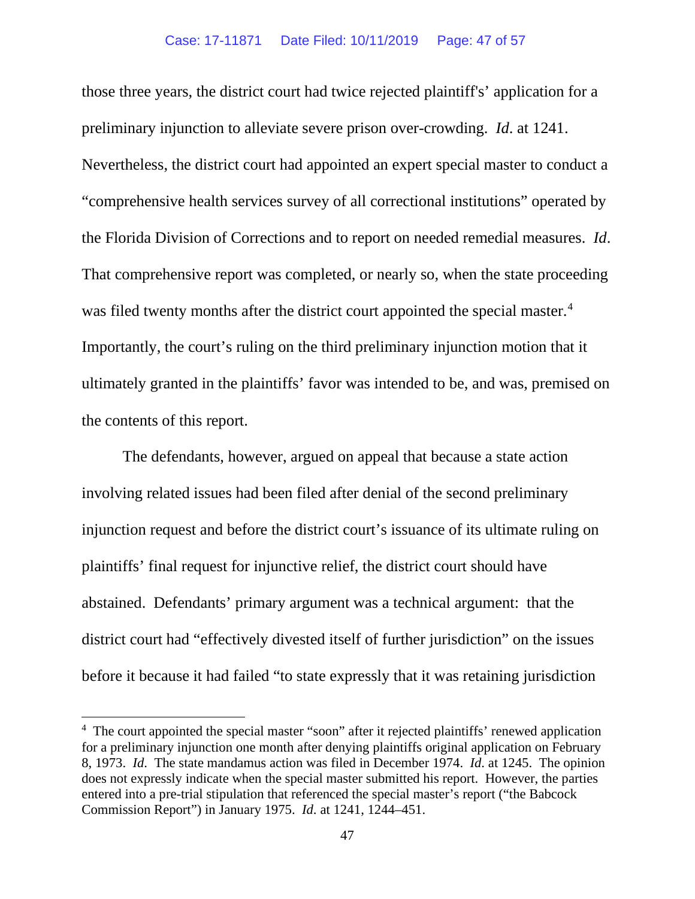those three years, the district court had twice rejected plaintiff's' application for a preliminary injunction to alleviate severe prison over-crowding. *Id*. at 1241. Nevertheless, the district court had appointed an expert special master to conduct a "comprehensive health services survey of all correctional institutions" operated by the Florida Division of Corrections and to report on needed remedial measures. *Id*. That comprehensive report was completed, or nearly so, when the state proceeding was filed twenty months after the district court appointed the special master.[4] Importantly, the court's ruling on the third preliminary injunction motion that it ultimately granted in the plaintiffs' favor was intended to be, and was, premised on the contents of this report.

The defendants, however, argued on appeal that because a state action involving related issues had been filed after denial of the second preliminary injunction request and before the district court's issuance of its ultimate ruling on plaintiffs' final request for injunctive relief, the district court should have abstained. Defendants' primary argument was a technical argument: that the district court had "effectively divested itself of further jurisdiction" on the issues before it because it had failed "to state expressly that it was retaining jurisdiction

---

[4] The court appointed the special master "soon" after it rejected plaintiffs' renewed application for a preliminary injunction one month after denying plaintiffs original application on February 8, 1973. *Id*. The state mandamus action was filed in December 1974. *Id*. at 1245. The opinion does not expressly indicate when the special master submitted his report. However, the parties entered into a pre-trial stipulation that referenced the special master's report ("the Babcock Commission Report") in January 1975. *Id*. at 1241, 1244–451.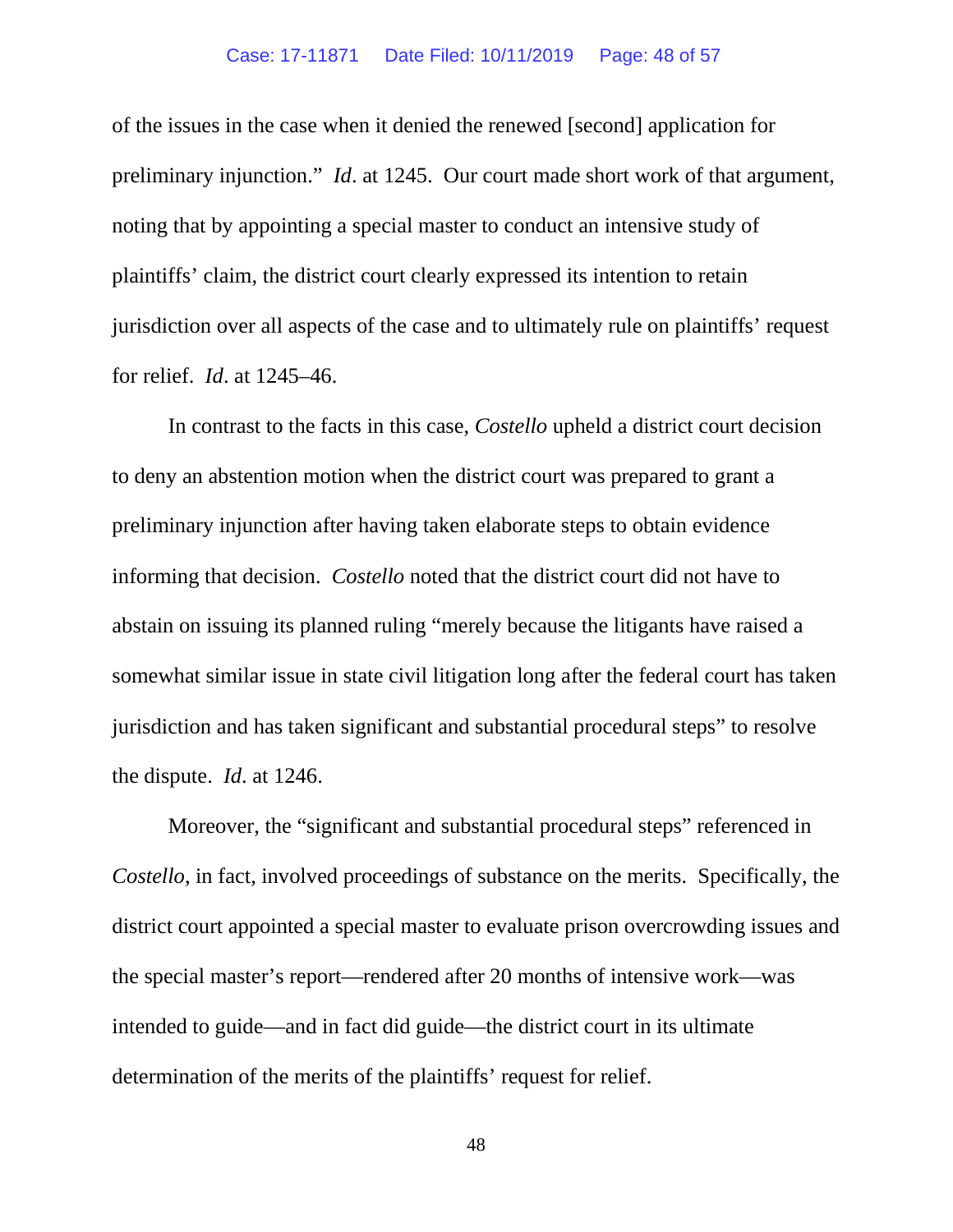of the issues in the case when it denied the renewed [second] application for preliminary injunction." *Id*. at 1245. Our court made short work of that argument, noting that by appointing a special master to conduct an intensive study of plaintiffs' claim, the district court clearly expressed its intention to retain jurisdiction over all aspects of the case and to ultimately rule on plaintiffs' request for relief. *Id*. at 1245–46.

In contrast to the facts in this case, *Costello* upheld a district court decision to deny an abstention motion when the district court was prepared to grant a preliminary injunction after having taken elaborate steps to obtain evidence informing that decision. *Costello* noted that the district court did not have to abstain on issuing its planned ruling "merely because the litigants have raised a somewhat similar issue in state civil litigation long after the federal court has taken jurisdiction and has taken significant and substantial procedural steps" to resolve the dispute. *Id*. at 1246.

Moreover, the "significant and substantial procedural steps" referenced in *Costello*, in fact, involved proceedings of substance on the merits. Specifically, the district court appointed a special master to evaluate prison overcrowding issues and the special master's report—rendered after 20 months of intensive work—was intended to guide—and in fact did guide—the district court in its ultimate determination of the merits of the plaintiffs' request for relief.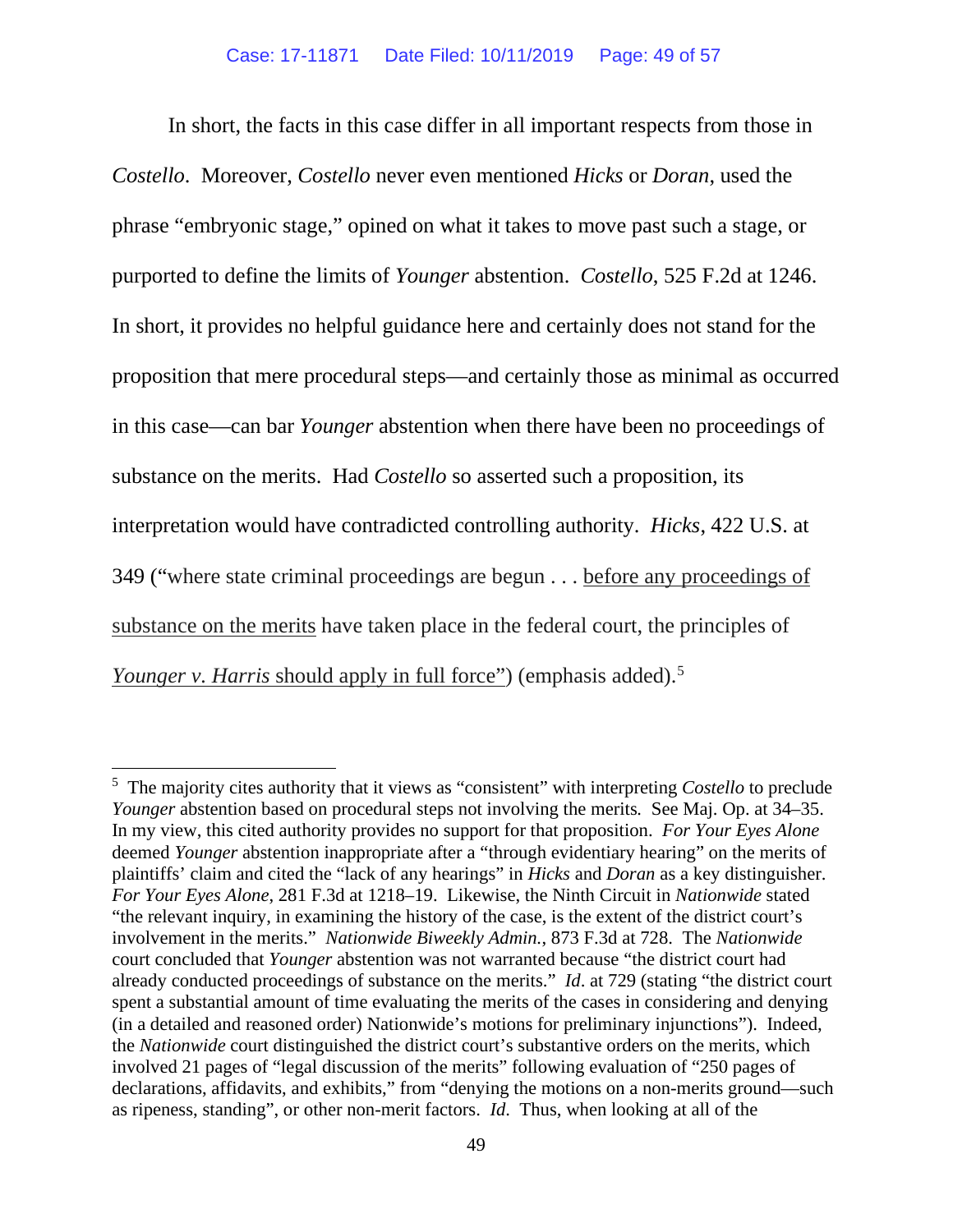In short, the facts in this case differ in all important respects from those in *Costello*. Moreover, *Costello* never even mentioned *Hicks* or *Doran*, used the phrase "embryonic stage," opined on what it takes to move past such a stage, or purported to define the limits of *Younger* abstention. *Costello*, 525 F.2d at 1246. In short, it provides no helpful guidance here and certainly does not stand for the proposition that mere procedural steps—and certainly those as minimal as occurred in this case—can bar *Younger* abstention when there have been no proceedings of substance on the merits. Had *Costello* so asserted such a proposition, its interpretation would have contradicted controlling authority. *Hicks*, 422 U.S. at 349 ("where state criminal proceedings are begun . . . <u>before any proceedings of substance on the merits</u> have taken place in the federal court, the principles of <u>*Younger v. Harris* should apply in full force</u>") (emphasis added).[5]

---

[5] The majority cites authority that it views as "consistent" with interpreting *Costello* to preclude *Younger* abstention based on procedural steps not involving the merits. See Maj. Op. at 34–35. In my view, this cited authority provides no support for that proposition. *For Your Eyes Alone* deemed *Younger* abstention inappropriate after a "through evidentiary hearing" on the merits of plaintiffs' claim and cited the "lack of any hearings" in *Hicks* and *Doran* as a key distinguisher. *For Your Eyes Alone*, 281 F.3d at 1218–19. Likewise, the Ninth Circuit in *Nationwide* stated "the relevant inquiry, in examining the history of the case, is the extent of the district court's involvement in the merits." *Nationwide Biweekly Admin.*, 873 F.3d at 728. The *Nationwide* court concluded that *Younger* abstention was not warranted because "the district court had already conducted proceedings of substance on the merits." *Id*. at 729 (stating "the district court spent a substantial amount of time evaluating the merits of the cases in considering and denying (in a detailed and reasoned order) Nationwide's motions for preliminary injunctions"). Indeed, the *Nationwide* court distinguished the district court's substantive orders on the merits, which involved 21 pages of "legal discussion of the merits" following evaluation of "250 pages of declarations, affidavits, and exhibits," from "denying the motions on a non-merits ground—such as ripeness, standing", or other non-merit factors. *Id*. Thus, when looking at all of the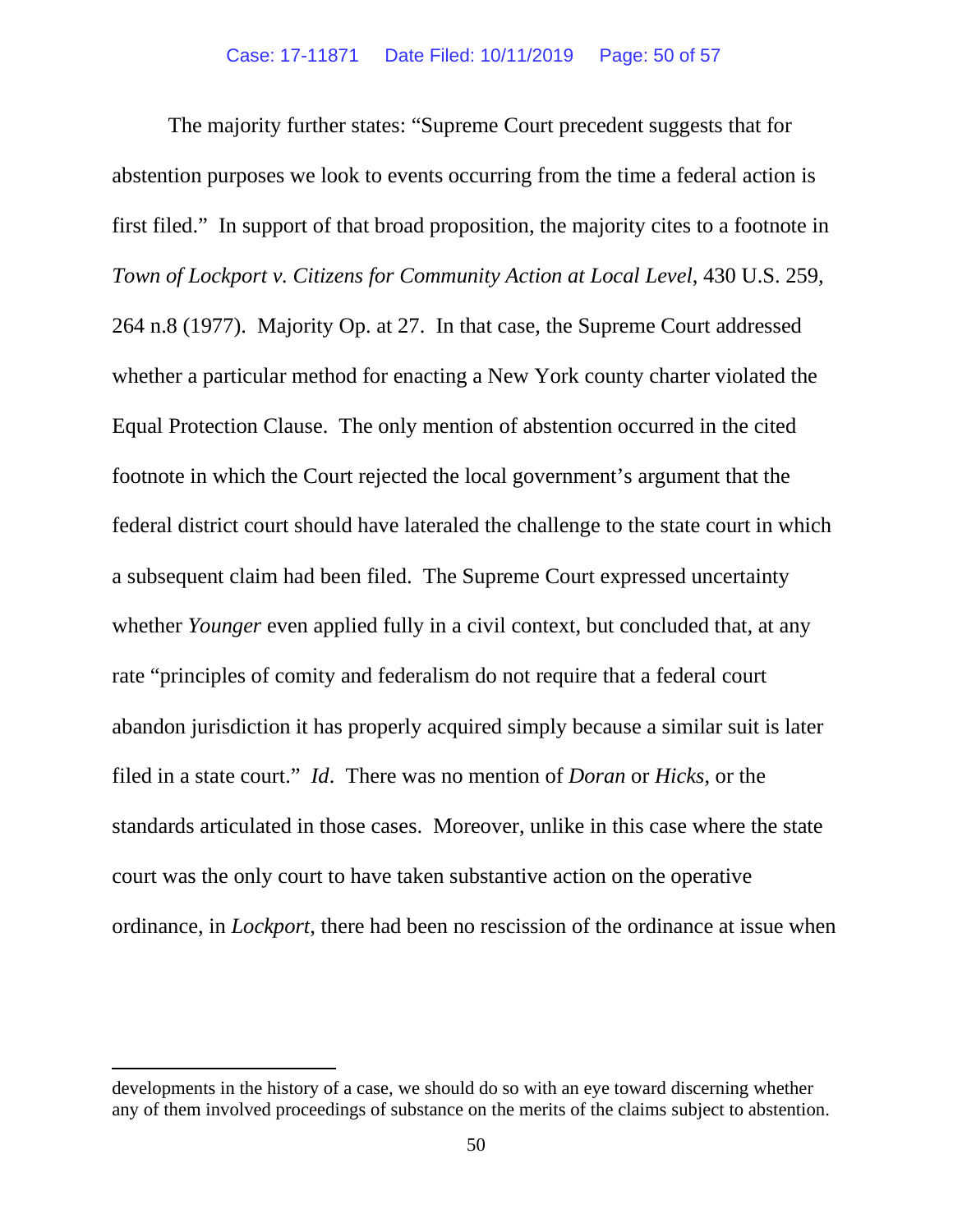The majority further states: "Supreme Court precedent suggests that for abstention purposes we look to events occurring from the time a federal action is first filed." In support of that broad proposition, the majority cites to a footnote in *Town of Lockport v. Citizens for Community Action at Local Level*, 430 U.S. 259, 264 n.8 (1977). Majority Op. at 27. In that case, the Supreme Court addressed whether a particular method for enacting a New York county charter violated the Equal Protection Clause. The only mention of abstention occurred in the cited footnote in which the Court rejected the local government's argument that the federal district court should have lateraled the challenge to the state court in which a subsequent claim had been filed. The Supreme Court expressed uncertainty whether *Younger* even applied fully in a civil context, but concluded that, at any rate "principles of comity and federalism do not require that a federal court abandon jurisdiction it has properly acquired simply because a similar suit is later filed in a state court." *Id*. There was no mention of *Doran* or *Hicks*, or the standards articulated in those cases. Moreover, unlike in this case where the state court was the only court to have taken substantive action on the operative ordinance, in *Lockport*, there had been no rescission of the ordinance at issue when

---

developments in the history of a case, we should do so with an eye toward discerning whether any of them involved proceedings of substance on the merits of the claims subject to abstention.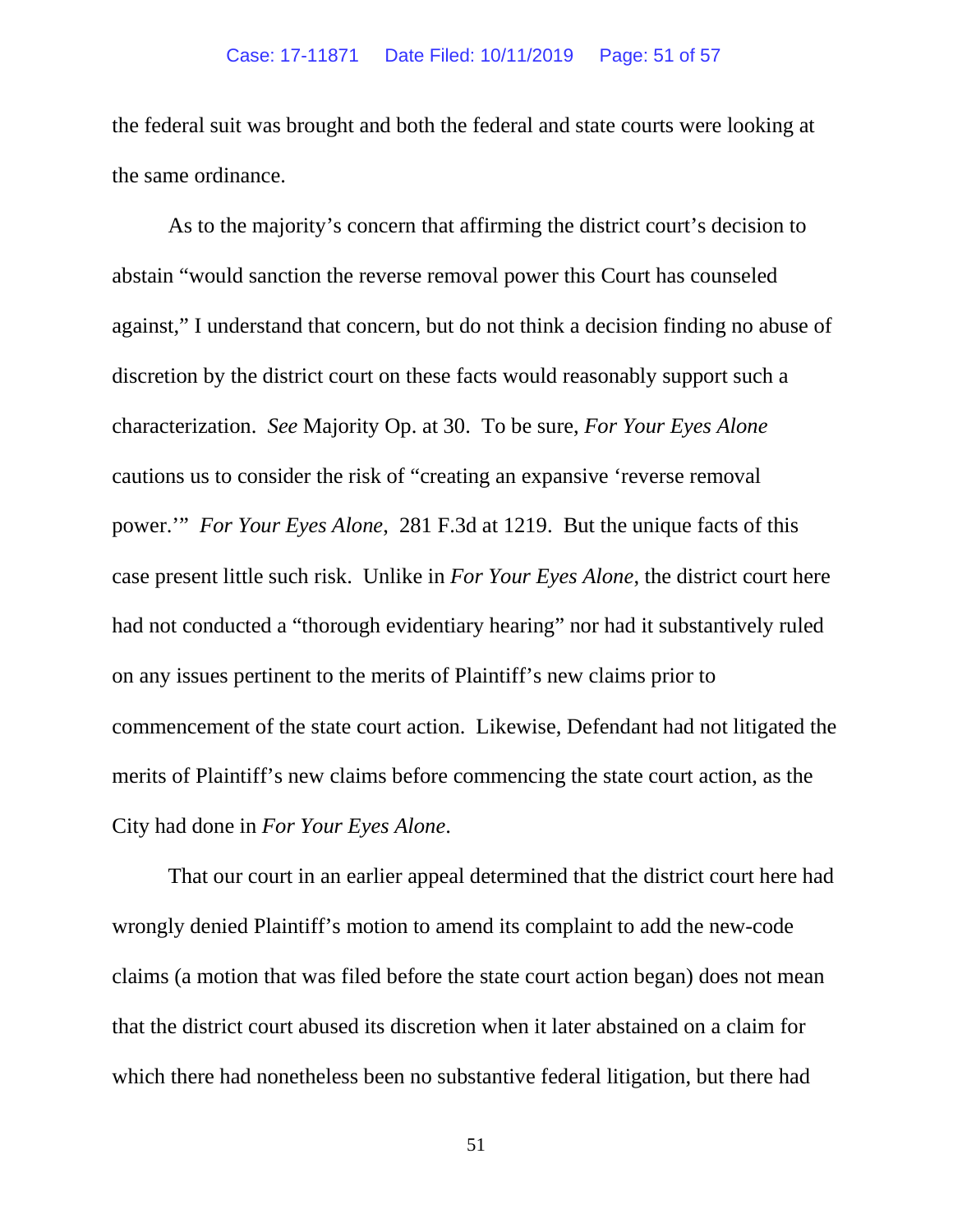the federal suit was brought and both the federal and state courts were looking at the same ordinance.

As to the majority's concern that affirming the district court's decision to abstain "would sanction the reverse removal power this Court has counseled against," I understand that concern, but do not think a decision finding no abuse of discretion by the district court on these facts would reasonably support such a characterization. *See* Majority Op. at 30. To be sure, *For Your Eyes Alone* cautions us to consider the risk of "creating an expansive 'reverse removal power.'" *For Your Eyes Alone*, 281 F.3d at 1219. But the unique facts of this case present little such risk. Unlike in *For Your Eyes Alone*, the district court here had not conducted a "thorough evidentiary hearing" nor had it substantively ruled on any issues pertinent to the merits of Plaintiff's new claims prior to commencement of the state court action. Likewise, Defendant had not litigated the merits of Plaintiff's new claims before commencing the state court action, as the City had done in *For Your Eyes Alone*.

That our court in an earlier appeal determined that the district court here had wrongly denied Plaintiff's motion to amend its complaint to add the new-code claims (a motion that was filed before the state court action began) does not mean that the district court abused its discretion when it later abstained on a claim for which there had nonetheless been no substantive federal litigation, but there had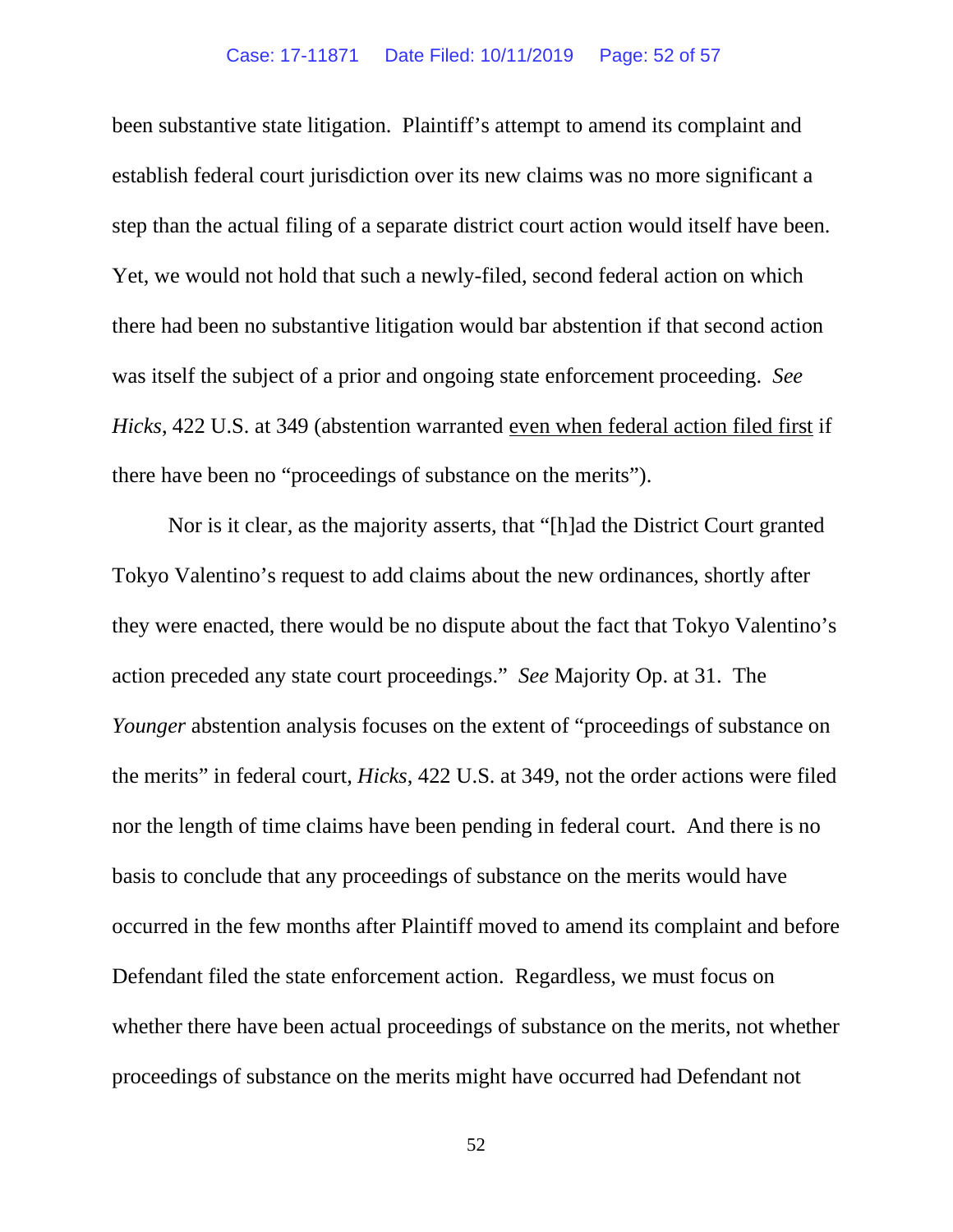been substantive state litigation. Plaintiff's attempt to amend its complaint and establish federal court jurisdiction over its new claims was no more significant a step than the actual filing of a separate district court action would itself have been. Yet, we would not hold that such a newly-filed, second federal action on which there had been no substantive litigation would bar abstention if that second action was itself the subject of a prior and ongoing state enforcement proceeding. *See Hicks*, 422 U.S. at 349 (abstention warranted <u>even when federal action filed first</u> if there have been no "proceedings of substance on the merits").

Nor is it clear, as the majority asserts, that "[h]ad the District Court granted Tokyo Valentino's request to add claims about the new ordinances, shortly after they were enacted, there would be no dispute about the fact that Tokyo Valentino's action preceded any state court proceedings." *See* Majority Op. at 31. The *Younger* abstention analysis focuses on the extent of "proceedings of substance on the merits" in federal court, *Hicks*, 422 U.S. at 349, not the order actions were filed nor the length of time claims have been pending in federal court. And there is no basis to conclude that any proceedings of substance on the merits would have occurred in the few months after Plaintiff moved to amend its complaint and before Defendant filed the state enforcement action. Regardless, we must focus on whether there have been actual proceedings of substance on the merits, not whether proceedings of substance on the merits might have occurred had Defendant not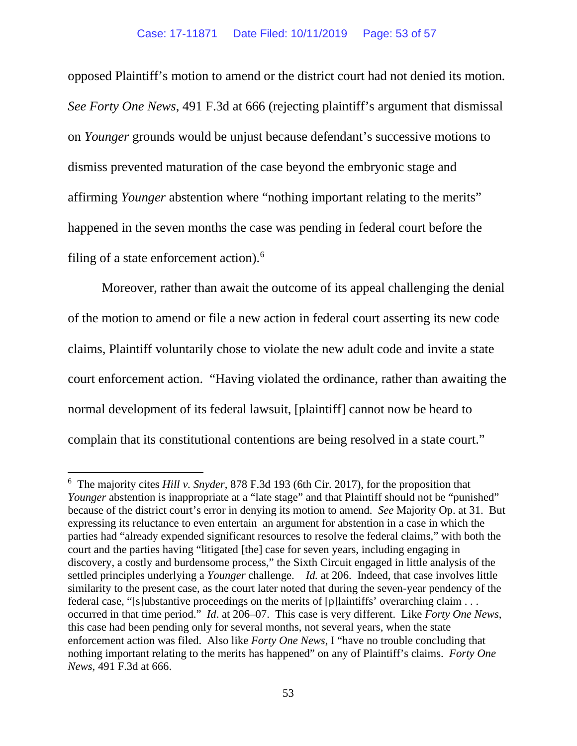opposed Plaintiff's motion to amend or the district court had not denied its motion. *See Forty One News*, 491 F.3d at 666 (rejecting plaintiff's argument that dismissal on *Younger* grounds would be unjust because defendant's successive motions to dismiss prevented maturation of the case beyond the embryonic stage and affirming *Younger* abstention where "nothing important relating to the merits" happened in the seven months the case was pending in federal court before the filing of a state enforcement action).[6]

Moreover, rather than await the outcome of its appeal challenging the denial of the motion to amend or file a new action in federal court asserting its new code claims, Plaintiff voluntarily chose to violate the new adult code and invite a state court enforcement action. "Having violated the ordinance, rather than awaiting the normal development of its federal lawsuit, [plaintiff] cannot now be heard to complain that its constitutional contentions are being resolved in a state court."

---

[6] The majority cites *Hill v. Snyder*, 878 F.3d 193 (6th Cir. 2017), for the proposition that *Younger* abstention is inappropriate at a "late stage" and that Plaintiff should not be "punished" because of the district court's error in denying its motion to amend. *See* Majority Op. at 31. But expressing its reluctance to even entertain an argument for abstention in a case in which the parties had "already expended significant resources to resolve the federal claims," with both the court and the parties having "litigated [the] case for seven years, including engaging in discovery, a costly and burdensome process," the Sixth Circuit engaged in little analysis of the settled principles underlying a *Younger* challenge. *Id.* at 206. Indeed, that case involves little similarity to the present case, as the court later noted that during the seven-year pendency of the federal case, "[s]ubstantive proceedings on the merits of [p]laintiffs' overarching claim . . . occurred in that time period." *Id*. at 206–07. This case is very different. Like *Forty One News*, this case had been pending only for several months, not several years, when the state enforcement action was filed. Also like *Forty One News*, I "have no trouble concluding that nothing important relating to the merits has happened" on any of Plaintiff's claims. *Forty One News*, 491 F.3d at 666.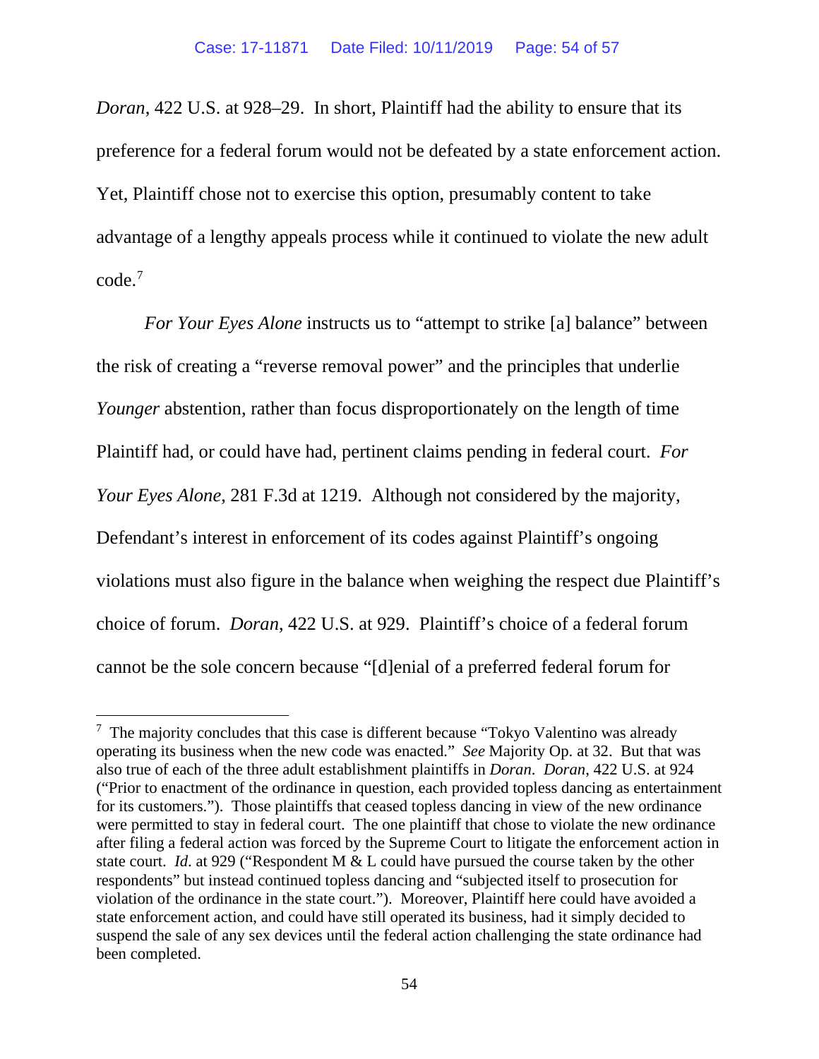*Doran*, 422 U.S. at 928–29. In short, Plaintiff had the ability to ensure that its preference for a federal forum would not be defeated by a state enforcement action. Yet, Plaintiff chose not to exercise this option, presumably content to take advantage of a lengthy appeals process while it continued to violate the new adult code.[7]

*For Your Eyes Alone* instructs us to "attempt to strike [a] balance" between the risk of creating a "reverse removal power" and the principles that underlie *Younger* abstention, rather than focus disproportionately on the length of time Plaintiff had, or could have had, pertinent claims pending in federal court. *For Your Eyes Alone*, 281 F.3d at 1219. Although not considered by the majority, Defendant's interest in enforcement of its codes against Plaintiff's ongoing violations must also figure in the balance when weighing the respect due Plaintiff's choice of forum. *Doran*, 422 U.S. at 929. Plaintiff's choice of a federal forum cannot be the sole concern because "[d]enial of a preferred federal forum for

---

[7] The majority concludes that this case is different because "Tokyo Valentino was already operating its business when the new code was enacted." *See* Majority Op. at 32. But that was also true of each of the three adult establishment plaintiffs in *Doran*. *Doran*, 422 U.S. at 924 ("Prior to enactment of the ordinance in question, each provided topless dancing as entertainment for its customers."). Those plaintiffs that ceased topless dancing in view of the new ordinance were permitted to stay in federal court. The one plaintiff that chose to violate the new ordinance after filing a federal action was forced by the Supreme Court to litigate the enforcement action in state court. *Id.* at 929 ("Respondent M & L could have pursued the course taken by the other respondents" but instead continued topless dancing and "subjected itself to prosecution for violation of the ordinance in the state court."). Moreover, Plaintiff here could have avoided a state enforcement action, and could have still operated its business, had it simply decided to suspend the sale of any sex devices until the federal action challenging the state ordinance had been completed.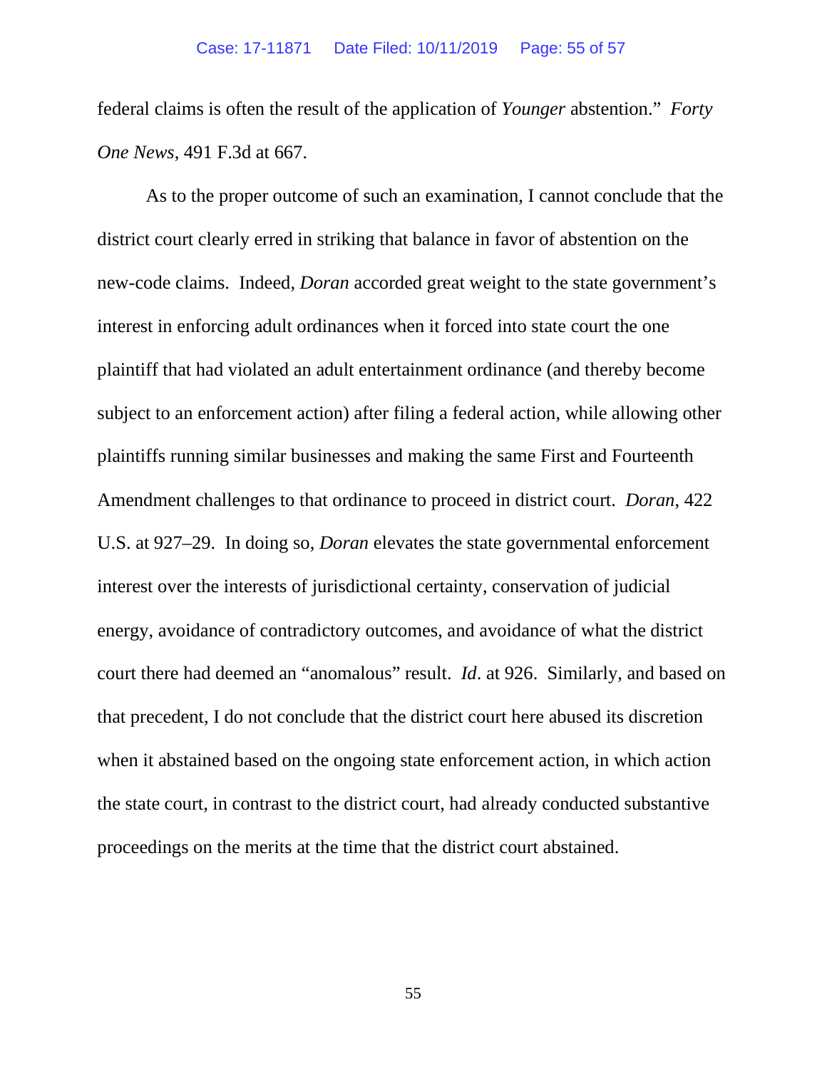federal claims is often the result of the application of *Younger* abstention." *Forty One News*, 491 F.3d at 667.

As to the proper outcome of such an examination, I cannot conclude that the district court clearly erred in striking that balance in favor of abstention on the new-code claims. Indeed, *Doran* accorded great weight to the state government's interest in enforcing adult ordinances when it forced into state court the one plaintiff that had violated an adult entertainment ordinance (and thereby become subject to an enforcement action) after filing a federal action, while allowing other plaintiffs running similar businesses and making the same First and Fourteenth Amendment challenges to that ordinance to proceed in district court. *Doran*, 422 U.S. at 927–29. In doing so, *Doran* elevates the state governmental enforcement interest over the interests of jurisdictional certainty, conservation of judicial energy, avoidance of contradictory outcomes, and avoidance of what the district court there had deemed an "anomalous" result. *Id*. at 926. Similarly, and based on that precedent, I do not conclude that the district court here abused its discretion when it abstained based on the ongoing state enforcement action, in which action the state court, in contrast to the district court, had already conducted substantive proceedings on the merits at the time that the district court abstained.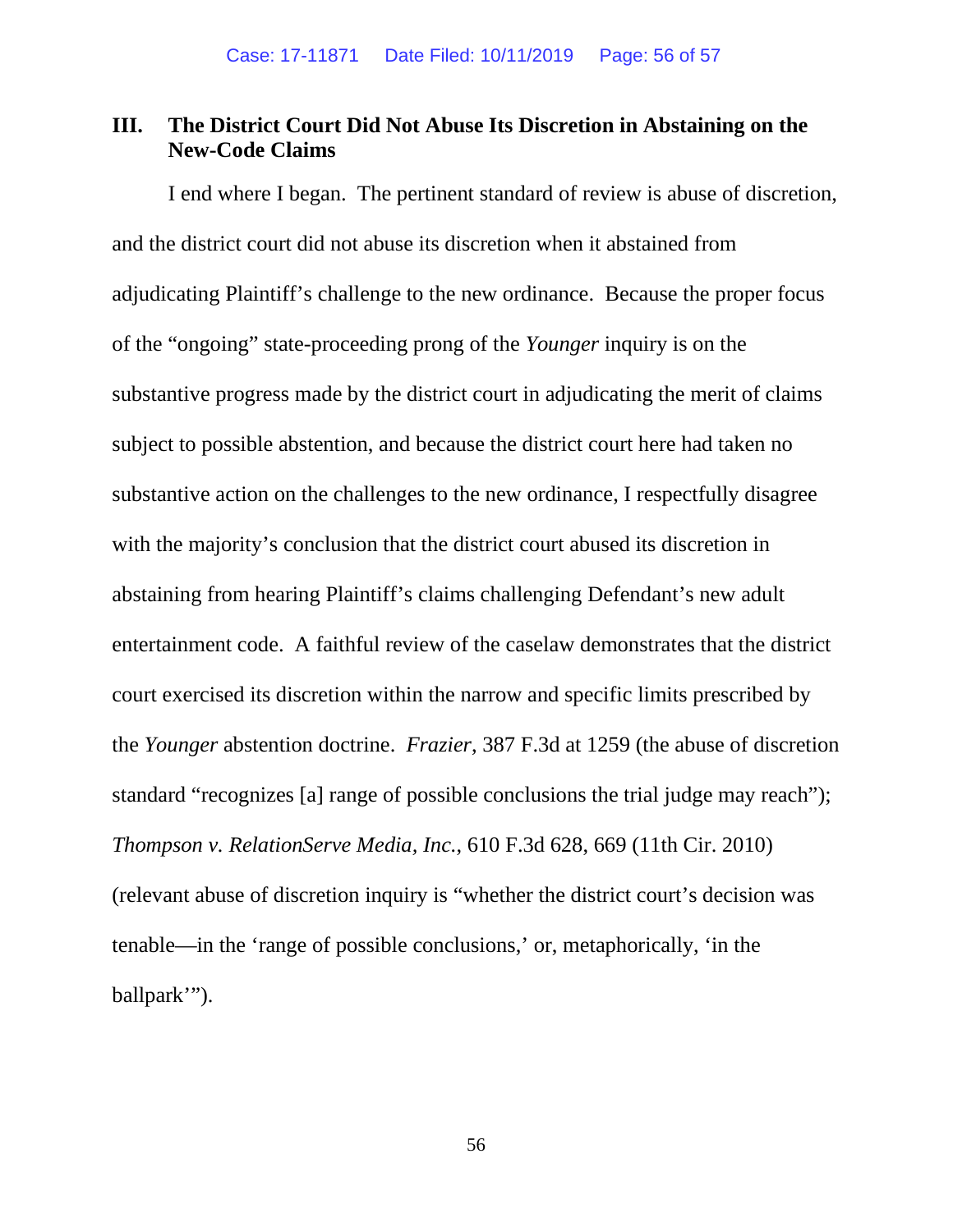## III. The District Court Did Not Abuse Its Discretion in Abstaining on the New-Code Claims

I end where I began. The pertinent standard of review is abuse of discretion, and the district court did not abuse its discretion when it abstained from adjudicating Plaintiff's challenge to the new ordinance. Because the proper focus of the "ongoing" state-proceeding prong of the *Younger* inquiry is on the substantive progress made by the district court in adjudicating the merit of claims subject to possible abstention, and because the district court here had taken no substantive action on the challenges to the new ordinance, I respectfully disagree with the majority's conclusion that the district court abused its discretion in abstaining from hearing Plaintiff's claims challenging Defendant's new adult entertainment code. A faithful review of the caselaw demonstrates that the district court exercised its discretion within the narrow and specific limits prescribed by the *Younger* abstention doctrine. *Frazier*, 387 F.3d at 1259 (the abuse of discretion standard "recognizes [a] range of possible conclusions the trial judge may reach"); *Thompson v. RelationServe Media, Inc.*, 610 F.3d 628, 669 (11th Cir. 2010) (relevant abuse of discretion inquiry is "whether the district court's decision was tenable—in the 'range of possible conclusions,' or, metaphorically, 'in the ballpark'").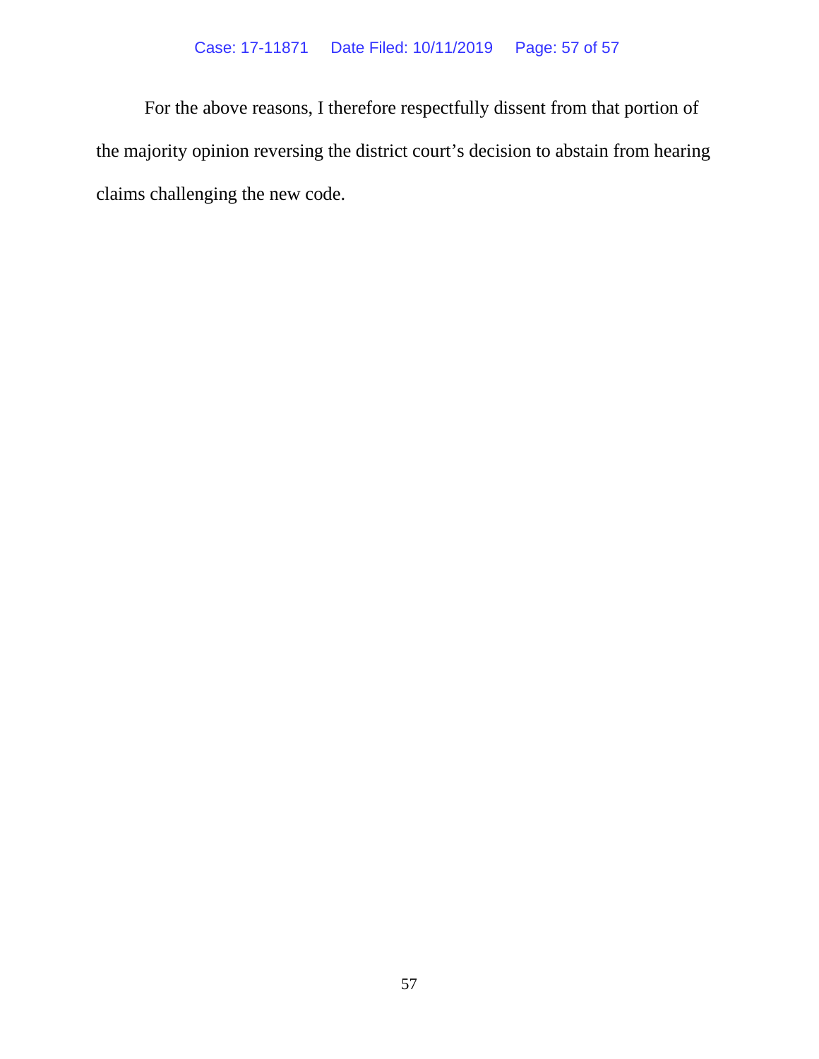For the above reasons, I therefore respectfully dissent from that portion of the majority opinion reversing the district court's decision to abstain from hearing claims challenging the new code.